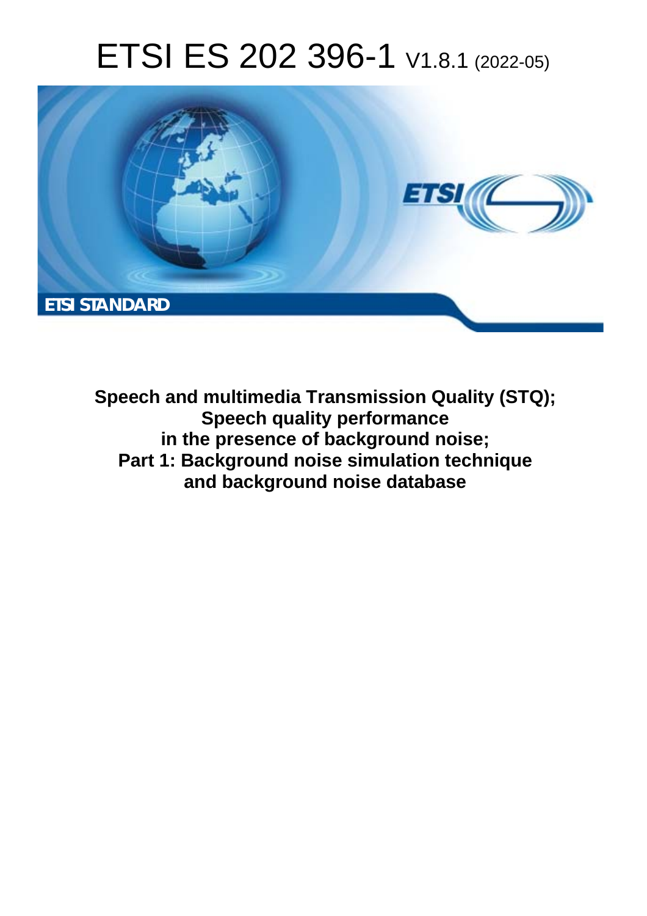# ETSI ES 202 396-1 V1.8.1 (2022-05)

**ETSI STANDARD**

**Speech and multimedia Transmission Quality (STQ); Speech quality performance in the presence of background noise; Part 1: Background noise simulation technique and background noise database**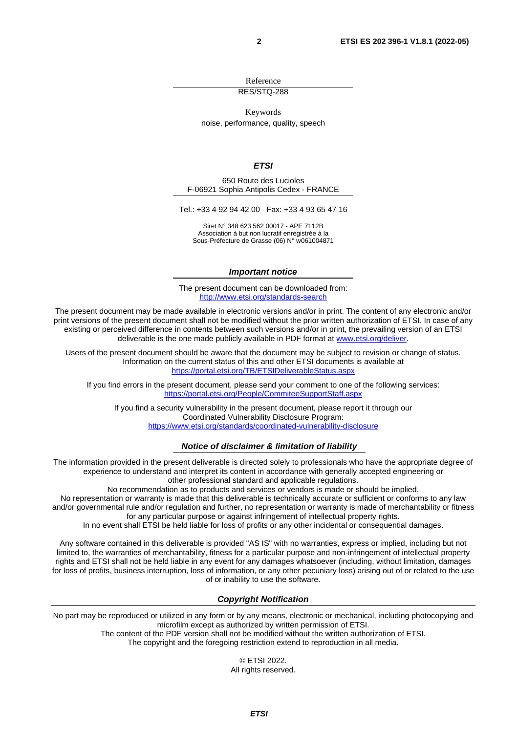Reference

RES/STQ-288

Keywords

noise, performance, quality, speech

***ETSI***

650 Route des Lucioles
F-06921 Sophia Antipolis Cedex - FRANCE

Tel.: +33 4 92 94 42 00   Fax: +33 4 93 65 47 16

Siret N° 348 623 562 00017 - APE 7112B
Association à but non lucratif enregistrée à la
Sous-Préfecture de Grasse (06) N° w061004871

***Important notice***

The present document can be downloaded from:
http://www.etsi.org/standards-search

The present document may be made available in electronic versions and/or in print. The content of any electronic and/or print versions of the present document shall not be modified without the prior written authorization of ETSI. In case of any existing or perceived difference in contents between such versions and/or in print, the prevailing version of an ETSI deliverable is the one made publicly available in PDF format at www.etsi.org/deliver.

Users of the present document should be aware that the document may be subject to revision or change of status. Information on the current status of this and other ETSI documents is available at https://portal.etsi.org/TB/ETSIDeliverableStatus.aspx

If you find errors in the present document, please send your comment to one of the following services:
https://portal.etsi.org/People/CommiteeSupportStaff.aspx

If you find a security vulnerability in the present document, please report it through our Coordinated Vulnerability Disclosure Program:
https://www.etsi.org/standards/coordinated-vulnerability-disclosure

***Notice of disclaimer & limitation of liability***

The information provided in the present deliverable is directed solely to professionals who have the appropriate degree of experience to understand and interpret its content in accordance with generally accepted engineering or other professional standard and applicable regulations.
No recommendation as to products and services or vendors is made or should be implied.
No representation or warranty is made that this deliverable is technically accurate or sufficient or conforms to any law and/or governmental rule and/or regulation and further, no representation or warranty is made of merchantability or fitness for any particular purpose or against infringement of intellectual property rights.
In no event shall ETSI be held liable for loss of profits or any other incidental or consequential damages.

Any software contained in this deliverable is provided "AS IS" with no warranties, express or implied, including but not limited to, the warranties of merchantability, fitness for a particular purpose and non-infringement of intellectual property rights and ETSI shall not be held liable in any event for any damages whatsoever (including, without limitation, damages for loss of profits, business interruption, loss of information, or any other pecuniary loss) arising out of or related to the use of or inability to use the software.

***Copyright Notification***

No part may be reproduced or utilized in any form or by any means, electronic or mechanical, including photocopying and microfilm except as authorized by written permission of ETSI.
The content of the PDF version shall not be modified without the written authorization of ETSI.
The copyright and the foregoing restriction extend to reproduction in all media.

© ETSI 2022.
All rights reserved.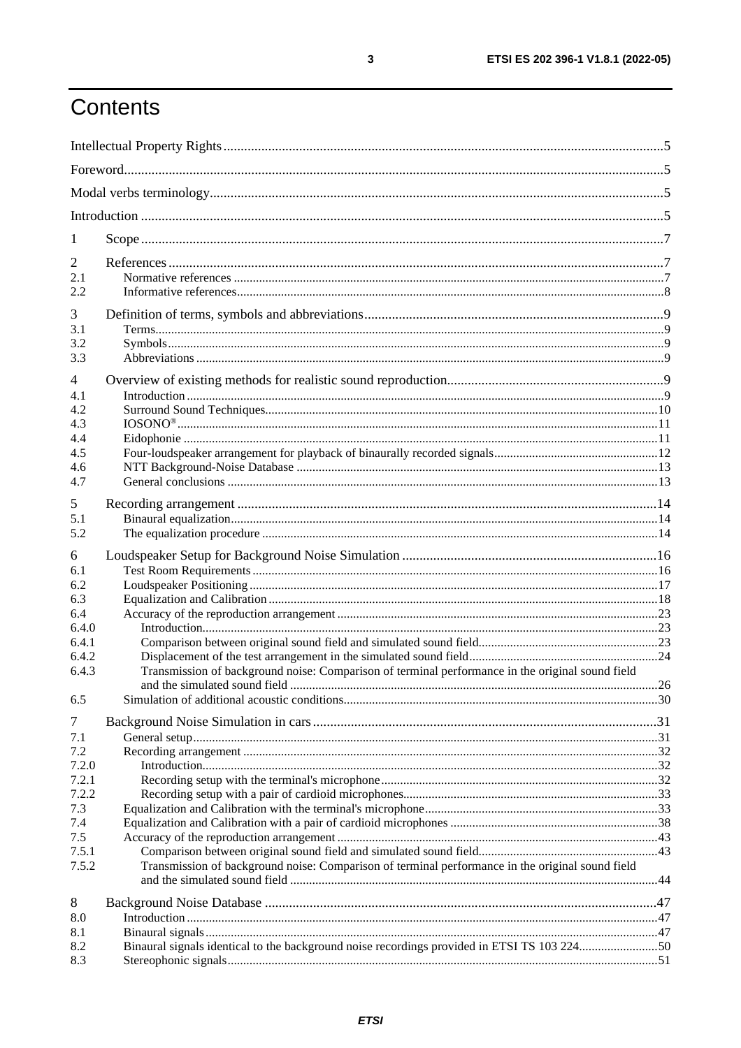# Contents

Intellectual Property Rights ..... 5
Foreword ..... 5
Modal verbs terminology ..... 5
Introduction ..... 5

1 Scope ..... 7

2 References ..... 7
2.1 Normative references ..... 7
2.2 Informative references ..... 8

3 Definition of terms, symbols and abbreviations ..... 9
3.1 Terms ..... 9
3.2 Symbols ..... 9
3.3 Abbreviations ..... 9

4 Overview of existing methods for realistic sound reproduction ..... 9
4.1 Introduction ..... 9
4.2 Surround Sound Techniques ..... 10
4.3 IOSONO® ..... 11
4.4 Eidophonie ..... 11
4.5 Four-loudspeaker arrangement for playback of binaurally recorded signals ..... 12
4.6 NTT Background-Noise Database ..... 13
4.7 General conclusions ..... 13

5 Recording arrangement ..... 14
5.1 Binaural equalization ..... 14
5.2 The equalization procedure ..... 14

6 Loudspeaker Setup for Background Noise Simulation ..... 16
6.1 Test Room Requirements ..... 16
6.2 Loudspeaker Positioning ..... 17
6.3 Equalization and Calibration ..... 18
6.4 Accuracy of the reproduction arrangement ..... 23
6.4.0 Introduction ..... 23
6.4.1 Comparison between original sound field and simulated sound field ..... 23
6.4.2 Displacement of the test arrangement in the simulated sound field ..... 24
6.4.3 Transmission of background noise: Comparison of terminal performance in the original sound field and the simulated sound field ..... 26
6.5 Simulation of additional acoustic conditions ..... 30

7 Background Noise Simulation in cars ..... 31
7.1 General setup ..... 31
7.2 Recording arrangement ..... 32
7.2.0 Introduction ..... 32
7.2.1 Recording setup with the terminal's microphone ..... 32
7.2.2 Recording setup with a pair of cardioid microphones ..... 33
7.3 Equalization and Calibration with the terminal's microphone ..... 33
7.4 Equalization and Calibration with a pair of cardioid microphones ..... 38
7.5 Accuracy of the reproduction arrangement ..... 43
7.5.1 Comparison between original sound field and simulated sound field ..... 43
7.5.2 Transmission of background noise: Comparison of terminal performance in the original sound field and the simulated sound field ..... 44

8 Background Noise Database ..... 47
8.0 Introduction ..... 47
8.1 Binaural signals ..... 47
8.2 Binaural signals identical to the background noise recordings provided in ETSI TS 103 224 ..... 50
8.3 Stereophonic signals ..... 51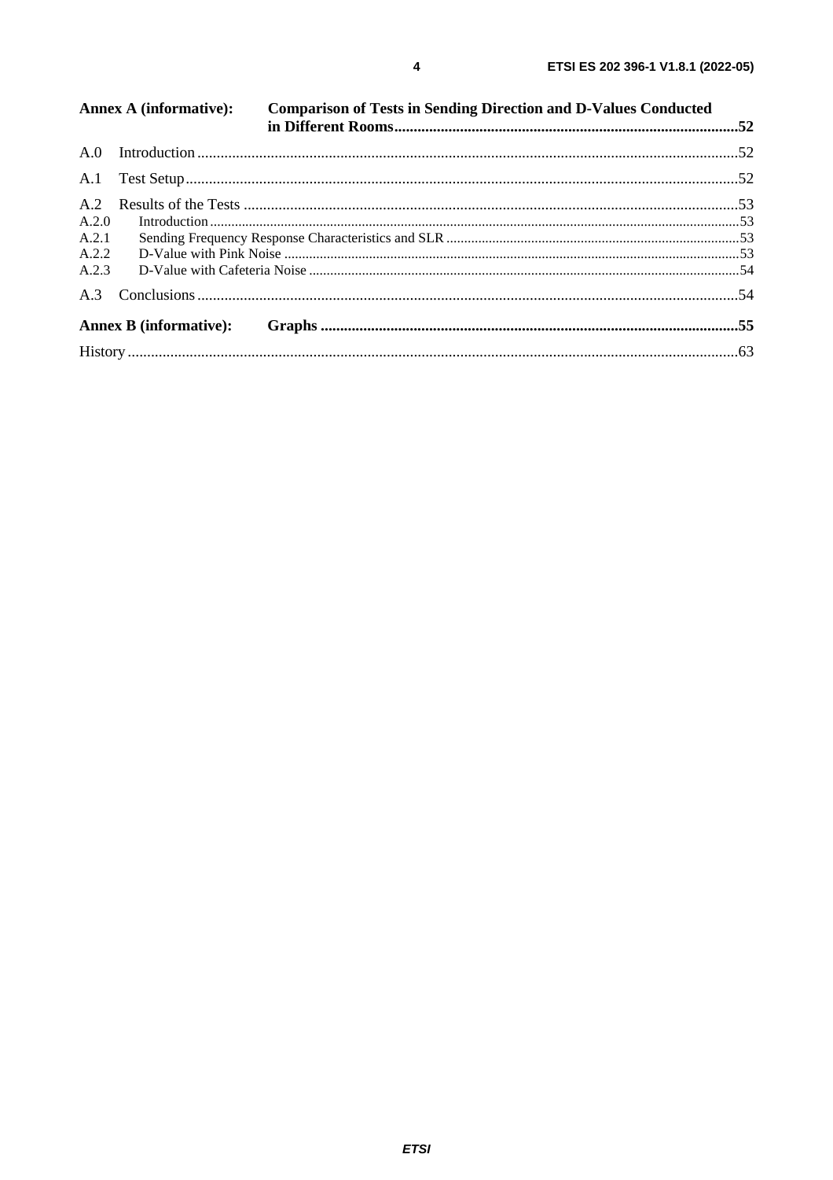**Annex A (informative): Comparison of Tests in Sending Direction and D-Values Conducted in Different Rooms** .....52

A.0 Introduction .....52

A.1 Test Setup .....52

A.2 Results of the Tests .....53

A.2.0 Introduction .....53

A.2.1 Sending Frequency Response Characteristics and SLR .....53

A.2.2 D-Value with Pink Noise .....53

A.2.3 D-Value with Cafeteria Noise .....54

A.3 Conclusions .....54

**Annex B (informative): Graphs** .....55

History .....63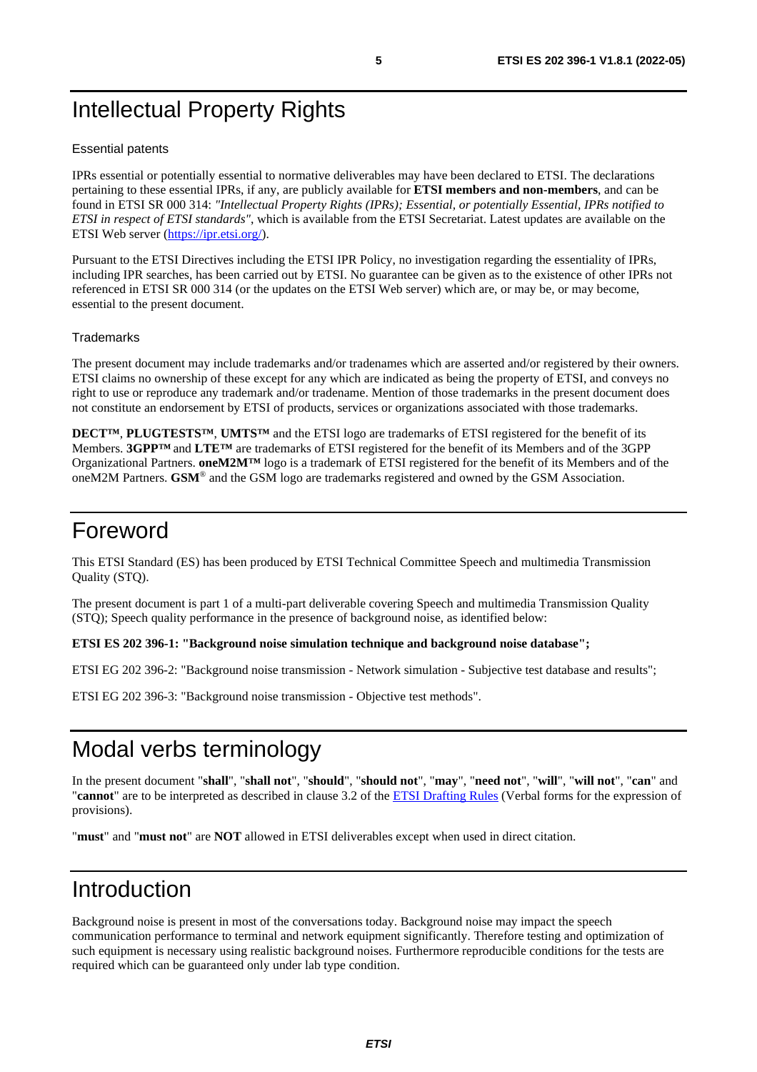# Intellectual Property Rights

## Essential patents

IPRs essential or potentially essential to normative deliverables may have been declared to ETSI. The declarations pertaining to these essential IPRs, if any, are publicly available for **ETSI members and non-members**, and can be found in ETSI SR 000 314: *"Intellectual Property Rights (IPRs); Essential, or potentially Essential, IPRs notified to ETSI in respect of ETSI standards"*, which is available from the ETSI Secretariat. Latest updates are available on the ETSI Web server (https://ipr.etsi.org/).

Pursuant to the ETSI Directives including the ETSI IPR Policy, no investigation regarding the essentiality of IPRs, including IPR searches, has been carried out by ETSI. No guarantee can be given as to the existence of other IPRs not referenced in ETSI SR 000 314 (or the updates on the ETSI Web server) which are, or may be, or may become, essential to the present document.

## Trademarks

The present document may include trademarks and/or tradenames which are asserted and/or registered by their owners. ETSI claims no ownership of these except for any which are indicated as being the property of ETSI, and conveys no right to use or reproduce any trademark and/or tradename. Mention of those trademarks in the present document does not constitute an endorsement by ETSI of products, services or organizations associated with those trademarks.

**DECT™**, **PLUGTESTS™**, **UMTS™** and the ETSI logo are trademarks of ETSI registered for the benefit of its Members. **3GPP™** and **LTE™** are trademarks of ETSI registered for the benefit of its Members and of the 3GPP Organizational Partners. **oneM2M™** logo is a trademark of ETSI registered for the benefit of its Members and of the oneM2M Partners. **GSM**® and the GSM logo are trademarks registered and owned by the GSM Association.

# Foreword

This ETSI Standard (ES) has been produced by ETSI Technical Committee Speech and multimedia Transmission Quality (STQ).

The present document is part 1 of a multi-part deliverable covering Speech and multimedia Transmission Quality (STQ); Speech quality performance in the presence of background noise, as identified below:

**ETSI ES 202 396-1: "Background noise simulation technique and background noise database";**

ETSI EG 202 396-2: "Background noise transmission - Network simulation - Subjective test database and results";

ETSI EG 202 396-3: "Background noise transmission - Objective test methods".

# Modal verbs terminology

In the present document "**shall**", "**shall not**", "**should**", "**should not**", "**may**", "**need not**", "**will**", "**will not**", "**can**" and "**cannot**" are to be interpreted as described in clause 3.2 of the ETSI Drafting Rules (Verbal forms for the expression of provisions).

"**must**" and "**must not**" are **NOT** allowed in ETSI deliverables except when used in direct citation.

# Introduction

Background noise is present in most of the conversations today. Background noise may impact the speech communication performance to terminal and network equipment significantly. Therefore testing and optimization of such equipment is necessary using realistic background noises. Furthermore reproducible conditions for the tests are required which can be guaranteed only under lab type condition.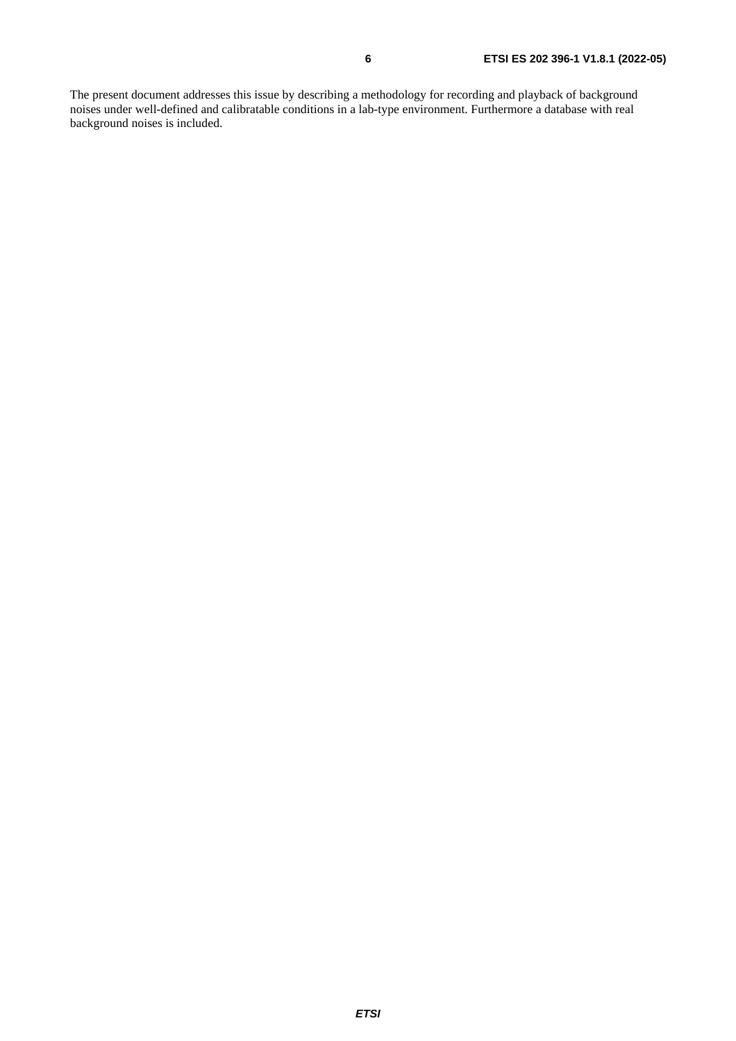The present document addresses this issue by describing a methodology for recording and playback of background noises under well-defined and calibratable conditions in a lab-type environment. Furthermore a database with real background noises is included.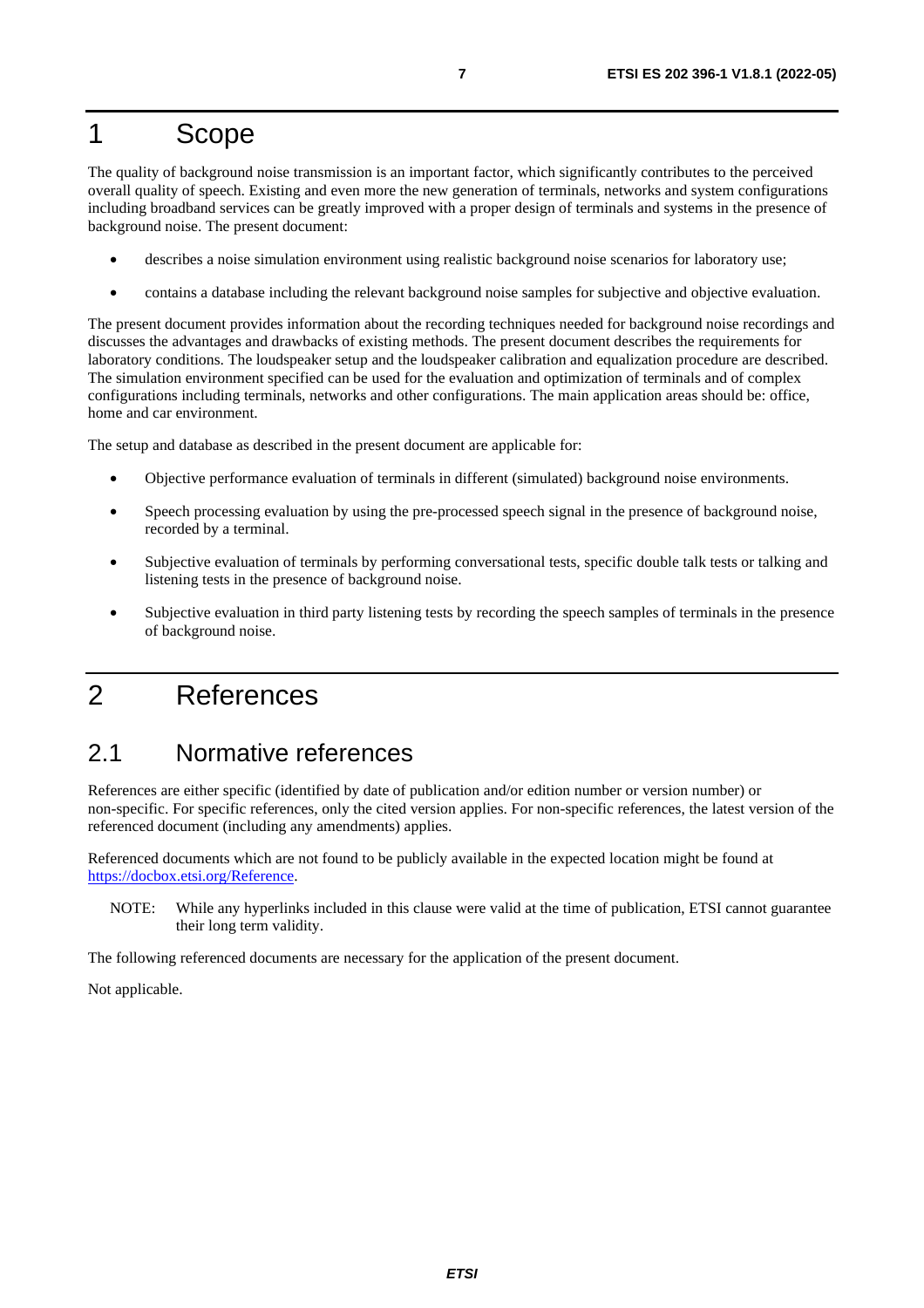# 1 Scope

The quality of background noise transmission is an important factor, which significantly contributes to the perceived overall quality of speech. Existing and even more the new generation of terminals, networks and system configurations including broadband services can be greatly improved with a proper design of terminals and systems in the presence of background noise. The present document:

- describes a noise simulation environment using realistic background noise scenarios for laboratory use;
- contains a database including the relevant background noise samples for subjective and objective evaluation.

The present document provides information about the recording techniques needed for background noise recordings and discusses the advantages and drawbacks of existing methods. The present document describes the requirements for laboratory conditions. The loudspeaker setup and the loudspeaker calibration and equalization procedure are described. The simulation environment specified can be used for the evaluation and optimization of terminals and of complex configurations including terminals, networks and other configurations. The main application areas should be: office, home and car environment.

The setup and database as described in the present document are applicable for:

- Objective performance evaluation of terminals in different (simulated) background noise environments.
- Speech processing evaluation by using the pre-processed speech signal in the presence of background noise, recorded by a terminal.
- Subjective evaluation of terminals by performing conversational tests, specific double talk tests or talking and listening tests in the presence of background noise.
- Subjective evaluation in third party listening tests by recording the speech samples of terminals in the presence of background noise.

# 2 References

## 2.1 Normative references

References are either specific (identified by date of publication and/or edition number or version number) or non-specific. For specific references, only the cited version applies. For non-specific references, the latest version of the referenced document (including any amendments) applies.

Referenced documents which are not found to be publicly available in the expected location might be found at https://docbox.etsi.org/Reference.

NOTE: While any hyperlinks included in this clause were valid at the time of publication, ETSI cannot guarantee their long term validity.

The following referenced documents are necessary for the application of the present document.

Not applicable.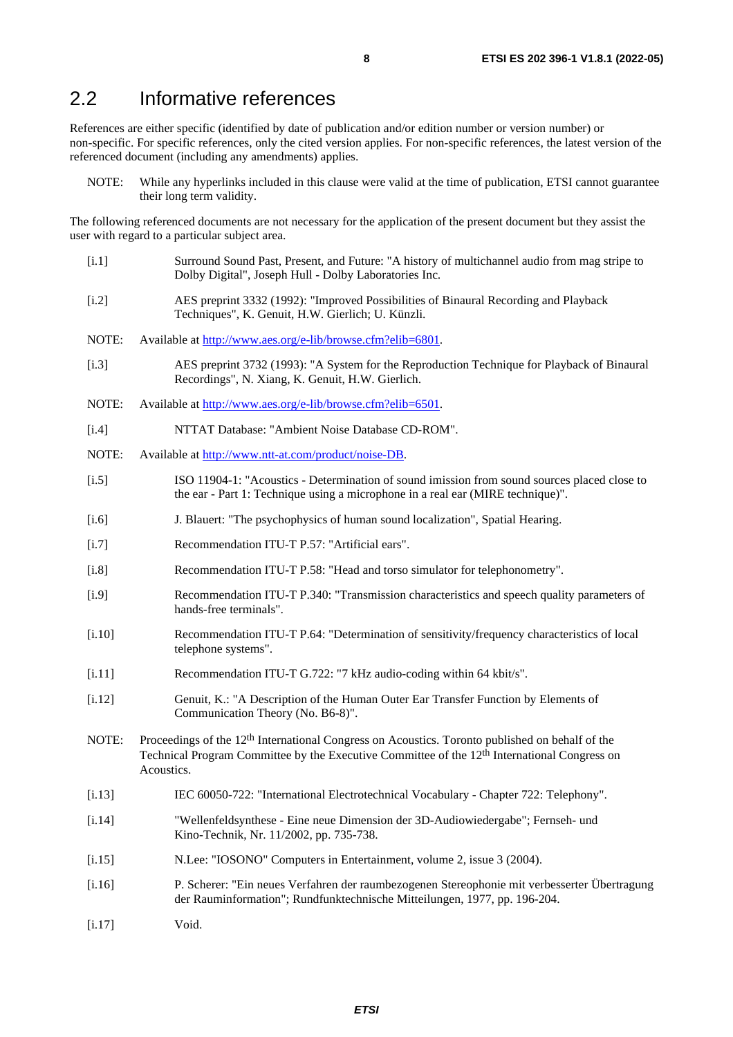## 2.2 Informative references

References are either specific (identified by date of publication and/or edition number or version number) or non-specific. For specific references, only the cited version applies. For non-specific references, the latest version of the referenced document (including any amendments) applies.

NOTE: While any hyperlinks included in this clause were valid at the time of publication, ETSI cannot guarantee their long term validity.

The following referenced documents are not necessary for the application of the present document but they assist the user with regard to a particular subject area.

[i.1] Surround Sound Past, Present, and Future: "A history of multichannel audio from mag stripe to Dolby Digital", Joseph Hull - Dolby Laboratories Inc.

[i.2] AES preprint 3332 (1992): "Improved Possibilities of Binaural Recording and Playback Techniques", K. Genuit, H.W. Gierlich; U. Künzli.

NOTE: Available at http://www.aes.org/e-lib/browse.cfm?elib=6801.

[i.3] AES preprint 3732 (1993): "A System for the Reproduction Technique for Playback of Binaural Recordings", N. Xiang, K. Genuit, H.W. Gierlich.

NOTE: Available at http://www.aes.org/e-lib/browse.cfm?elib=6501.

[i.4] NTTAT Database: "Ambient Noise Database CD-ROM".

NOTE: Available at http://www.ntt-at.com/product/noise-DB.

[i.5] ISO 11904-1: "Acoustics - Determination of sound imission from sound sources placed close to the ear - Part 1: Technique using a microphone in a real ear (MIRE technique)".

[i.6] J. Blauert: "The psychophysics of human sound localization", Spatial Hearing.

[i.7] Recommendation ITU-T P.57: "Artificial ears".

[i.8] Recommendation ITU-T P.58: "Head and torso simulator for telephonometry".

[i.9] Recommendation ITU-T P.340: "Transmission characteristics and speech quality parameters of hands-free terminals".

[i.10] Recommendation ITU-T P.64: "Determination of sensitivity/frequency characteristics of local telephone systems".

[i.11] Recommendation ITU-T G.722: "7 kHz audio-coding within 64 kbit/s".

[i.12] Genuit, K.: "A Description of the Human Outer Ear Transfer Function by Elements of Communication Theory (No. B6-8)".

NOTE: Proceedings of the 12th International Congress on Acoustics. Toronto published on behalf of the Technical Program Committee by the Executive Committee of the 12th International Congress on Acoustics.

[i.13] IEC 60050-722: "International Electrotechnical Vocabulary - Chapter 722: Telephony".

[i.14] "Wellenfeldsynthese - Eine neue Dimension der 3D-Audiowiedergabe"; Fernseh- und Kino-Technik, Nr. 11/2002, pp. 735-738.

[i.15] N.Lee: "IOSONO" Computers in Entertainment, volume 2, issue 3 (2004).

[i.16] P. Scherer: "Ein neues Verfahren der raumbezogenen Stereophonie mit verbesserter Übertragung der Rauminformation"; Rundfunktechnische Mitteilungen, 1977, pp. 196-204.

[i.17] Void.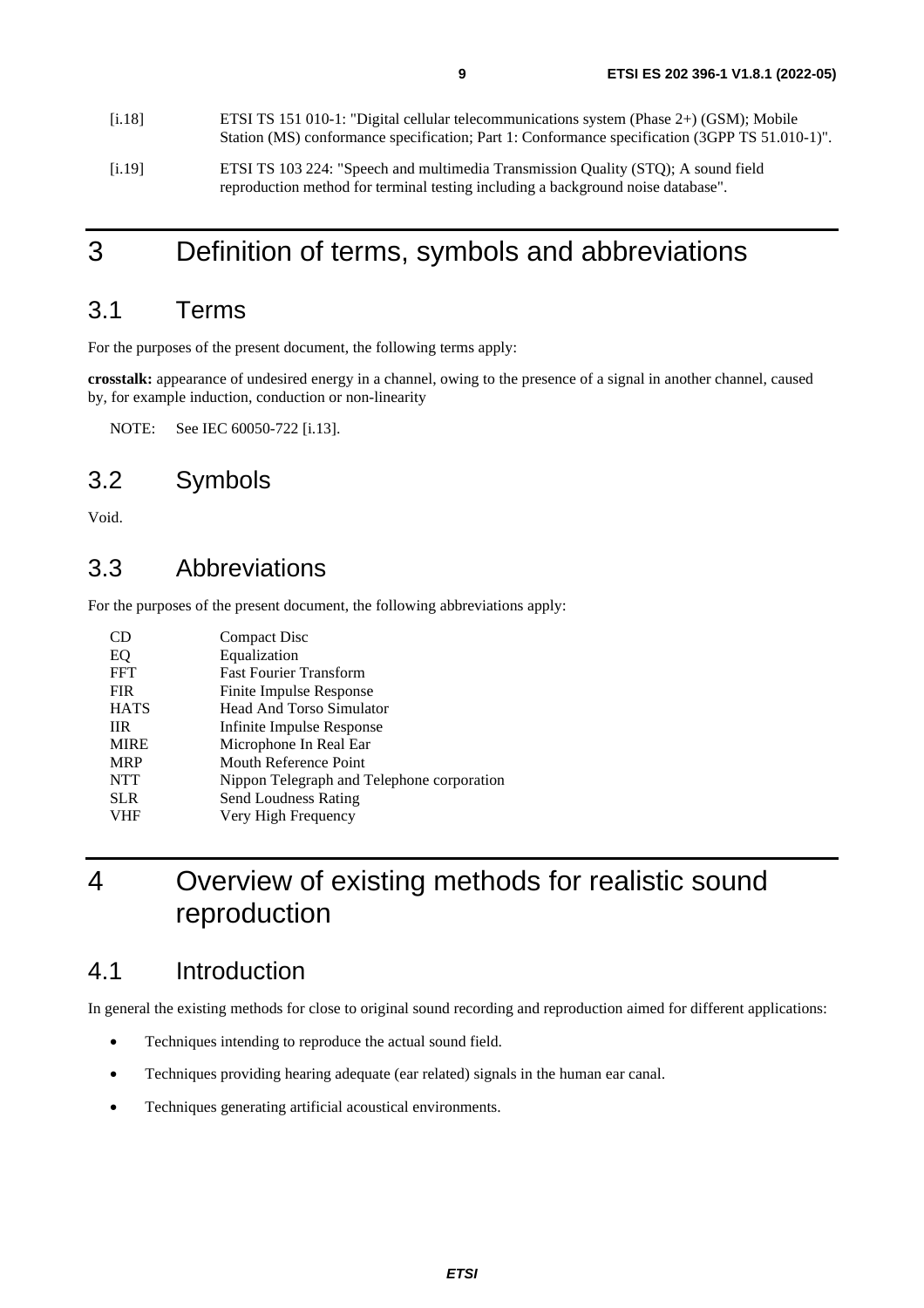[i.18] ETSI TS 151 010-1: "Digital cellular telecommunications system (Phase 2+) (GSM); Mobile Station (MS) conformance specification; Part 1: Conformance specification (3GPP TS 51.010-1)".

[i.19] ETSI TS 103 224: "Speech and multimedia Transmission Quality (STQ); A sound field reproduction method for terminal testing including a background noise database".

# 3 Definition of terms, symbols and abbreviations

## 3.1 Terms

For the purposes of the present document, the following terms apply:

**crosstalk:** appearance of undesired energy in a channel, owing to the presence of a signal in another channel, caused by, for example induction, conduction or non-linearity

NOTE: See IEC 60050-722 [i.13].

## 3.2 Symbols

Void.

## 3.3 Abbreviations

For the purposes of the present document, the following abbreviations apply:

| | |
|---|---|
| CD | Compact Disc |
| EQ | Equalization |
| FFT | Fast Fourier Transform |
| FIR | Finite Impulse Response |
| HATS | Head And Torso Simulator |
| IIR | Infinite Impulse Response |
| MIRE | Microphone In Real Ear |
| MRP | Mouth Reference Point |
| NTT | Nippon Telegraph and Telephone corporation |
| SLR | Send Loudness Rating |
| VHF | Very High Frequency |

# 4 Overview of existing methods for realistic sound reproduction

## 4.1 Introduction

In general the existing methods for close to original sound recording and reproduction aimed for different applications:

- Techniques intending to reproduce the actual sound field.
- Techniques providing hearing adequate (ear related) signals in the human ear canal.
- Techniques generating artificial acoustical environments.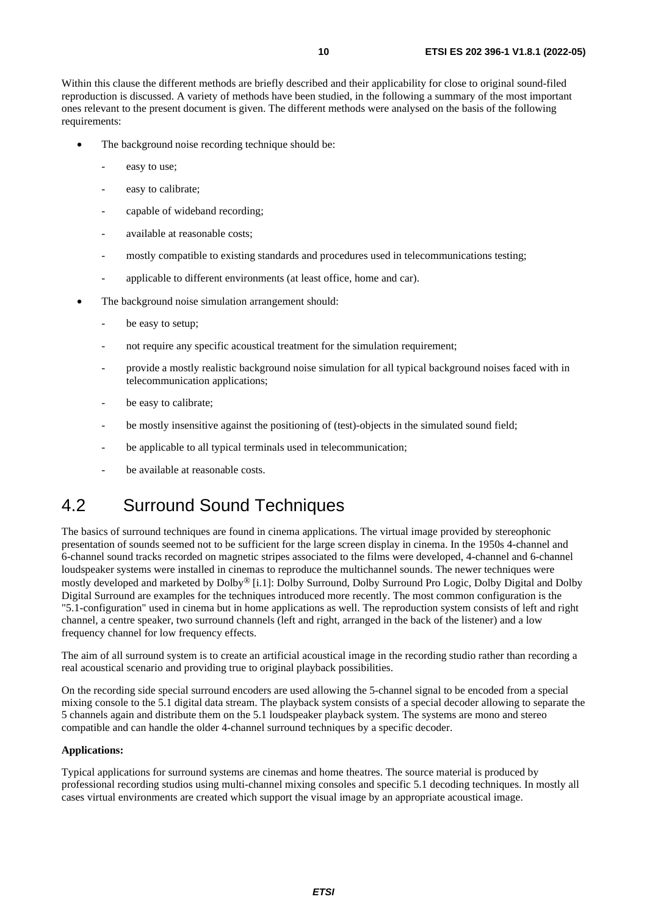Within this clause the different methods are briefly described and their applicability for close to original sound-filed reproduction is discussed. A variety of methods have been studied, in the following a summary of the most important ones relevant to the present document is given. The different methods were analysed on the basis of the following requirements:

- The background noise recording technique should be:
  - easy to use;
  - easy to calibrate;
  - capable of wideband recording;
  - available at reasonable costs;
  - mostly compatible to existing standards and procedures used in telecommunications testing;
  - applicable to different environments (at least office, home and car).
- The background noise simulation arrangement should:
  - be easy to setup;
  - not require any specific acoustical treatment for the simulation requirement;
  - provide a mostly realistic background noise simulation for all typical background noises faced with in telecommunication applications;
  - be easy to calibrate;
  - be mostly insensitive against the positioning of (test)-objects in the simulated sound field;
  - be applicable to all typical terminals used in telecommunication;
  - be available at reasonable costs.

## 4.2 Surround Sound Techniques

The basics of surround techniques are found in cinema applications. The virtual image provided by stereophonic presentation of sounds seemed not to be sufficient for the large screen display in cinema. In the 1950s 4-channel and 6-channel sound tracks recorded on magnetic stripes associated to the films were developed, 4-channel and 6-channel loudspeaker systems were installed in cinemas to reproduce the multichannel sounds. The newer techniques were mostly developed and marketed by Dolby® [i.1]: Dolby Surround, Dolby Surround Pro Logic, Dolby Digital and Dolby Digital Surround are examples for the techniques introduced more recently. The most common configuration is the "5.1-configuration" used in cinema but in home applications as well. The reproduction system consists of left and right channel, a centre speaker, two surround channels (left and right, arranged in the back of the listener) and a low frequency channel for low frequency effects.

The aim of all surround system is to create an artificial acoustical image in the recording studio rather than recording a real acoustical scenario and providing true to original playback possibilities.

On the recording side special surround encoders are used allowing the 5-channel signal to be encoded from a special mixing console to the 5.1 digital data stream. The playback system consists of a special decoder allowing to separate the 5 channels again and distribute them on the 5.1 loudspeaker playback system. The systems are mono and stereo compatible and can handle the older 4-channel surround techniques by a specific decoder.

**Applications:**

Typical applications for surround systems are cinemas and home theatres. The source material is produced by professional recording studios using multi-channel mixing consoles and specific 5.1 decoding techniques. In mostly all cases virtual environments are created which support the visual image by an appropriate acoustical image.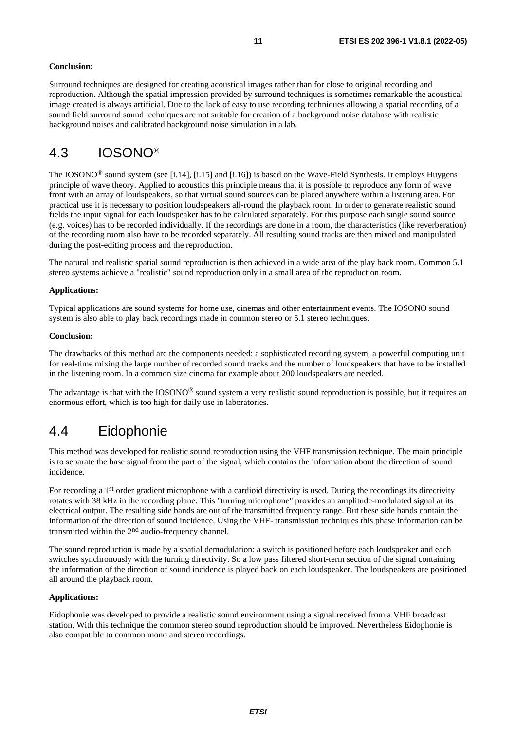**Conclusion:**

Surround techniques are designed for creating acoustical images rather than for close to original recording and reproduction. Although the spatial impression provided by surround techniques is sometimes remarkable the acoustical image created is always artificial. Due to the lack of easy to use recording techniques allowing a spatial recording of a sound field surround sound techniques are not suitable for creation of a background noise database with realistic background noises and calibrated background noise simulation in a lab.

## 4.3 IOSONO®

The IOSONO® sound system (see [i.14], [i.15] and [i.16]) is based on the Wave-Field Synthesis. It employs Huygens principle of wave theory. Applied to acoustics this principle means that it is possible to reproduce any form of wave front with an array of loudspeakers, so that virtual sound sources can be placed anywhere within a listening area. For practical use it is necessary to position loudspeakers all-round the playback room. In order to generate realistic sound fields the input signal for each loudspeaker has to be calculated separately. For this purpose each single sound source (e.g. voices) has to be recorded individually. If the recordings are done in a room, the characteristics (like reverberation) of the recording room also have to be recorded separately. All resulting sound tracks are then mixed and manipulated during the post-editing process and the reproduction.

The natural and realistic spatial sound reproduction is then achieved in a wide area of the play back room. Common 5.1 stereo systems achieve a "realistic" sound reproduction only in a small area of the reproduction room.

**Applications:**

Typical applications are sound systems for home use, cinemas and other entertainment events. The IOSONO sound system is also able to play back recordings made in common stereo or 5.1 stereo techniques.

**Conclusion:**

The drawbacks of this method are the components needed: a sophisticated recording system, a powerful computing unit for real-time mixing the large number of recorded sound tracks and the number of loudspeakers that have to be installed in the listening room. In a common size cinema for example about 200 loudspeakers are needed.

The advantage is that with the IOSONO® sound system a very realistic sound reproduction is possible, but it requires an enormous effort, which is too high for daily use in laboratories.

## 4.4 Eidophonie

This method was developed for realistic sound reproduction using the VHF transmission technique. The main principle is to separate the base signal from the part of the signal, which contains the information about the direction of sound incidence.

For recording a 1st order gradient microphone with a cardioid directivity is used. During the recordings its directivity rotates with 38 kHz in the recording plane. This "turning microphone" provides an amplitude-modulated signal at its electrical output. The resulting side bands are out of the transmitted frequency range. But these side bands contain the information of the direction of sound incidence. Using the VHF- transmission techniques this phase information can be transmitted within the 2nd audio-frequency channel.

The sound reproduction is made by a spatial demodulation: a switch is positioned before each loudspeaker and each switches synchronously with the turning directivity. So a low pass filtered short-term section of the signal containing the information of the direction of sound incidence is played back on each loudspeaker. The loudspeakers are positioned all around the playback room.

**Applications:**

Eidophonie was developed to provide a realistic sound environment using a signal received from a VHF broadcast station. With this technique the common stereo sound reproduction should be improved. Nevertheless Eidophonie is also compatible to common mono and stereo recordings.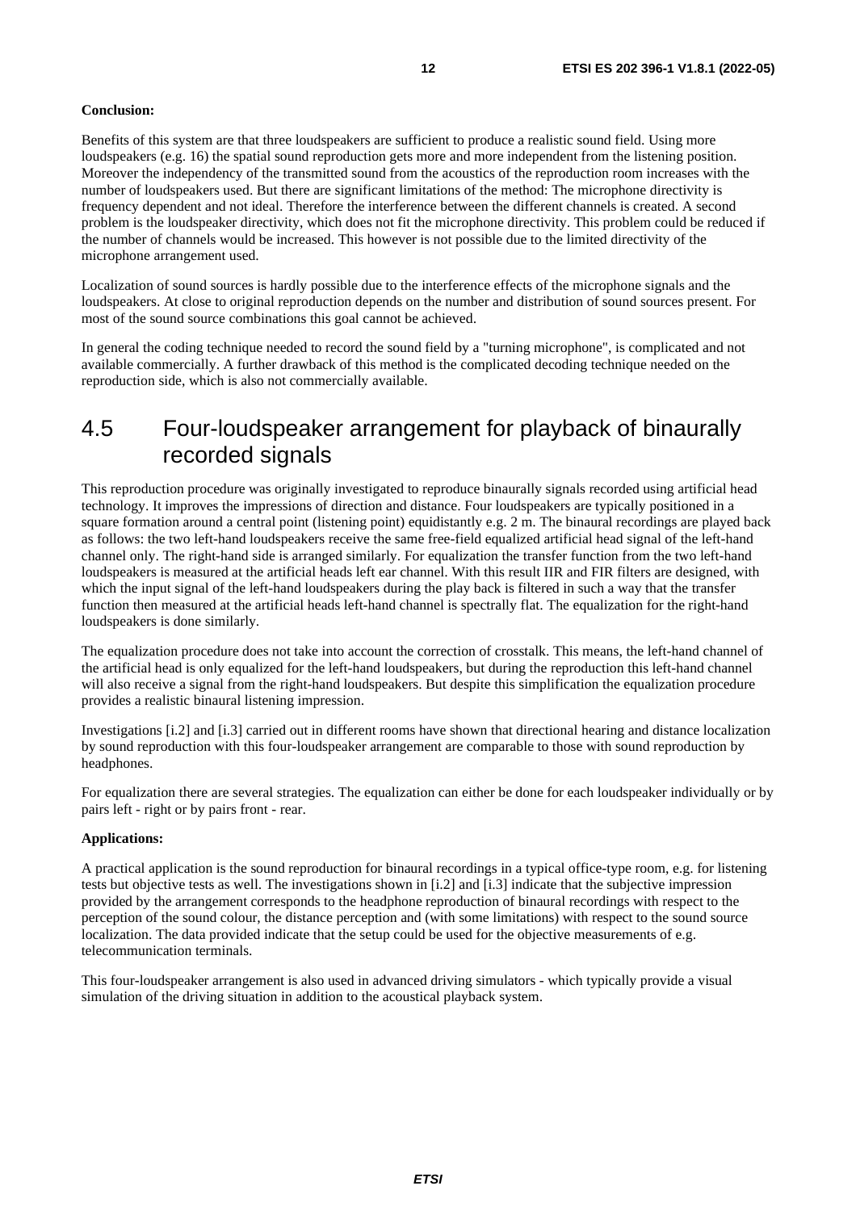**Conclusion:**

Benefits of this system are that three loudspeakers are sufficient to produce a realistic sound field. Using more loudspeakers (e.g. 16) the spatial sound reproduction gets more and more independent from the listening position. Moreover the independency of the transmitted sound from the acoustics of the reproduction room increases with the number of loudspeakers used. But there are significant limitations of the method: The microphone directivity is frequency dependent and not ideal. Therefore the interference between the different channels is created. A second problem is the loudspeaker directivity, which does not fit the microphone directivity. This problem could be reduced if the number of channels would be increased. This however is not possible due to the limited directivity of the microphone arrangement used.

Localization of sound sources is hardly possible due to the interference effects of the microphone signals and the loudspeakers. At close to original reproduction depends on the number and distribution of sound sources present. For most of the sound source combinations this goal cannot be achieved.

In general the coding technique needed to record the sound field by a "turning microphone", is complicated and not available commercially. A further drawback of this method is the complicated decoding technique needed on the reproduction side, which is also not commercially available.

## 4.5 Four-loudspeaker arrangement for playback of binaurally recorded signals

This reproduction procedure was originally investigated to reproduce binaurally signals recorded using artificial head technology. It improves the impressions of direction and distance. Four loudspeakers are typically positioned in a square formation around a central point (listening point) equidistantly e.g. 2 m. The binaural recordings are played back as follows: the two left-hand loudspeakers receive the same free-field equalized artificial head signal of the left-hand channel only. The right-hand side is arranged similarly. For equalization the transfer function from the two left-hand loudspeakers is measured at the artificial heads left ear channel. With this result IIR and FIR filters are designed, with which the input signal of the left-hand loudspeakers during the play back is filtered in such a way that the transfer function then measured at the artificial heads left-hand channel is spectrally flat. The equalization for the right-hand loudspeakers is done similarly.

The equalization procedure does not take into account the correction of crosstalk. This means, the left-hand channel of the artificial head is only equalized for the left-hand loudspeakers, but during the reproduction this left-hand channel will also receive a signal from the right-hand loudspeakers. But despite this simplification the equalization procedure provides a realistic binaural listening impression.

Investigations [i.2] and [i.3] carried out in different rooms have shown that directional hearing and distance localization by sound reproduction with this four-loudspeaker arrangement are comparable to those with sound reproduction by headphones.

For equalization there are several strategies. The equalization can either be done for each loudspeaker individually or by pairs left - right or by pairs front - rear.

**Applications:**

A practical application is the sound reproduction for binaural recordings in a typical office-type room, e.g. for listening tests but objective tests as well. The investigations shown in [i.2] and [i.3] indicate that the subjective impression provided by the arrangement corresponds to the headphone reproduction of binaural recordings with respect to the perception of the sound colour, the distance perception and (with some limitations) with respect to the sound source localization. The data provided indicate that the setup could be used for the objective measurements of e.g. telecommunication terminals.

This four-loudspeaker arrangement is also used in advanced driving simulators - which typically provide a visual simulation of the driving situation in addition to the acoustical playback system.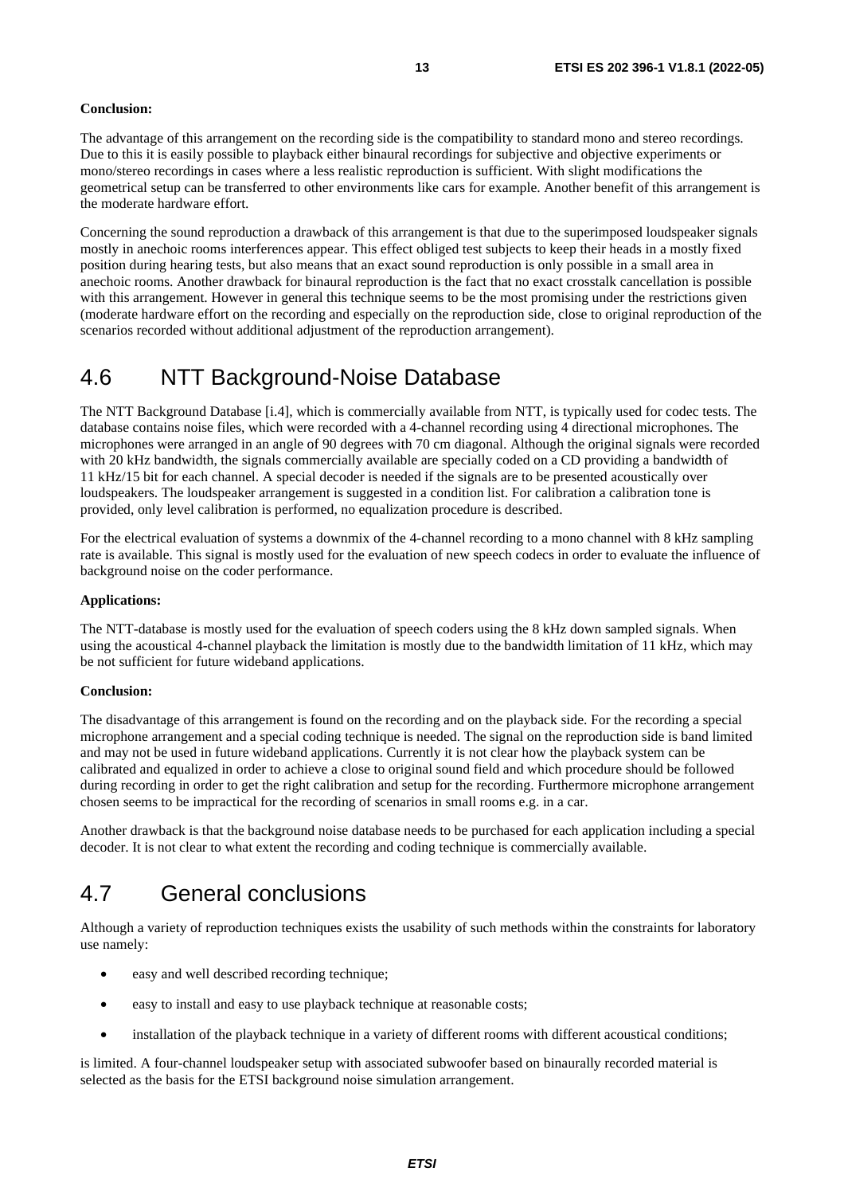**Conclusion:**

The advantage of this arrangement on the recording side is the compatibility to standard mono and stereo recordings. Due to this it is easily possible to playback either binaural recordings for subjective and objective experiments or mono/stereo recordings in cases where a less realistic reproduction is sufficient. With slight modifications the geometrical setup can be transferred to other environments like cars for example. Another benefit of this arrangement is the moderate hardware effort.

Concerning the sound reproduction a drawback of this arrangement is that due to the superimposed loudspeaker signals mostly in anechoic rooms interferences appear. This effect obliged test subjects to keep their heads in a mostly fixed position during hearing tests, but also means that an exact sound reproduction is only possible in a small area in anechoic rooms. Another drawback for binaural reproduction is the fact that no exact crosstalk cancellation is possible with this arrangement. However in general this technique seems to be the most promising under the restrictions given (moderate hardware effort on the recording and especially on the reproduction side, close to original reproduction of the scenarios recorded without additional adjustment of the reproduction arrangement).

## 4.6 NTT Background-Noise Database

The NTT Background Database [i.4], which is commercially available from NTT, is typically used for codec tests. The database contains noise files, which were recorded with a 4-channel recording using 4 directional microphones. The microphones were arranged in an angle of 90 degrees with 70 cm diagonal. Although the original signals were recorded with 20 kHz bandwidth, the signals commercially available are specially coded on a CD providing a bandwidth of 11 kHz/15 bit for each channel. A special decoder is needed if the signals are to be presented acoustically over loudspeakers. The loudspeaker arrangement is suggested in a condition list. For calibration a calibration tone is provided, only level calibration is performed, no equalization procedure is described.

For the electrical evaluation of systems a downmix of the 4-channel recording to a mono channel with 8 kHz sampling rate is available. This signal is mostly used for the evaluation of new speech codecs in order to evaluate the influence of background noise on the coder performance.

**Applications:**

The NTT-database is mostly used for the evaluation of speech coders using the 8 kHz down sampled signals. When using the acoustical 4-channel playback the limitation is mostly due to the bandwidth limitation of 11 kHz, which may be not sufficient for future wideband applications.

**Conclusion:**

The disadvantage of this arrangement is found on the recording and on the playback side. For the recording a special microphone arrangement and a special coding technique is needed. The signal on the reproduction side is band limited and may not be used in future wideband applications. Currently it is not clear how the playback system can be calibrated and equalized in order to achieve a close to original sound field and which procedure should be followed during recording in order to get the right calibration and setup for the recording. Furthermore microphone arrangement chosen seems to be impractical for the recording of scenarios in small rooms e.g. in a car.

Another drawback is that the background noise database needs to be purchased for each application including a special decoder. It is not clear to what extent the recording and coding technique is commercially available.

## 4.7 General conclusions

Although a variety of reproduction techniques exists the usability of such methods within the constraints for laboratory use namely:

- easy and well described recording technique;
- easy to install and easy to use playback technique at reasonable costs;
- installation of the playback technique in a variety of different rooms with different acoustical conditions;

is limited. A four-channel loudspeaker setup with associated subwoofer based on binaurally recorded material is selected as the basis for the ETSI background noise simulation arrangement.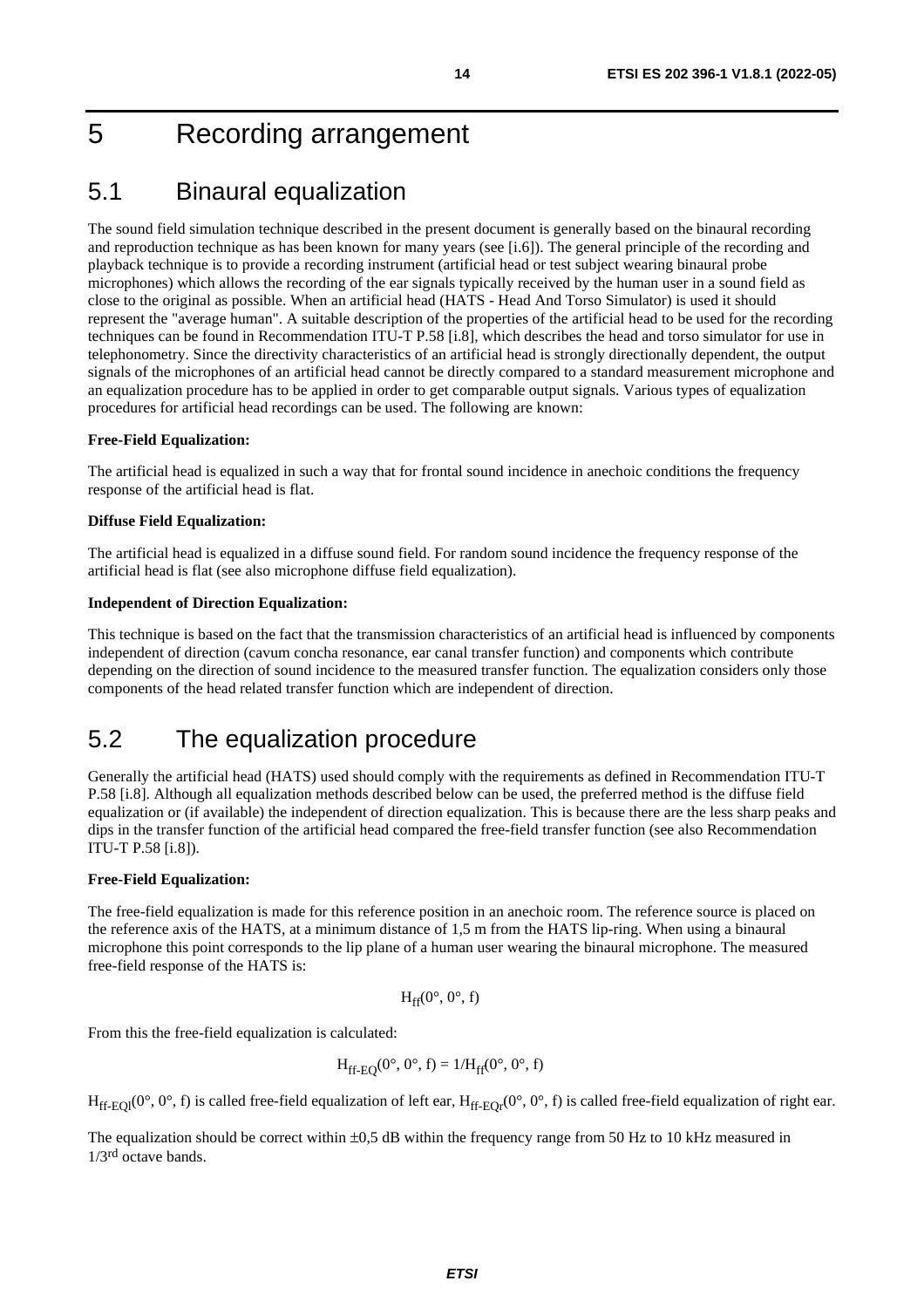# 5 Recording arrangement

## 5.1 Binaural equalization

The sound field simulation technique described in the present document is generally based on the binaural recording and reproduction technique as has been known for many years (see [i.6]). The general principle of the recording and playback technique is to provide a recording instrument (artificial head or test subject wearing binaural probe microphones) which allows the recording of the ear signals typically received by the human user in a sound field as close to the original as possible. When an artificial head (HATS - Head And Torso Simulator) is used it should represent the "average human". A suitable description of the properties of the artificial head to be used for the recording techniques can be found in Recommendation ITU-T P.58 [i.8], which describes the head and torso simulator for use in telephonometry. Since the directivity characteristics of an artificial head is strongly directionally dependent, the output signals of the microphones of an artificial head cannot be directly compared to a standard measurement microphone and an equalization procedure has to be applied in order to get comparable output signals. Various types of equalization procedures for artificial head recordings can be used. The following are known:

**Free-Field Equalization:**

The artificial head is equalized in such a way that for frontal sound incidence in anechoic conditions the frequency response of the artificial head is flat.

**Diffuse Field Equalization:**

The artificial head is equalized in a diffuse sound field. For random sound incidence the frequency response of the artificial head is flat (see also microphone diffuse field equalization).

**Independent of Direction Equalization:**

This technique is based on the fact that the transmission characteristics of an artificial head is influenced by components independent of direction (cavum concha resonance, ear canal transfer function) and components which contribute depending on the direction of sound incidence to the measured transfer function. The equalization considers only those components of the head related transfer function which are independent of direction.

## 5.2 The equalization procedure

Generally the artificial head (HATS) used should comply with the requirements as defined in Recommendation ITU-T P.58 [i.8]. Although all equalization methods described below can be used, the preferred method is the diffuse field equalization or (if available) the independent of direction equalization. This is because there are the less sharp peaks and dips in the transfer function of the artificial head compared the free-field transfer function (see also Recommendation ITU-T P.58 [i.8]).

**Free-Field Equalization:**

The free-field equalization is made for this reference position in an anechoic room. The reference source is placed on the reference axis of the HATS, at a minimum distance of 1,5 m from the HATS lip-ring. When using a binaural microphone this point corresponds to the lip plane of a human user wearing the binaural microphone. The measured free-field response of the HATS is:

$$H_{ff}(0°, 0°, f)$$

From this the free-field equalization is calculated:

$$H_{ff\text{-}EQ}(0°, 0°, f) = 1/H_{ff}(0°, 0°, f)$$

$H_{ff\text{-}EQl}(0°, 0°, f)$ is called free-field equalization of left ear, $H_{ff\text{-}EQr}(0°, 0°, f)$ is called free-field equalization of right ear.

The equalization should be correct within ±0,5 dB within the frequency range from 50 Hz to 10 kHz measured in $1/3^{rd}$ octave bands.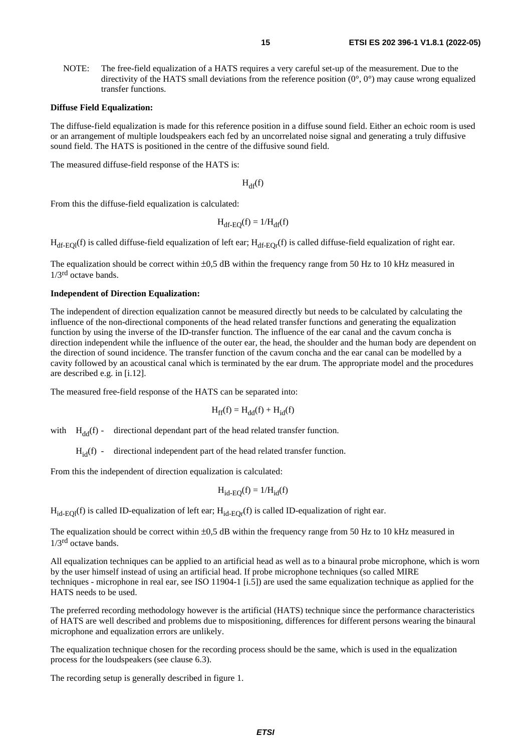NOTE: The free-field equalization of a HATS requires a very careful set-up of the measurement. Due to the directivity of the HATS small deviations from the reference position (0°, 0°) may cause wrong equalized transfer functions.

**Diffuse Field Equalization:**

The diffuse-field equalization is made for this reference position in a diffuse sound field. Either an echoic room is used or an arrangement of multiple loudspeakers each fed by an uncorrelated noise signal and generating a truly diffusive sound field. The HATS is positioned in the centre of the diffusive sound field.

The measured diffuse-field response of the HATS is:

$$H_{df}(f)$$

From this the diffuse-field equalization is calculated:

$$H_{df\text{-}EQ}(f) = 1/H_{df}(f)$$

$H_{df\text{-}EQl}(f)$ is called diffuse-field equalization of left ear; $H_{df\text{-}EQr}(f)$ is called diffuse-field equalization of right ear.

The equalization should be correct within ±0,5 dB within the frequency range from 50 Hz to 10 kHz measured in 1/3rd octave bands.

**Independent of Direction Equalization:**

The independent of direction equalization cannot be measured directly but needs to be calculated by calculating the influence of the non-directional components of the head related transfer functions and generating the equalization function by using the inverse of the ID-transfer function. The influence of the ear canal and the cavum concha is direction independent while the influence of the outer ear, the head, the shoulder and the human body are dependent on the direction of sound incidence. The transfer function of the cavum concha and the ear canal can be modelled by a cavity followed by an acoustical canal which is terminated by the ear drum. The appropriate model and the procedures are described e.g. in [i.12].

The measured free-field response of the HATS can be separated into:

$$H_{ff}(f) = H_{dd}(f) + H_{id}(f)$$

with $H_{dd}(f)$ - directional dependant part of the head related transfer function.

$H_{id}(f)$ - directional independent part of the head related transfer function.

From this the independent of direction equalization is calculated:

$$H_{id\text{-}EQ}(f) = 1/H_{id}(f)$$

$H_{id\text{-}EQl}(f)$ is called ID-equalization of left ear; $H_{id\text{-}EQr}(f)$ is called ID-equalization of right ear.

The equalization should be correct within ±0,5 dB within the frequency range from 50 Hz to 10 kHz measured in 1/3rd octave bands.

All equalization techniques can be applied to an artificial head as well as to a binaural probe microphone, which is worn by the user himself instead of using an artificial head. If probe microphone techniques (so called MIRE techniques - microphone in real ear, see ISO 11904-1 [i.5]) are used the same equalization technique as applied for the HATS needs to be used.

The preferred recording methodology however is the artificial (HATS) technique since the performance characteristics of HATS are well described and problems due to mispositioning, differences for different persons wearing the binaural microphone and equalization errors are unlikely.

The equalization technique chosen for the recording process should be the same, which is used in the equalization process for the loudspeakers (see clause 6.3).

The recording setup is generally described in figure 1.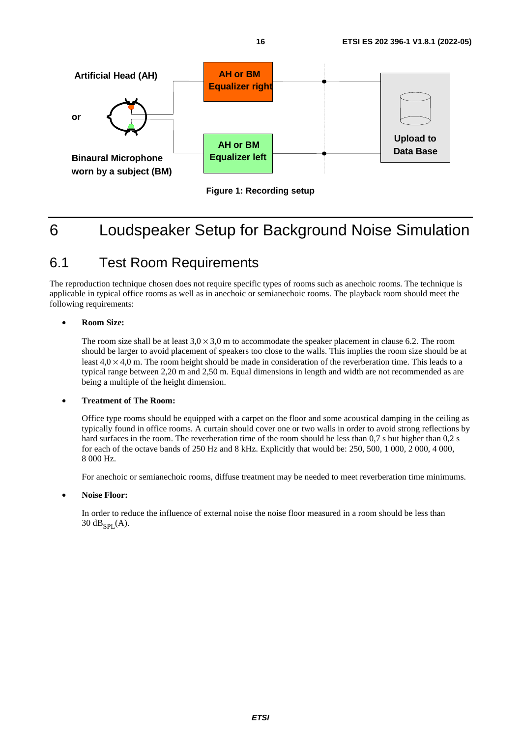Artificial Head (AH)

or

Binaural Microphone worn by a subject (BM)

AH or BM Equalizer right

AH or BM Equalizer left

Upload to Data Base

**Figure 1: Recording setup**

# 6 Loudspeaker Setup for Background Noise Simulation

## 6.1 Test Room Requirements

The reproduction technique chosen does not require specific types of rooms such as anechoic rooms. The technique is applicable in typical office rooms as well as in anechoic or semianechoic rooms. The playback room should meet the following requirements:

- **Room Size:**

  The room size shall be at least 3,0 × 3,0 m to accommodate the speaker placement in clause 6.2. The room should be larger to avoid placement of speakers too close to the walls. This implies the room size should be at least 4,0 × 4,0 m. The room height should be made in consideration of the reverberation time. This leads to a typical range between 2,20 m and 2,50 m. Equal dimensions in length and width are not recommended as are being a multiple of the height dimension.

- **Treatment of The Room:**

  Office type rooms should be equipped with a carpet on the floor and some acoustical damping in the ceiling as typically found in office rooms. A curtain should cover one or two walls in order to avoid strong reflections by hard surfaces in the room. The reverberation time of the room should be less than 0,7 s but higher than 0,2 s for each of the octave bands of 250 Hz and 8 kHz. Explicitly that would be: 250, 500, 1 000, 2 000, 4 000, 8 000 Hz.

  For anechoic or semianechoic rooms, diffuse treatment may be needed to meet reverberation time minimums.

- **Noise Floor:**

  In order to reduce the influence of external noise the noise floor measured in a room should be less than 30 $dB_{SPL}$(A).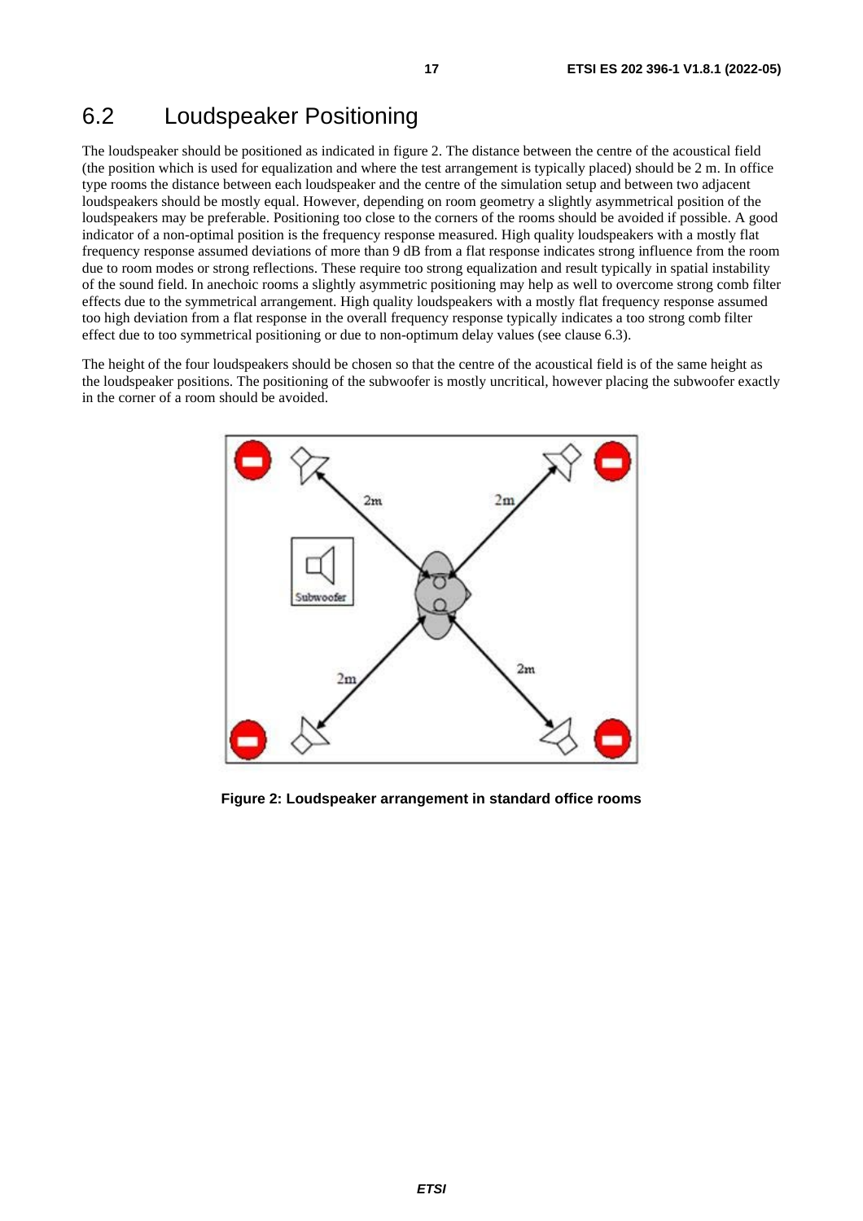## 6.2 Loudspeaker Positioning

The loudspeaker should be positioned as indicated in figure 2. The distance between the centre of the acoustical field (the position which is used for equalization and where the test arrangement is typically placed) should be 2 m. In office type rooms the distance between each loudspeaker and the centre of the simulation setup and between two adjacent loudspeakers should be mostly equal. However, depending on room geometry a slightly asymmetrical position of the loudspeakers may be preferable. Positioning too close to the corners of the rooms should be avoided if possible. A good indicator of a non-optimal position is the frequency response measured. High quality loudspeakers with a mostly flat frequency response assumed deviations of more than 9 dB from a flat response indicates strong influence from the room due to room modes or strong reflections. These require too strong equalization and result typically in spatial instability of the sound field. In anechoic rooms a slightly asymmetric positioning may help as well to overcome strong comb filter effects due to the symmetrical arrangement. High quality loudspeakers with a mostly flat frequency response assumed too high deviation from a flat response in the overall frequency response typically indicates a too strong comb filter effect due to too symmetrical positioning or due to non-optimum delay values (see clause 6.3).

The height of the four loudspeakers should be chosen so that the centre of the acoustical field is of the same height as the loudspeaker positions. The positioning of the subwoofer is mostly uncritical, however placing the subwoofer exactly in the corner of a room should be avoided.

**Figure 2: Loudspeaker arrangement in standard office rooms**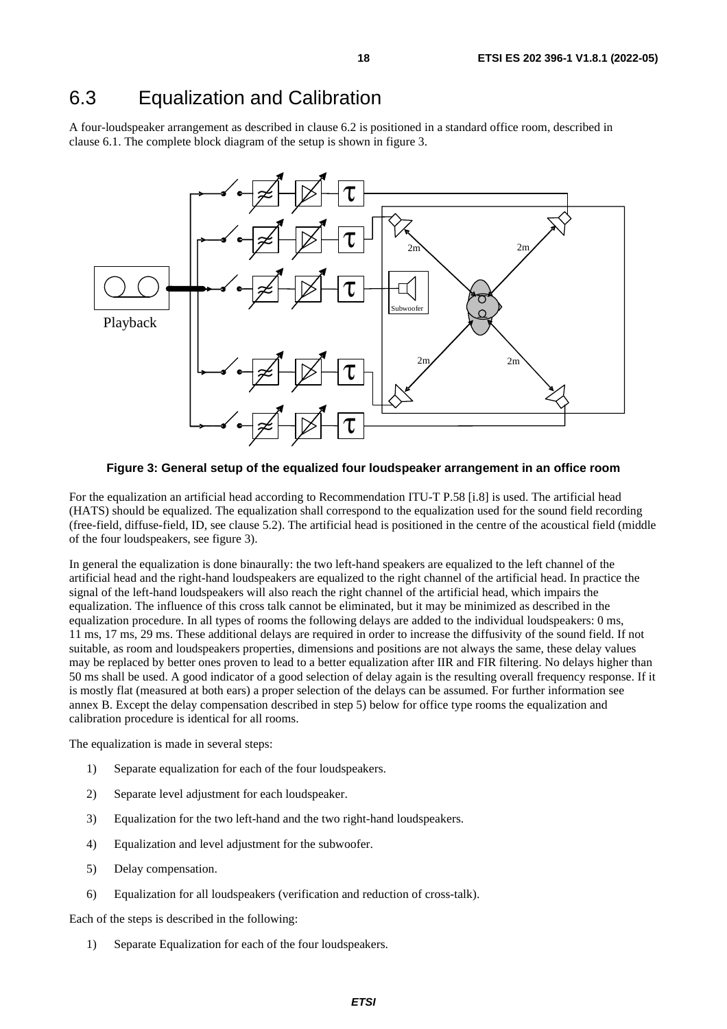## 6.3 Equalization and Calibration

A four-loudspeaker arrangement as described in clause 6.2 is positioned in a standard office room, described in clause 6.1. The complete block diagram of the setup is shown in figure 3.

**Figure 3: General setup of the equalized four loudspeaker arrangement in an office room**

For the equalization an artificial head according to Recommendation ITU-T P.58 [i.8] is used. The artificial head (HATS) should be equalized. The equalization shall correspond to the equalization used for the sound field recording (free-field, diffuse-field, ID, see clause 5.2). The artificial head is positioned in the centre of the acoustical field (middle of the four loudspeakers, see figure 3).

In general the equalization is done binaurally: the two left-hand speakers are equalized to the left channel of the artificial head and the right-hand loudspeakers are equalized to the right channel of the artificial head. In practice the signal of the left-hand loudspeakers will also reach the right channel of the artificial head, which impairs the equalization. The influence of this cross talk cannot be eliminated, but it may be minimized as described in the equalization procedure. In all types of rooms the following delays are added to the individual loudspeakers: 0 ms, 11 ms, 17 ms, 29 ms. These additional delays are required in order to increase the diffusivity of the sound field. If not suitable, as room and loudspeakers properties, dimensions and positions are not always the same, these delay values may be replaced by better ones proven to lead to a better equalization after IIR and FIR filtering. No delays higher than 50 ms shall be used. A good indicator of a good selection of delay again is the resulting overall frequency response. If it is mostly flat (measured at both ears) a proper selection of the delays can be assumed. For further information see annex B. Except the delay compensation described in step 5) below for office type rooms the equalization and calibration procedure is identical for all rooms.

The equalization is made in several steps:

1) Separate equalization for each of the four loudspeakers.
2) Separate level adjustment for each loudspeaker.
3) Equalization for the two left-hand and the two right-hand loudspeakers.
4) Equalization and level adjustment for the subwoofer.
5) Delay compensation.
6) Equalization for all loudspeakers (verification and reduction of cross-talk).

Each of the steps is described in the following:

1) Separate Equalization for each of the four loudspeakers.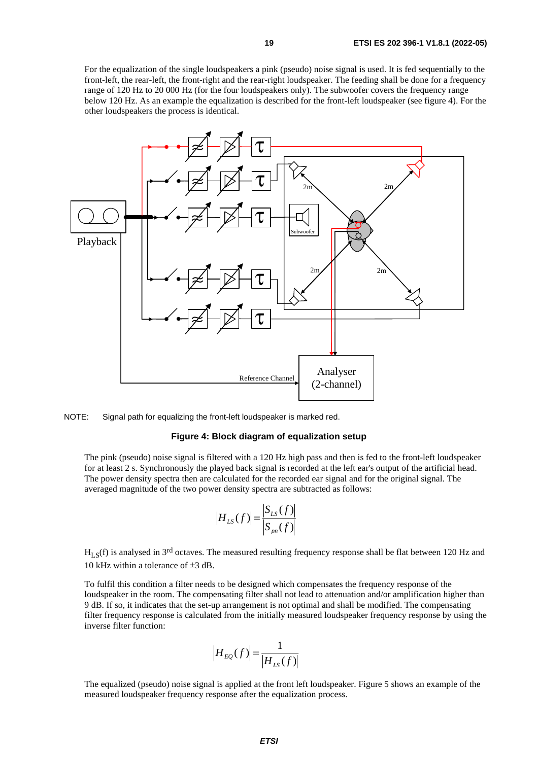For the equalization of the single loudspeakers a pink (pseudo) noise signal is used. It is fed sequentially to the front-left, the rear-left, the front-right and the rear-right loudspeaker. The feeding shall be done for a frequency range of 120 Hz to 20 000 Hz (for the four loudspeakers only). The subwoofer covers the frequency range below 120 Hz. As an example the equalization is described for the front-left loudspeaker (see figure 4). For the other loudspeakers the process is identical.

NOTE: Signal path for equalizing the front-left loudspeaker is marked red.

**Figure 4: Block diagram of equalization setup**

The pink (pseudo) noise signal is filtered with a 120 Hz high pass and then is fed to the front-left loudspeaker for at least 2 s. Synchronously the played back signal is recorded at the left ear's output of the artificial head. The power density spectra then are calculated for the recorded ear signal and for the original signal. The averaged magnitude of the two power density spectra are subtracted as follows:

$$\left|H_{LS}(f)\right| = \frac{\left|S_{LS}(f)\right|}{\left|S_{pn}(f)\right|}$$

$H_{LS}(f)$ is analysed in 3rd octaves. The measured resulting frequency response shall be flat between 120 Hz and 10 kHz within a tolerance of ±3 dB.

To fulfil this condition a filter needs to be designed which compensates the frequency response of the loudspeaker in the room. The compensating filter shall not lead to attenuation and/or amplification higher than 9 dB. If so, it indicates that the set-up arrangement is not optimal and shall be modified. The compensating filter frequency response is calculated from the initially measured loudspeaker frequency response by using the inverse filter function:

$$\left|H_{EQ}(f)\right| = \frac{1}{\left|H_{LS}(f)\right|}$$

The equalized (pseudo) noise signal is applied at the front left loudspeaker. Figure 5 shows an example of the measured loudspeaker frequency response after the equalization process.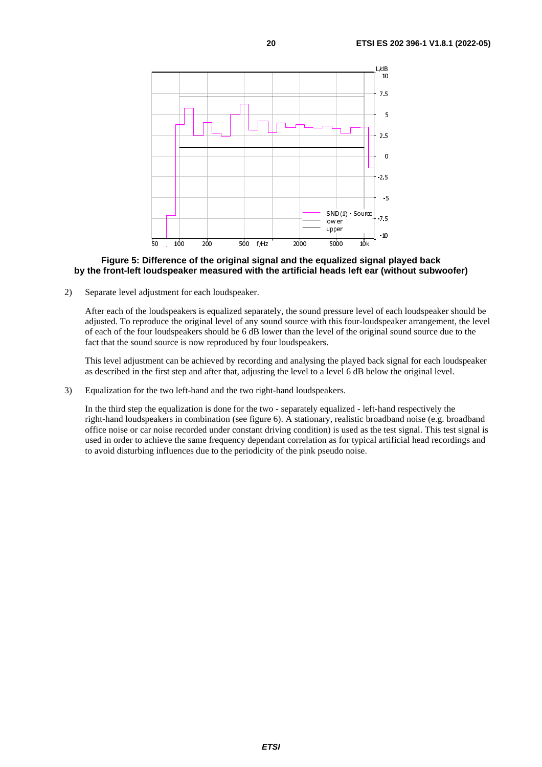**Figure 5: Difference of the original signal and the equalized signal played back by the front-left loudspeaker measured with the artificial heads left ear (without subwoofer)**

2) Separate level adjustment for each loudspeaker.

   After each of the loudspeakers is equalized separately, the sound pressure level of each loudspeaker should be adjusted. To reproduce the original level of any sound source with this four-loudspeaker arrangement, the level of each of the four loudspeakers should be 6 dB lower than the level of the original sound source due to the fact that the sound source is now reproduced by four loudspeakers.

   This level adjustment can be achieved by recording and analysing the played back signal for each loudspeaker as described in the first step and after that, adjusting the level to a level 6 dB below the original level.

3) Equalization for the two left-hand and the two right-hand loudspeakers.

   In the third step the equalization is done for the two - separately equalized - left-hand respectively the right-hand loudspeakers in combination (see figure 6). A stationary, realistic broadband noise (e.g. broadband office noise or car noise recorded under constant driving condition) is used as the test signal. This test signal is used in order to achieve the same frequency dependant correlation as for typical artificial head recordings and to avoid disturbing influences due to the periodicity of the pink pseudo noise.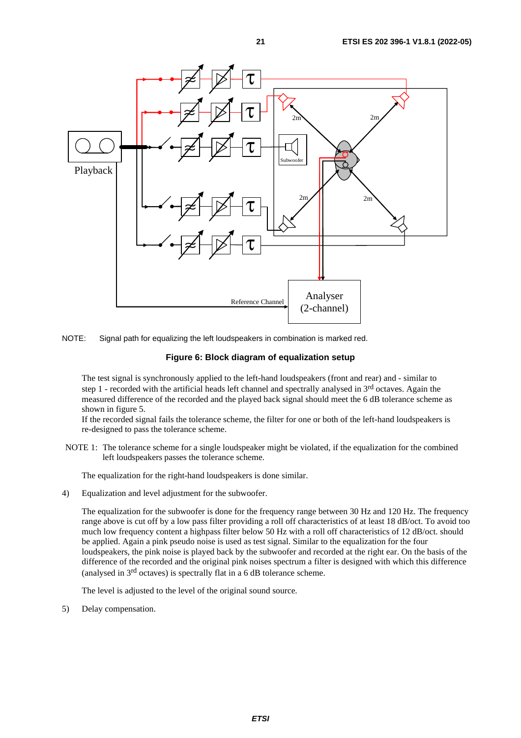NOTE: Signal path for equalizing the left loudspeakers in combination is marked red.

**Figure 6: Block diagram of equalization setup**

The test signal is synchronously applied to the left-hand loudspeakers (front and rear) and - similar to step 1 - recorded with the artificial heads left channel and spectrally analysed in 3rd octaves. Again the measured difference of the recorded and the played back signal should meet the 6 dB tolerance scheme as shown in figure 5.

If the recorded signal fails the tolerance scheme, the filter for one or both of the left-hand loudspeakers is re-designed to pass the tolerance scheme.

NOTE 1: The tolerance scheme for a single loudspeaker might be violated, if the equalization for the combined left loudspeakers passes the tolerance scheme.

The equalization for the right-hand loudspeakers is done similar.

4) Equalization and level adjustment for the subwoofer.

The equalization for the subwoofer is done for the frequency range between 30 Hz and 120 Hz. The frequency range above is cut off by a low pass filter providing a roll off characteristics of at least 18 dB/oct. To avoid too much low frequency content a highpass filter below 50 Hz with a roll off characteristics of 12 dB/oct. should be applied. Again a pink pseudo noise is used as test signal. Similar to the equalization for the four loudspeakers, the pink noise is played back by the subwoofer and recorded at the right ear. On the basis of the difference of the recorded and the original pink noises spectrum a filter is designed with which this difference (analysed in 3rd octaves) is spectrally flat in a 6 dB tolerance scheme.

The level is adjusted to the level of the original sound source.

5) Delay compensation.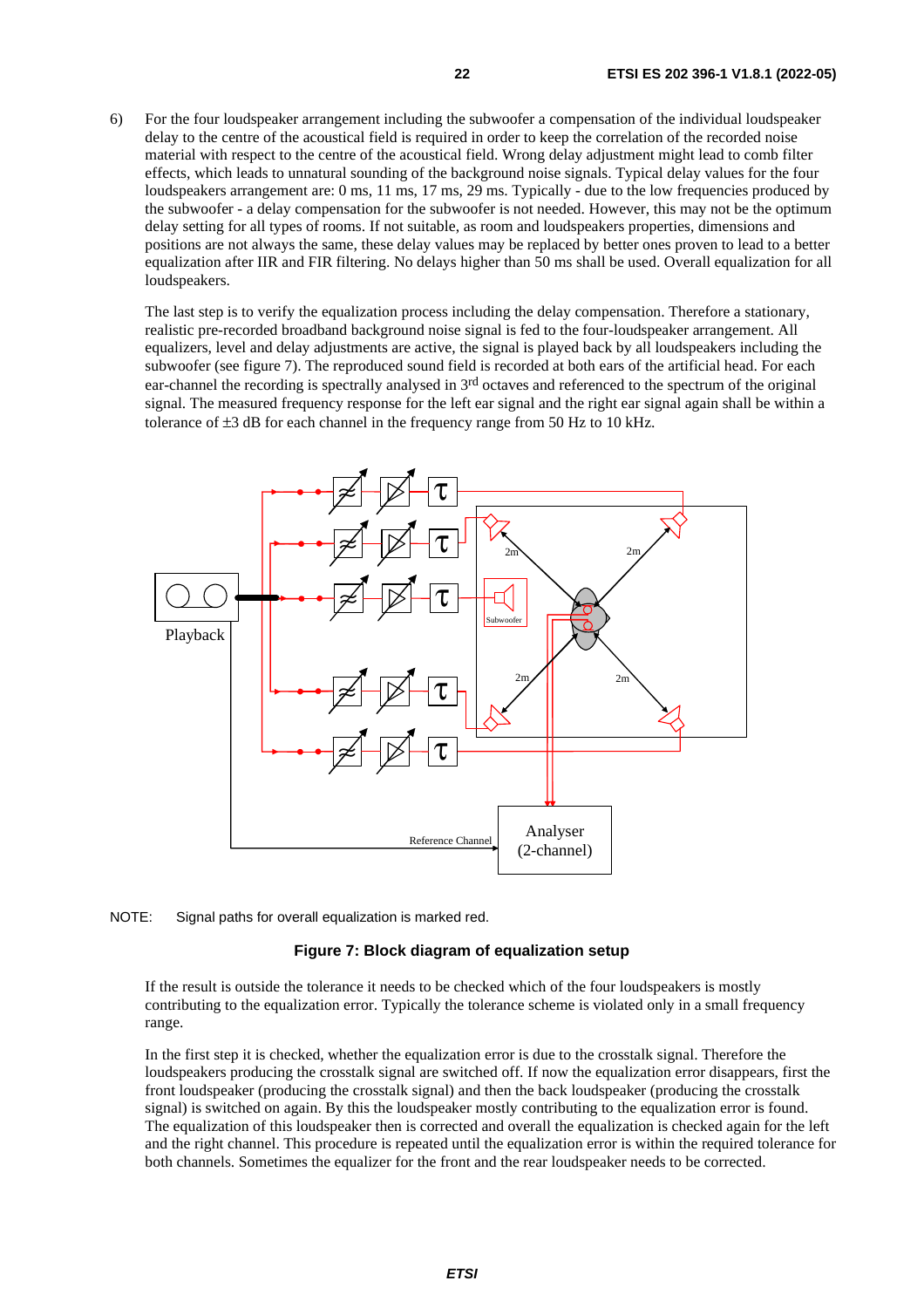6) For the four loudspeaker arrangement including the subwoofer a compensation of the individual loudspeaker delay to the centre of the acoustical field is required in order to keep the correlation of the recorded noise material with respect to the centre of the acoustical field. Wrong delay adjustment might lead to comb filter effects, which leads to unnatural sounding of the background noise signals. Typical delay values for the four loudspeakers arrangement are: 0 ms, 11 ms, 17 ms, 29 ms. Typically - due to the low frequencies produced by the subwoofer - a delay compensation for the subwoofer is not needed. However, this may not be the optimum delay setting for all types of rooms. If not suitable, as room and loudspeakers properties, dimensions and positions are not always the same, these delay values may be replaced by better ones proven to lead to a better equalization after IIR and FIR filtering. No delays higher than 50 ms shall be used. Overall equalization for all loudspeakers.

   The last step is to verify the equalization process including the delay compensation. Therefore a stationary, realistic pre-recorded broadband background noise signal is fed to the four-loudspeaker arrangement. All equalizers, level and delay adjustments are active, the signal is played back by all loudspeakers including the subwoofer (see figure 7). The reproduced sound field is recorded at both ears of the artificial head. For each ear-channel the recording is spectrally analysed in 3rd octaves and referenced to the spectrum of the original signal. The measured frequency response for the left ear signal and the right ear signal again shall be within a tolerance of ±3 dB for each channel in the frequency range from 50 Hz to 10 kHz.

NOTE: Signal paths for overall equalization is marked red.

**Figure 7: Block diagram of equalization setup**

   If the result is outside the tolerance it needs to be checked which of the four loudspeakers is mostly contributing to the equalization error. Typically the tolerance scheme is violated only in a small frequency range.

   In the first step it is checked, whether the equalization error is due to the crosstalk signal. Therefore the loudspeakers producing the crosstalk signal are switched off. If now the equalization error disappears, first the front loudspeaker (producing the crosstalk signal) and then the back loudspeaker (producing the crosstalk signal) is switched on again. By this the loudspeaker mostly contributing to the equalization error is found. The equalization of this loudspeaker then is corrected and overall the equalization is checked again for the left and the right channel. This procedure is repeated until the equalization error is within the required tolerance for both channels. Sometimes the equalizer for the front and the rear loudspeaker needs to be corrected.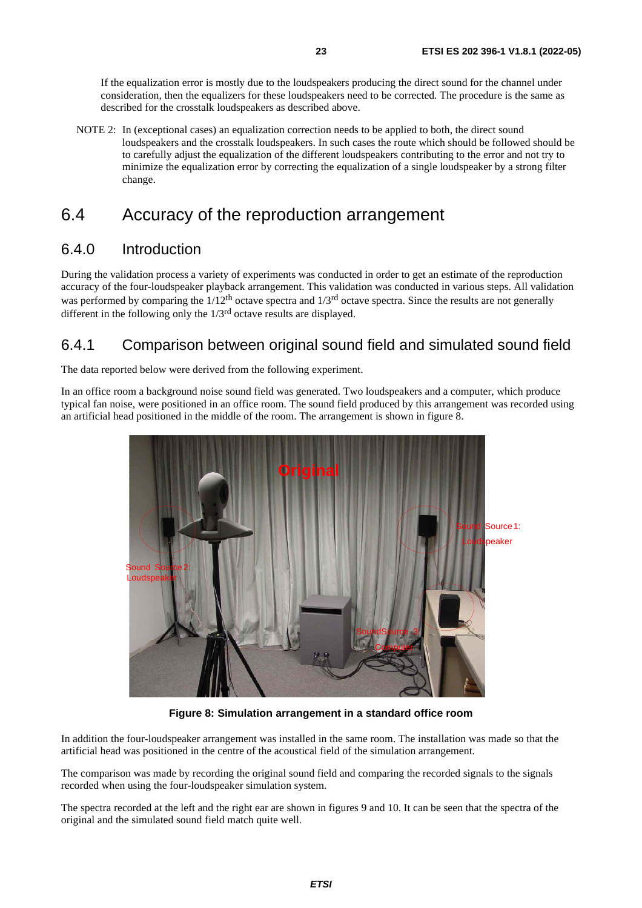If the equalization error is mostly due to the loudspeakers producing the direct sound for the channel under consideration, then the equalizers for these loudspeakers need to be corrected. The procedure is the same as described for the crosstalk loudspeakers as described above.

NOTE 2: In (exceptional cases) an equalization correction needs to be applied to both, the direct sound loudspeakers and the crosstalk loudspeakers. In such cases the route which should be followed should be to carefully adjust the equalization of the different loudspeakers contributing to the error and not try to minimize the equalization error by correcting the equalization of a single loudspeaker by a strong filter change.

## 6.4 Accuracy of the reproduction arrangement

### 6.4.0 Introduction

During the validation process a variety of experiments was conducted in order to get an estimate of the reproduction accuracy of the four-loudspeaker playback arrangement. This validation was conducted in various steps. All validation was performed by comparing the 1/12th octave spectra and 1/3rd octave spectra. Since the results are not generally different in the following only the 1/3rd octave results are displayed.

### 6.4.1 Comparison between original sound field and simulated sound field

The data reported below were derived from the following experiment.

In an office room a background noise sound field was generated. Two loudspeakers and a computer, which produce typical fan noise, were positioned in an office room. The sound field produced by this arrangement was recorded using an artificial head positioned in the middle of the room. The arrangement is shown in figure 8.

**Figure 8: Simulation arrangement in a standard office room**

In addition the four-loudspeaker arrangement was installed in the same room. The installation was made so that the artificial head was positioned in the centre of the acoustical field of the simulation arrangement.

The comparison was made by recording the original sound field and comparing the recorded signals to the signals recorded when using the four-loudspeaker simulation system.

The spectra recorded at the left and the right ear are shown in figures 9 and 10. It can be seen that the spectra of the original and the simulated sound field match quite well.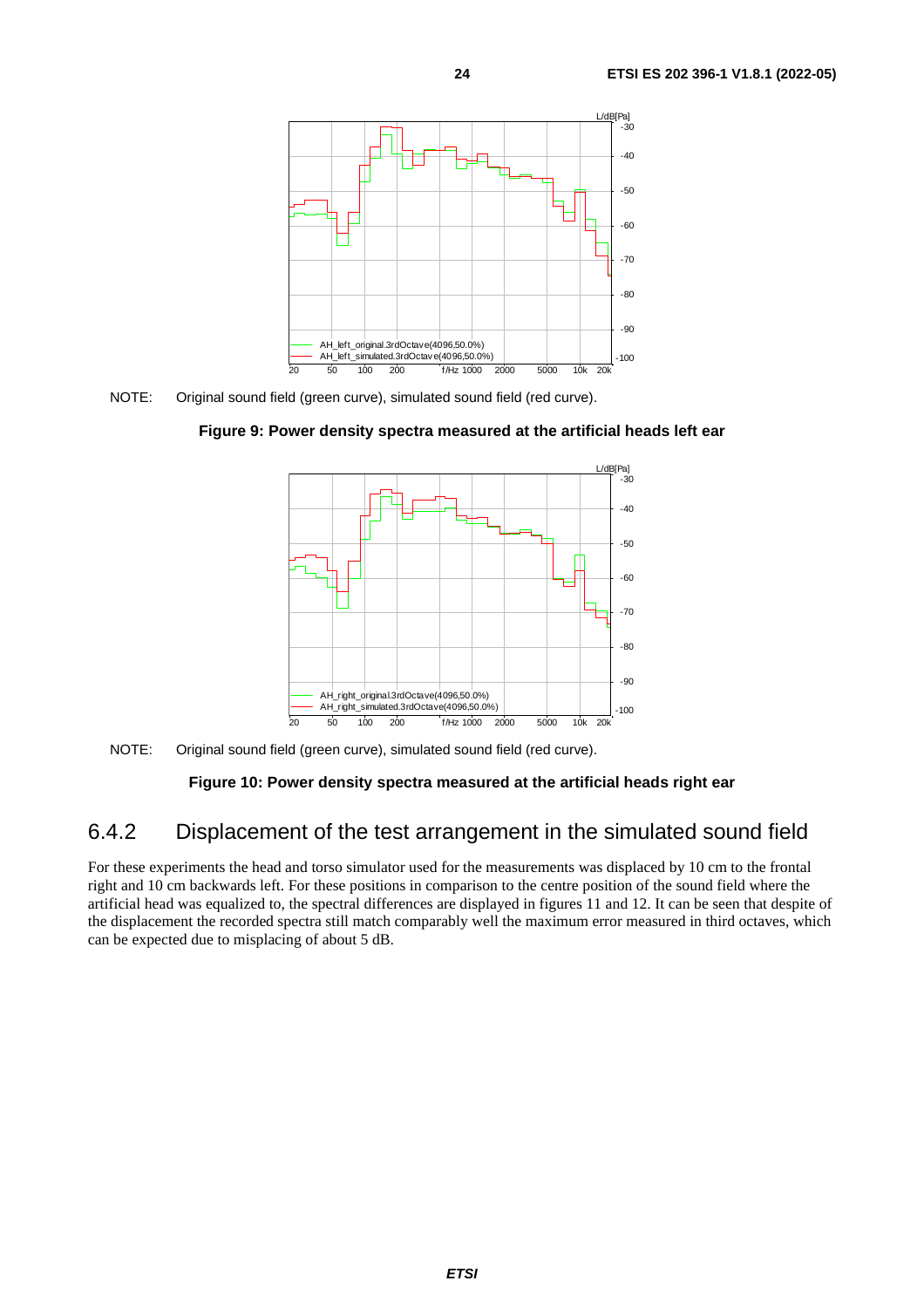NOTE: Original sound field (green curve), simulated sound field (red curve).

**Figure 9: Power density spectra measured at the artificial heads left ear**

NOTE: Original sound field (green curve), simulated sound field (red curve).

**Figure 10: Power density spectra measured at the artificial heads right ear**

### 6.4.2 Displacement of the test arrangement in the simulated sound field

For these experiments the head and torso simulator used for the measurements was displaced by 10 cm to the frontal right and 10 cm backwards left. For these positions in comparison to the centre position of the sound field where the artificial head was equalized to, the spectral differences are displayed in figures 11 and 12. It can be seen that despite of the displacement the recorded spectra still match comparably well the maximum error measured in third octaves, which can be expected due to misplacing of about 5 dB.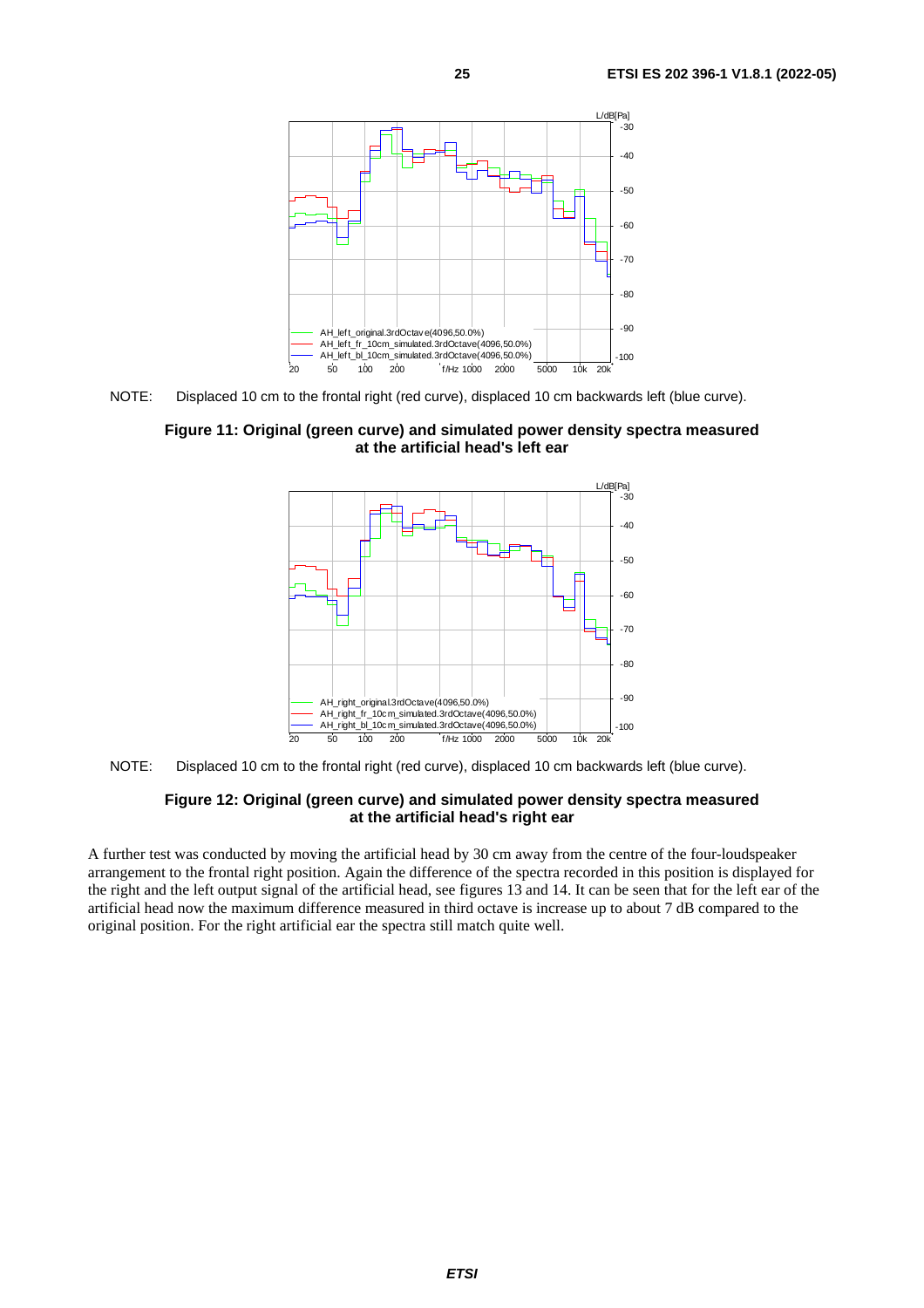NOTE: Displaced 10 cm to the frontal right (red curve), displaced 10 cm backwards left (blue curve).

**Figure 11: Original (green curve) and simulated power density spectra measured at the artificial head's left ear**

NOTE: Displaced 10 cm to the frontal right (red curve), displaced 10 cm backwards left (blue curve).

**Figure 12: Original (green curve) and simulated power density spectra measured at the artificial head's right ear**

A further test was conducted by moving the artificial head by 30 cm away from the centre of the four-loudspeaker arrangement to the frontal right position. Again the difference of the spectra recorded in this position is displayed for the right and the left output signal of the artificial head, see figures 13 and 14. It can be seen that for the left ear of the artificial head now the maximum difference measured in third octave is increase up to about 7 dB compared to the original position. For the right artificial ear the spectra still match quite well.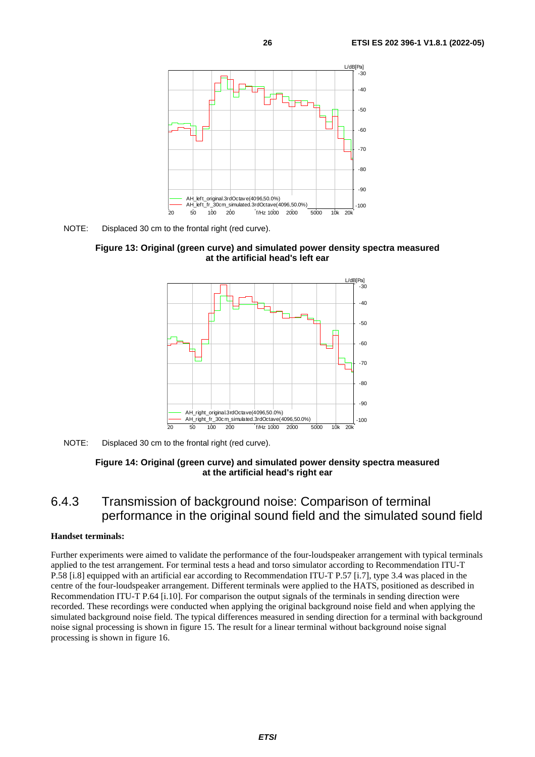NOTE: Displaced 30 cm to the frontal right (red curve).

**Figure 13: Original (green curve) and simulated power density spectra measured at the artificial head's left ear**

NOTE: Displaced 30 cm to the frontal right (red curve).

**Figure 14: Original (green curve) and simulated power density spectra measured at the artificial head's right ear**

### 6.4.3 Transmission of background noise: Comparison of terminal performance in the original sound field and the simulated sound field

**Handset terminals:**

Further experiments were aimed to validate the performance of the four-loudspeaker arrangement with typical terminals applied to the test arrangement. For terminal tests a head and torso simulator according to Recommendation ITU-T P.58 [i.8] equipped with an artificial ear according to Recommendation ITU-T P.57 [i.7], type 3.4 was placed in the centre of the four-loudspeaker arrangement. Different terminals were applied to the HATS, positioned as described in Recommendation ITU-T P.64 [i.10]. For comparison the output signals of the terminals in sending direction were recorded. These recordings were conducted when applying the original background noise field and when applying the simulated background noise field. The typical differences measured in sending direction for a terminal with background noise signal processing is shown in figure 15. The result for a linear terminal without background noise signal processing is shown in figure 16.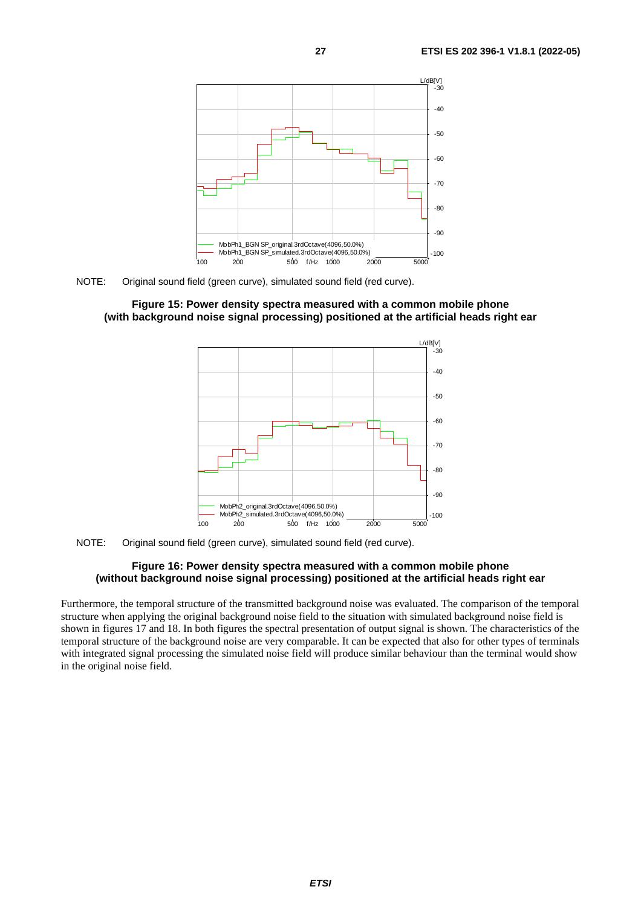NOTE: Original sound field (green curve), simulated sound field (red curve).

**Figure 15: Power density spectra measured with a common mobile phone (with background noise signal processing) positioned at the artificial heads right ear**

NOTE: Original sound field (green curve), simulated sound field (red curve).

**Figure 16: Power density spectra measured with a common mobile phone (without background noise signal processing) positioned at the artificial heads right ear**

Furthermore, the temporal structure of the transmitted background noise was evaluated. The comparison of the temporal structure when applying the original background noise field to the situation with simulated background noise field is shown in figures 17 and 18. In both figures the spectral presentation of output signal is shown. The characteristics of the temporal structure of the background noise are very comparable. It can be expected that also for other types of terminals with integrated signal processing the simulated noise field will produce similar behaviour than the terminal would show in the original noise field.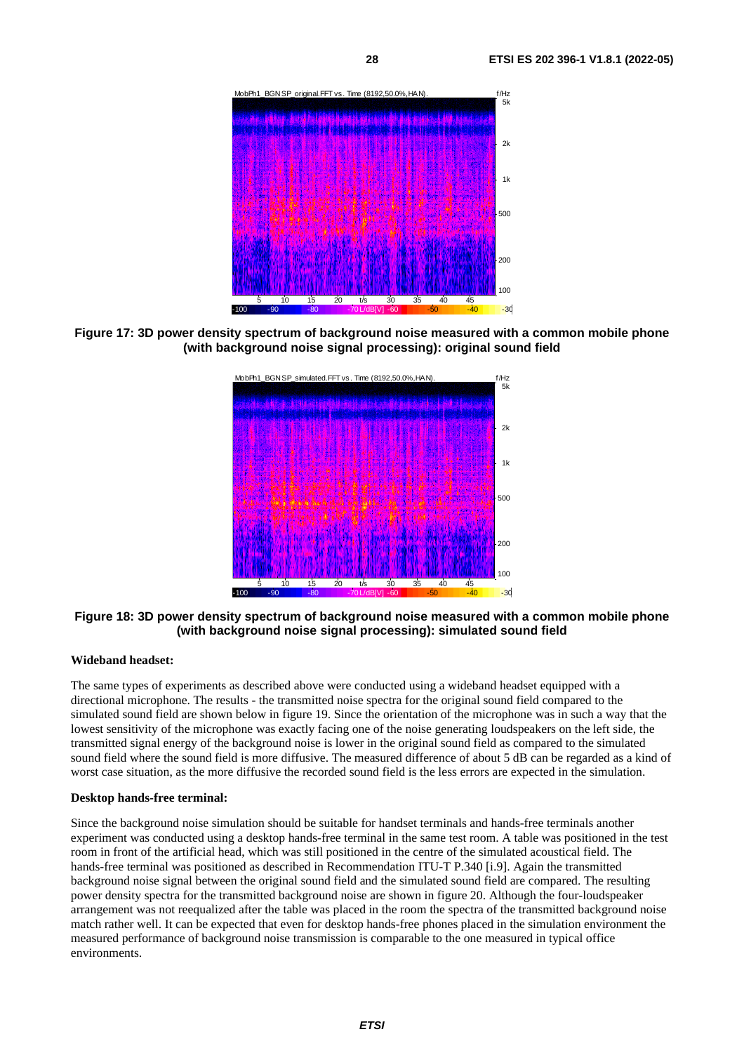**Figure 17: 3D power density spectrum of background noise measured with a common mobile phone (with background noise signal processing): original sound field**

**Figure 18: 3D power density spectrum of background noise measured with a common mobile phone (with background noise signal processing): simulated sound field**

**Wideband headset:**

The same types of experiments as described above were conducted using a wideband headset equipped with a directional microphone. The results - the transmitted noise spectra for the original sound field compared to the simulated sound field are shown below in figure 19. Since the orientation of the microphone was in such a way that the lowest sensitivity of the microphone was exactly facing one of the noise generating loudspeakers on the left side, the transmitted signal energy of the background noise is lower in the original sound field as compared to the simulated sound field where the sound field is more diffusive. The measured difference of about 5 dB can be regarded as a kind of worst case situation, as the more diffusive the recorded sound field is the less errors are expected in the simulation.

**Desktop hands-free terminal:**

Since the background noise simulation should be suitable for handset terminals and hands-free terminals another experiment was conducted using a desktop hands-free terminal in the same test room. A table was positioned in the test room in front of the artificial head, which was still positioned in the centre of the simulated acoustical field. The hands-free terminal was positioned as described in Recommendation ITU-T P.340 [i.9]. Again the transmitted background noise signal between the original sound field and the simulated sound field are compared. The resulting power density spectra for the transmitted background noise are shown in figure 20. Although the four-loudspeaker arrangement was not reequalized after the table was placed in the room the spectra of the transmitted background noise match rather well. It can be expected that even for desktop hands-free phones placed in the simulation environment the measured performance of background noise transmission is comparable to the one measured in typical office environments.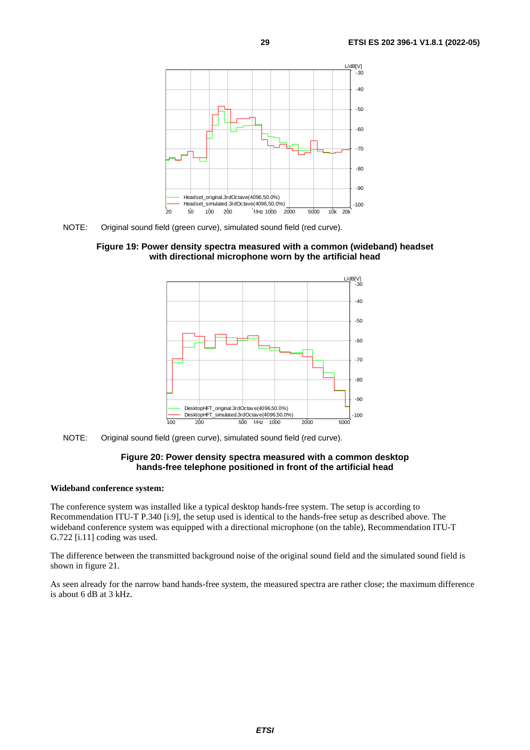NOTE: Original sound field (green curve), simulated sound field (red curve).

**Figure 19: Power density spectra measured with a common (wideband) headset with directional microphone worn by the artificial head**

NOTE: Original sound field (green curve), simulated sound field (red curve).

**Figure 20: Power density spectra measured with a common desktop hands-free telephone positioned in front of the artificial head**

**Wideband conference system:**

The conference system was installed like a typical desktop hands-free system. The setup is according to Recommendation ITU-T P.340 [i.9], the setup used is identical to the hands-free setup as described above. The wideband conference system was equipped with a directional microphone (on the table), Recommendation ITU-T G.722 [i.11] coding was used.

The difference between the transmitted background noise of the original sound field and the simulated sound field is shown in figure 21.

As seen already for the narrow band hands-free system, the measured spectra are rather close; the maximum difference is about 6 dB at 3 kHz.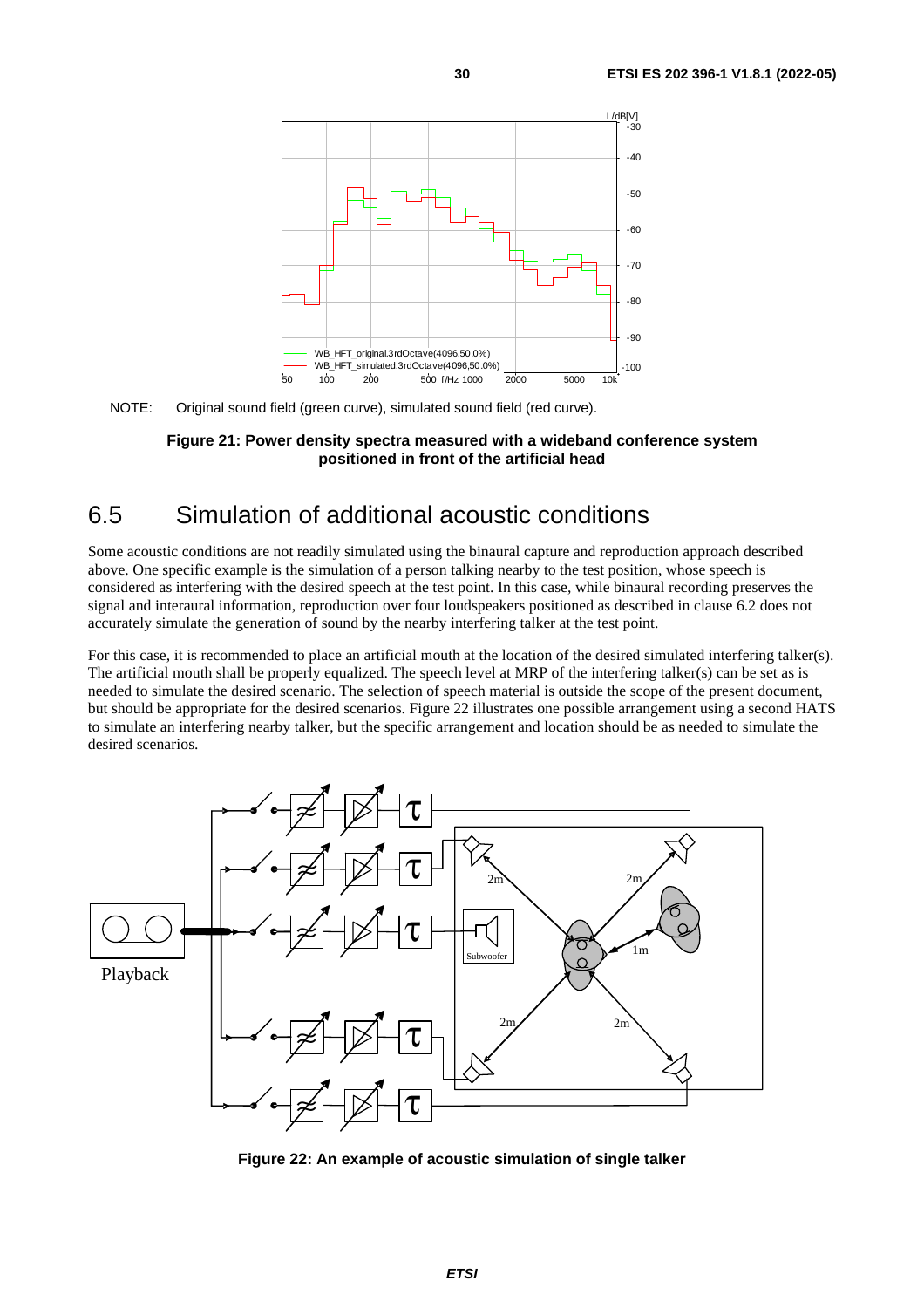NOTE: Original sound field (green curve), simulated sound field (red curve).

**Figure 21: Power density spectra measured with a wideband conference system positioned in front of the artificial head**

## 6.5 Simulation of additional acoustic conditions

Some acoustic conditions are not readily simulated using the binaural capture and reproduction approach described above. One specific example is the simulation of a person talking nearby to the test position, whose speech is considered as interfering with the desired speech at the test point. In this case, while binaural recording preserves the signal and interaural information, reproduction over four loudspeakers positioned as described in clause 6.2 does not accurately simulate the generation of sound by the nearby interfering talker at the test point.

For this case, it is recommended to place an artificial mouth at the location of the desired simulated interfering talker(s). The artificial mouth shall be properly equalized. The speech level at MRP of the interfering talker(s) can be set as is needed to simulate the desired scenario. The selection of speech material is outside the scope of the present document, but should be appropriate for the desired scenarios. Figure 22 illustrates one possible arrangement using a second HATS to simulate an interfering nearby talker, but the specific arrangement and location should be as needed to simulate the desired scenarios.

**Figure 22: An example of acoustic simulation of single talker**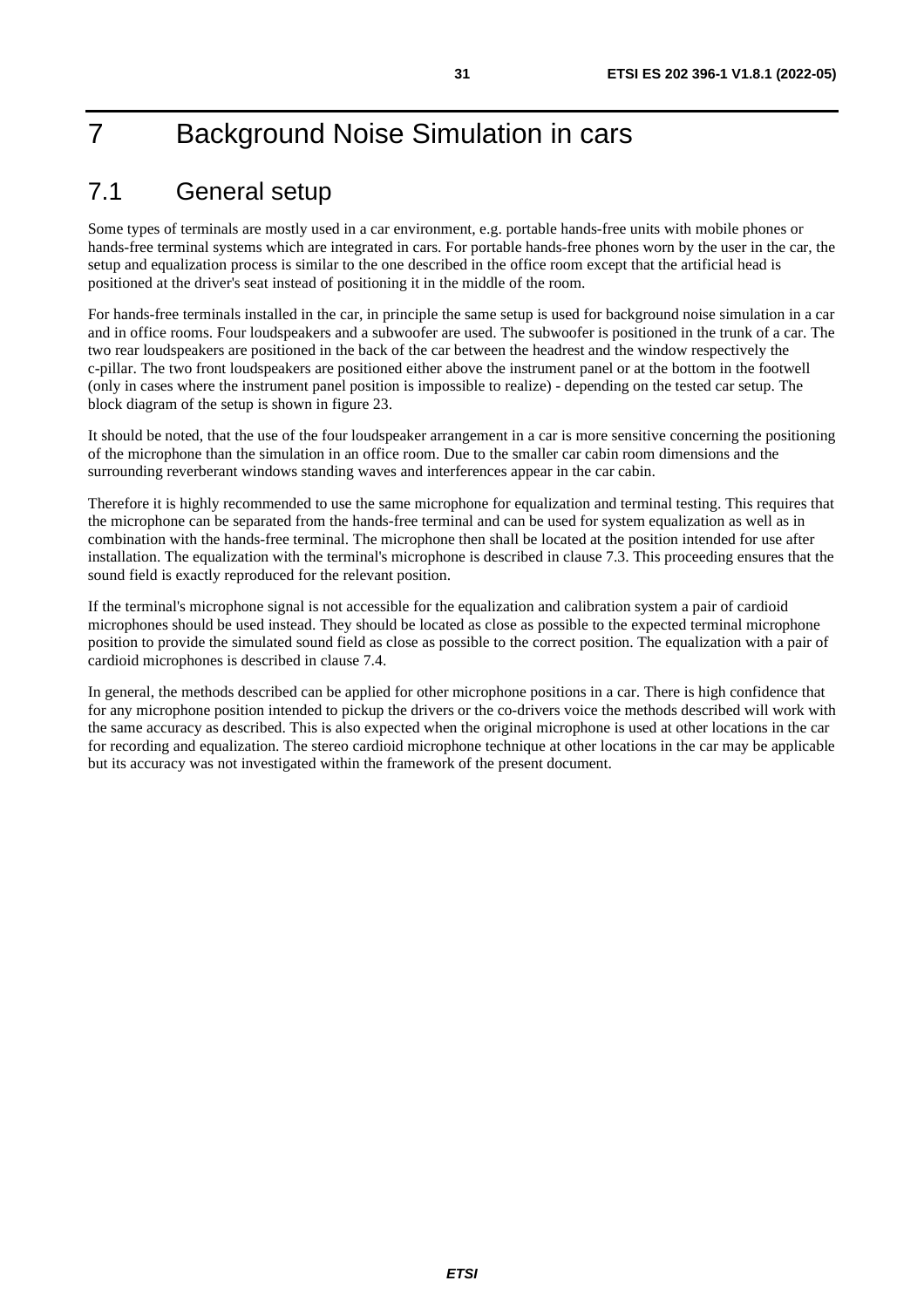# 7 Background Noise Simulation in cars

## 7.1 General setup

Some types of terminals are mostly used in a car environment, e.g. portable hands-free units with mobile phones or hands-free terminal systems which are integrated in cars. For portable hands-free phones worn by the user in the car, the setup and equalization process is similar to the one described in the office room except that the artificial head is positioned at the driver's seat instead of positioning it in the middle of the room.

For hands-free terminals installed in the car, in principle the same setup is used for background noise simulation in a car and in office rooms. Four loudspeakers and a subwoofer are used. The subwoofer is positioned in the trunk of a car. The two rear loudspeakers are positioned in the back of the car between the headrest and the window respectively the c-pillar. The two front loudspeakers are positioned either above the instrument panel or at the bottom in the footwell (only in cases where the instrument panel position is impossible to realize) - depending on the tested car setup. The block diagram of the setup is shown in figure 23.

It should be noted, that the use of the four loudspeaker arrangement in a car is more sensitive concerning the positioning of the microphone than the simulation in an office room. Due to the smaller car cabin room dimensions and the surrounding reverberant windows standing waves and interferences appear in the car cabin.

Therefore it is highly recommended to use the same microphone for equalization and terminal testing. This requires that the microphone can be separated from the hands-free terminal and can be used for system equalization as well as in combination with the hands-free terminal. The microphone then shall be located at the position intended for use after installation. The equalization with the terminal's microphone is described in clause 7.3. This proceeding ensures that the sound field is exactly reproduced for the relevant position.

If the terminal's microphone signal is not accessible for the equalization and calibration system a pair of cardioid microphones should be used instead. They should be located as close as possible to the expected terminal microphone position to provide the simulated sound field as close as possible to the correct position. The equalization with a pair of cardioid microphones is described in clause 7.4.

In general, the methods described can be applied for other microphone positions in a car. There is high confidence that for any microphone position intended to pickup the drivers or the co-drivers voice the methods described will work with the same accuracy as described. This is also expected when the original microphone is used at other locations in the car for recording and equalization. The stereo cardioid microphone technique at other locations in the car may be applicable but its accuracy was not investigated within the framework of the present document.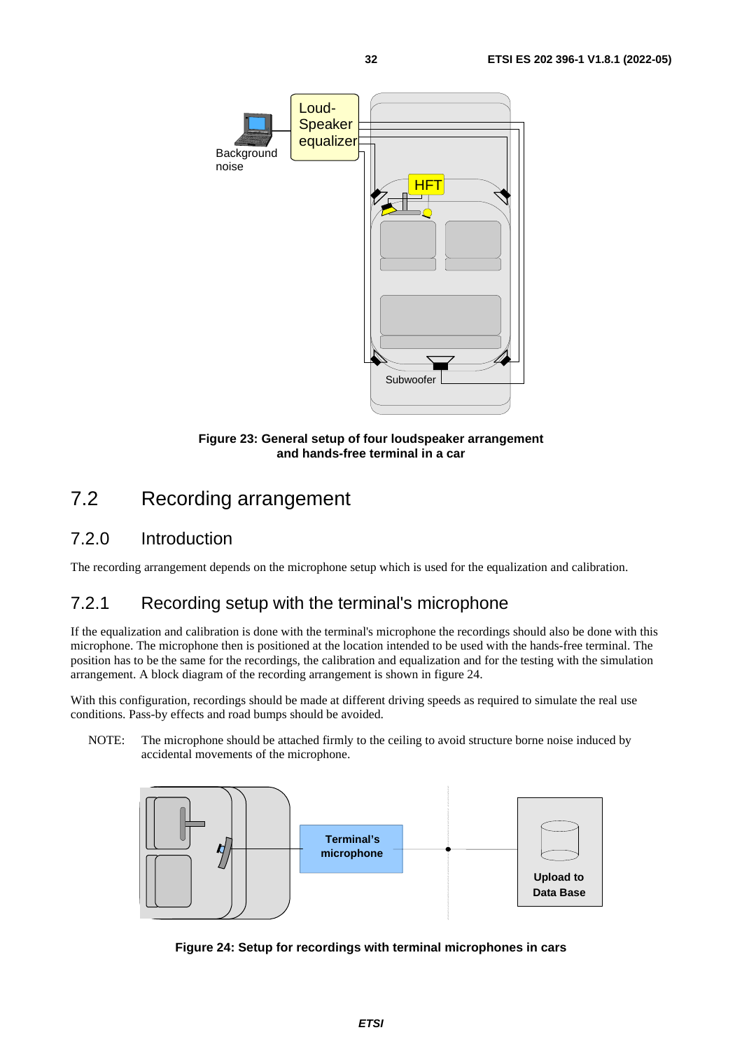Figure 23: General setup of four loudspeaker arrangement and hands-free terminal in a car

## 7.2 Recording arrangement

### 7.2.0 Introduction

The recording arrangement depends on the microphone setup which is used for the equalization and calibration.

### 7.2.1 Recording setup with the terminal's microphone

If the equalization and calibration is done with the terminal's microphone the recordings should also be done with this microphone. The microphone then is positioned at the location intended to be used with the hands-free terminal. The position has to be the same for the recordings, the calibration and equalization and for the testing with the simulation arrangement. A block diagram of the recording arrangement is shown in figure 24.

With this configuration, recordings should be made at different driving speeds as required to simulate the real use conditions. Pass-by effects and road bumps should be avoided.

NOTE: The microphone should be attached firmly to the ceiling to avoid structure borne noise induced by accidental movements of the microphone.

Figure 24: Setup for recordings with terminal microphones in cars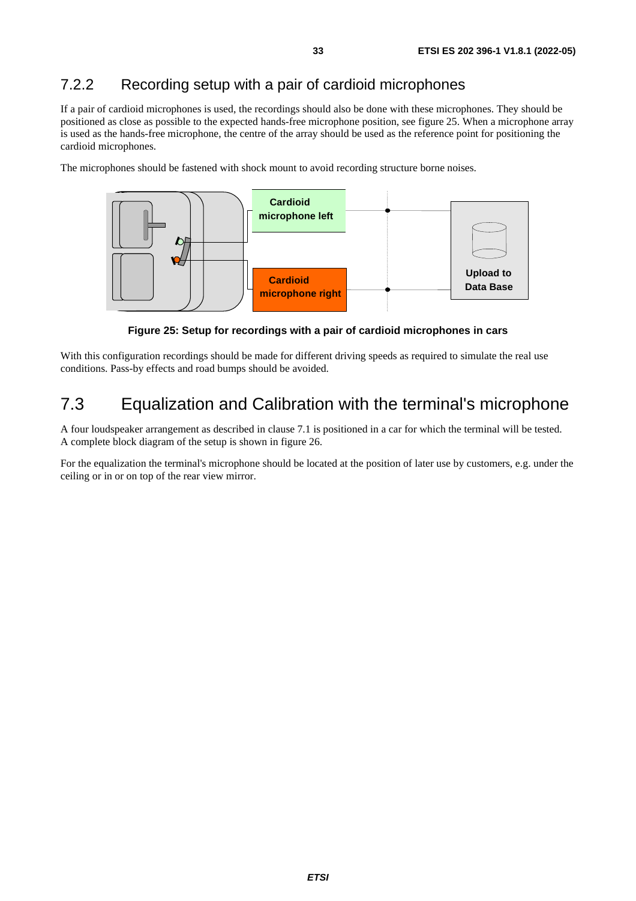### 7.2.2 Recording setup with a pair of cardioid microphones

If a pair of cardioid microphones is used, the recordings should also be done with these microphones. They should be positioned as close as possible to the expected hands-free microphone position, see figure 25. When a microphone array is used as the hands-free microphone, the centre of the array should be used as the reference point for positioning the cardioid microphones.

The microphones should be fastened with shock mount to avoid recording structure borne noises.

Cardioid microphone left

Cardioid microphone right

Upload to Data Base

**Figure 25: Setup for recordings with a pair of cardioid microphones in cars**

With this configuration recordings should be made for different driving speeds as required to simulate the real use conditions. Pass-by effects and road bumps should be avoided.

## 7.3 Equalization and Calibration with the terminal's microphone

A four loudspeaker arrangement as described in clause 7.1 is positioned in a car for which the terminal will be tested. A complete block diagram of the setup is shown in figure 26.

For the equalization the terminal's microphone should be located at the position of later use by customers, e.g. under the ceiling or in or on top of the rear view mirror.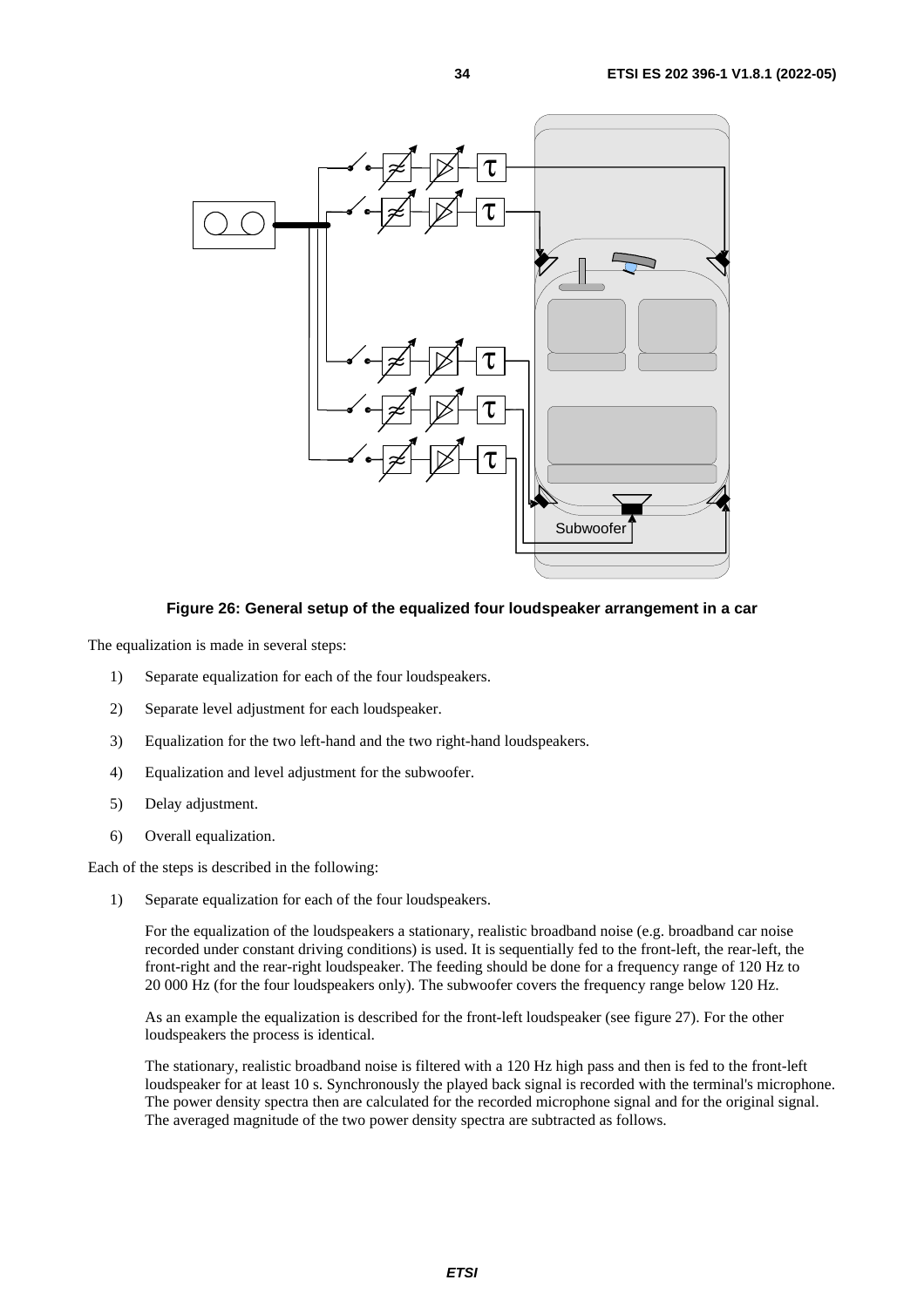**Figure 26: General setup of the equalized four loudspeaker arrangement in a car**

The equalization is made in several steps:

1) Separate equalization for each of the four loudspeakers.
2) Separate level adjustment for each loudspeaker.
3) Equalization for the two left-hand and the two right-hand loudspeakers.
4) Equalization and level adjustment for the subwoofer.
5) Delay adjustment.
6) Overall equalization.

Each of the steps is described in the following:

1) Separate equalization for each of the four loudspeakers.

   For the equalization of the loudspeakers a stationary, realistic broadband noise (e.g. broadband car noise recorded under constant driving conditions) is used. It is sequentially fed to the front-left, the rear-left, the front-right and the rear-right loudspeaker. The feeding should be done for a frequency range of 120 Hz to 20 000 Hz (for the four loudspeakers only). The subwoofer covers the frequency range below 120 Hz.

   As an example the equalization is described for the front-left loudspeaker (see figure 27). For the other loudspeakers the process is identical.

   The stationary, realistic broadband noise is filtered with a 120 Hz high pass and then is fed to the front-left loudspeaker for at least 10 s. Synchronously the played back signal is recorded with the terminal's microphone. The power density spectra then are calculated for the recorded microphone signal and for the original signal. The averaged magnitude of the two power density spectra are subtracted as follows.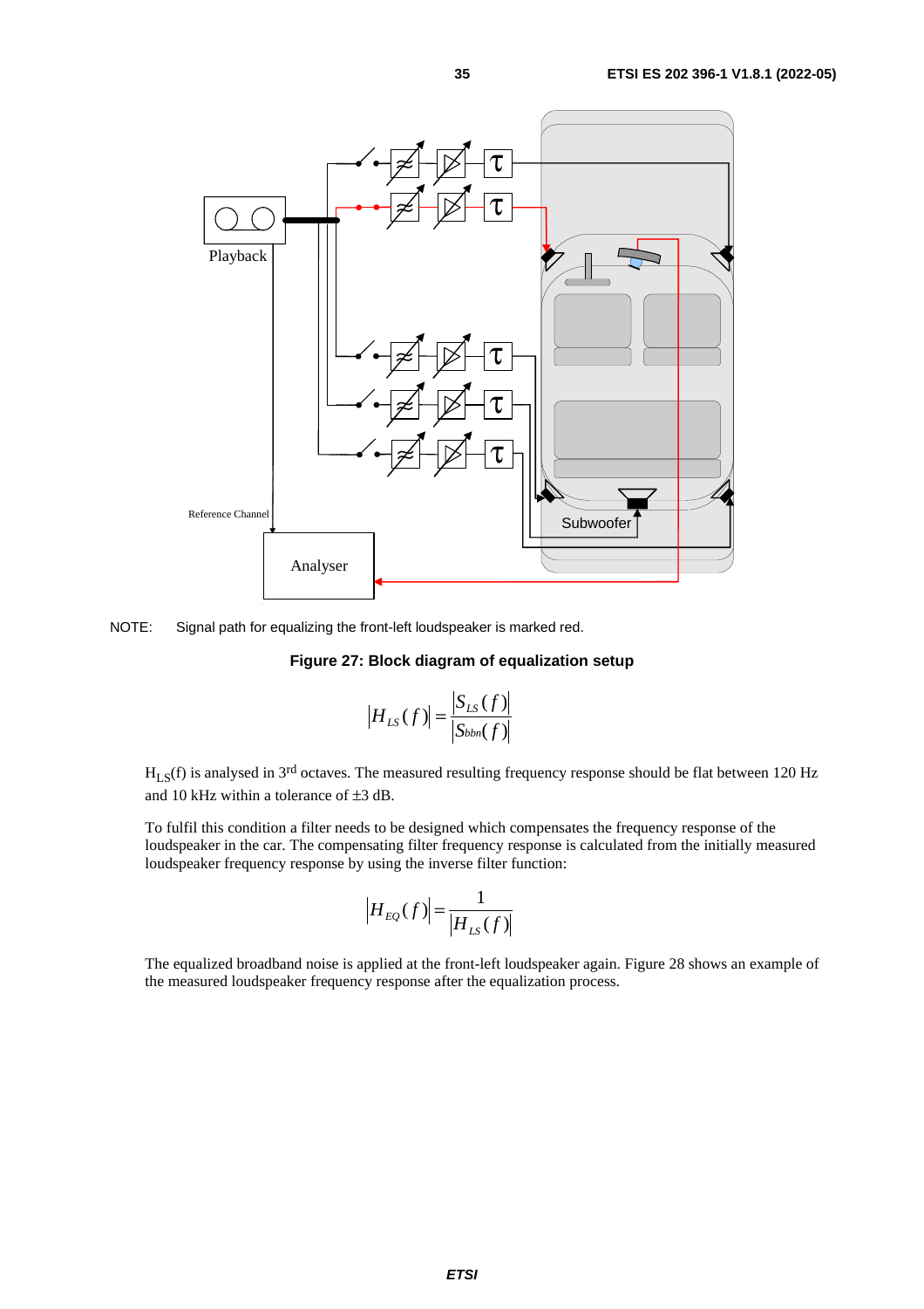NOTE: Signal path for equalizing the front-left loudspeaker is marked red.

**Figure 27: Block diagram of equalization setup**

$$|H_{LS}(f)| = \frac{|S_{LS}(f)|}{|S_{bbn}(f)|}$$

$H_{LS}(f)$ is analysed in 3rd octaves. The measured resulting frequency response should be flat between 120 Hz and 10 kHz within a tolerance of ±3 dB.

To fulfil this condition a filter needs to be designed which compensates the frequency response of the loudspeaker in the car. The compensating filter frequency response is calculated from the initially measured loudspeaker frequency response by using the inverse filter function:

$$|H_{EQ}(f)| = \frac{1}{|H_{LS}(f)|}$$

The equalized broadband noise is applied at the front-left loudspeaker again. Figure 28 shows an example of the measured loudspeaker frequency response after the equalization process.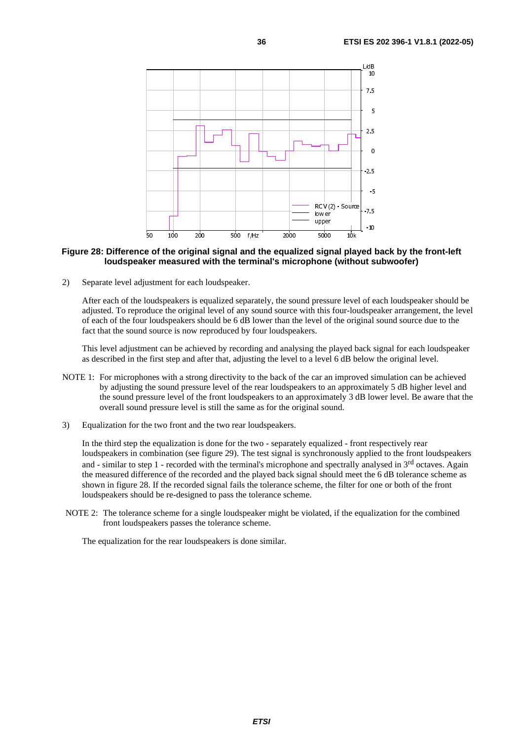**Figure 28: Difference of the original signal and the equalized signal played back by the front-left loudspeaker measured with the terminal's microphone (without subwoofer)**

2) Separate level adjustment for each loudspeaker.

   After each of the loudspeakers is equalized separately, the sound pressure level of each loudspeaker should be adjusted. To reproduce the original level of any sound source with this four-loudspeaker arrangement, the level of each of the four loudspeakers should be 6 dB lower than the level of the original sound source due to the fact that the sound source is now reproduced by four loudspeakers.

   This level adjustment can be achieved by recording and analysing the played back signal for each loudspeaker as described in the first step and after that, adjusting the level to a level 6 dB below the original level.

NOTE 1: For microphones with a strong directivity to the back of the car an improved simulation can be achieved by adjusting the sound pressure level of the rear loudspeakers to an approximately 5 dB higher level and the sound pressure level of the front loudspeakers to an approximately 3 dB lower level. Be aware that the overall sound pressure level is still the same as for the original sound.

3) Equalization for the two front and the two rear loudspeakers.

   In the third step the equalization is done for the two - separately equalized - front respectively rear loudspeakers in combination (see figure 29). The test signal is synchronously applied to the front loudspeakers and - similar to step 1 - recorded with the terminal's microphone and spectrally analysed in 3rd octaves. Again the measured difference of the recorded and the played back signal should meet the 6 dB tolerance scheme as shown in figure 28. If the recorded signal fails the tolerance scheme, the filter for one or both of the front loudspeakers should be re-designed to pass the tolerance scheme.

NOTE 2: The tolerance scheme for a single loudspeaker might be violated, if the equalization for the combined front loudspeakers passes the tolerance scheme.

The equalization for the rear loudspeakers is done similar.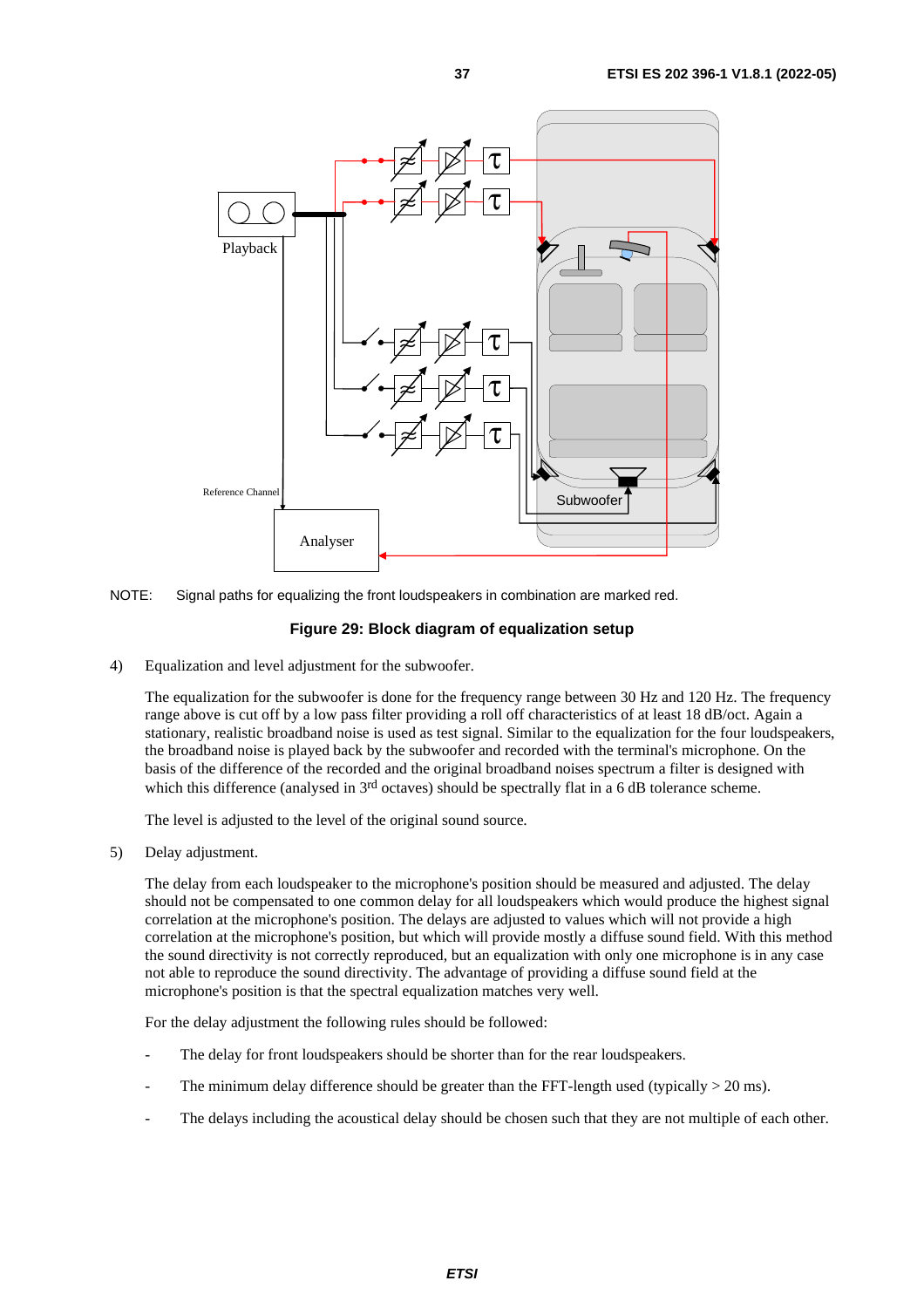NOTE: Signal paths for equalizing the front loudspeakers in combination are marked red.

**Figure 29: Block diagram of equalization setup**

4) Equalization and level adjustment for the subwoofer.

   The equalization for the subwoofer is done for the frequency range between 30 Hz and 120 Hz. The frequency range above is cut off by a low pass filter providing a roll off characteristics of at least 18 dB/oct. Again a stationary, realistic broadband noise is used as test signal. Similar to the equalization for the four loudspeakers, the broadband noise is played back by the subwoofer and recorded with the terminal's microphone. On the basis of the difference of the recorded and the original broadband noises spectrum a filter is designed with which this difference (analysed in 3rd octaves) should be spectrally flat in a 6 dB tolerance scheme.

   The level is adjusted to the level of the original sound source.

5) Delay adjustment.

   The delay from each loudspeaker to the microphone's position should be measured and adjusted. The delay should not be compensated to one common delay for all loudspeakers which would produce the highest signal correlation at the microphone's position. The delays are adjusted to values which will not provide a high correlation at the microphone's position, but which will provide mostly a diffuse sound field. With this method the sound directivity is not correctly reproduced, but an equalization with only one microphone is in any case not able to reproduce the sound directivity. The advantage of providing a diffuse sound field at the microphone's position is that the spectral equalization matches very well.

   For the delay adjustment the following rules should be followed:

   - The delay for front loudspeakers should be shorter than for the rear loudspeakers.
   - The minimum delay difference should be greater than the FFT-length used (typically > 20 ms).
   - The delays including the acoustical delay should be chosen such that they are not multiple of each other.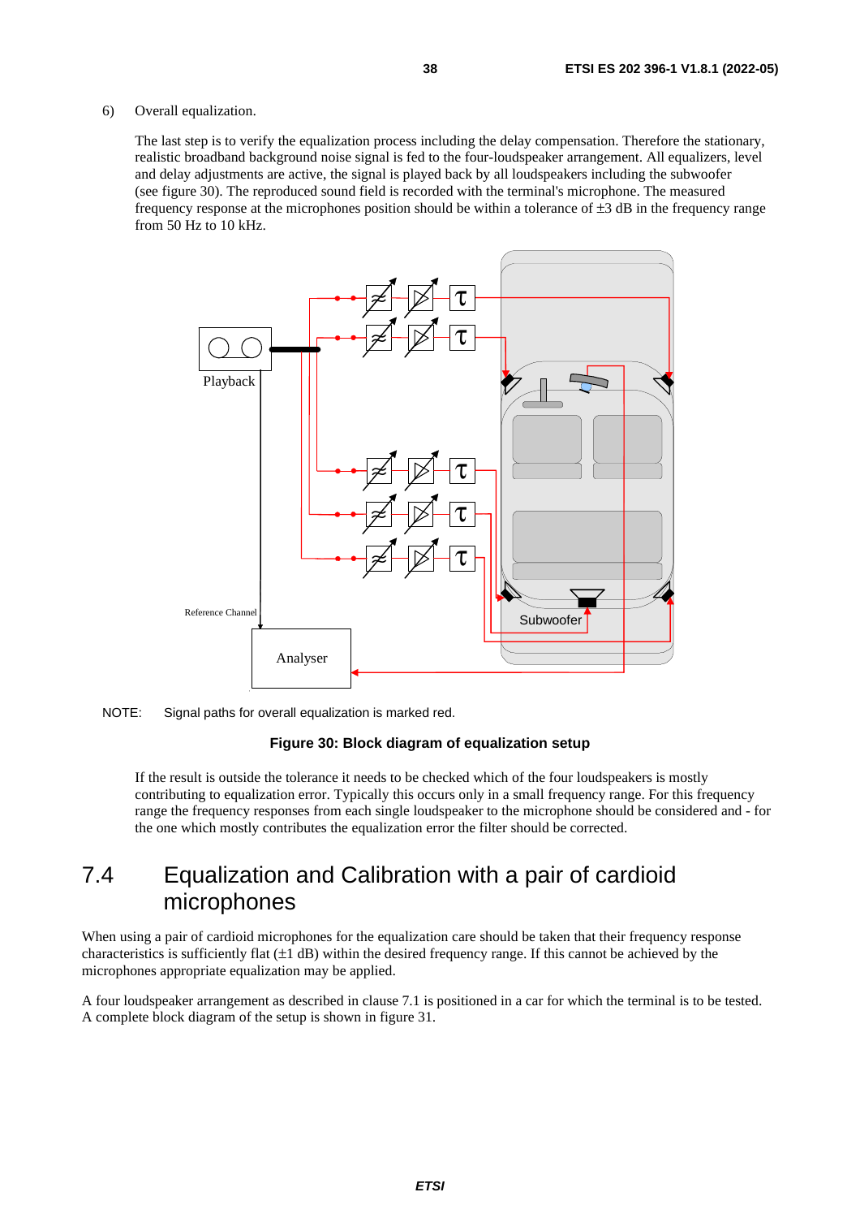6) Overall equalization.

The last step is to verify the equalization process including the delay compensation. Therefore the stationary, realistic broadband background noise signal is fed to the four-loudspeaker arrangement. All equalizers, level and delay adjustments are active, the signal is played back by all loudspeakers including the subwoofer (see figure 30). The reproduced sound field is recorded with the terminal's microphone. The measured frequency response at the microphones position should be within a tolerance of ±3 dB in the frequency range from 50 Hz to 10 kHz.

NOTE: Signal paths for overall equalization is marked red.

**Figure 30: Block diagram of equalization setup**

If the result is outside the tolerance it needs to be checked which of the four loudspeakers is mostly contributing to equalization error. Typically this occurs only in a small frequency range. For this frequency range the frequency responses from each single loudspeaker to the microphone should be considered and - for the one which mostly contributes the equalization error the filter should be corrected.

# 7.4 Equalization and Calibration with a pair of cardioid microphones

When using a pair of cardioid microphones for the equalization care should be taken that their frequency response characteristics is sufficiently flat (±1 dB) within the desired frequency range. If this cannot be achieved by the microphones appropriate equalization may be applied.

A four loudspeaker arrangement as described in clause 7.1 is positioned in a car for which the terminal is to be tested. A complete block diagram of the setup is shown in figure 31.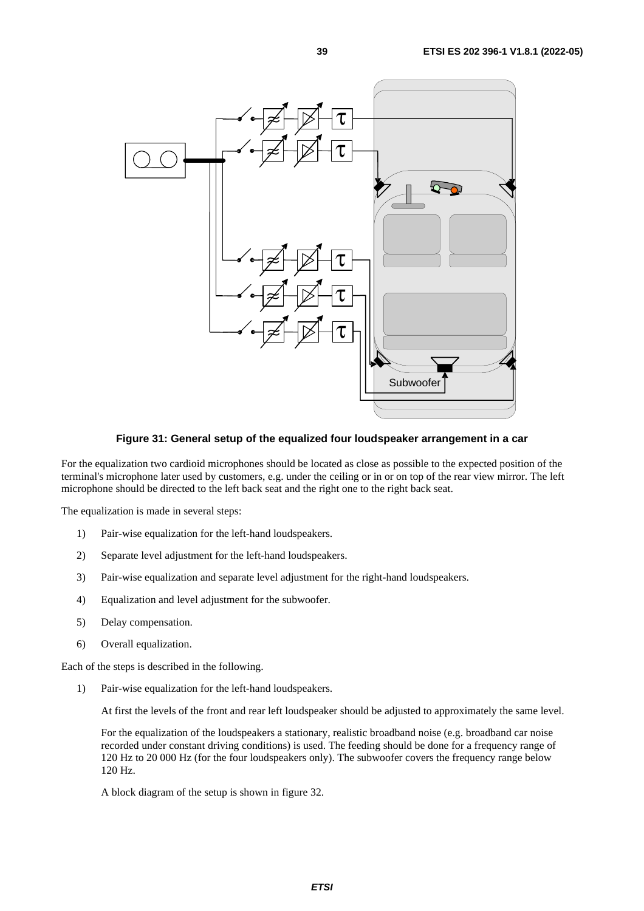**Figure 31: General setup of the equalized four loudspeaker arrangement in a car**

For the equalization two cardioid microphones should be located as close as possible to the expected position of the terminal's microphone later used by customers, e.g. under the ceiling or in or on top of the rear view mirror. The left microphone should be directed to the left back seat and the right one to the right back seat.

The equalization is made in several steps:

1) Pair-wise equalization for the left-hand loudspeakers.
2) Separate level adjustment for the left-hand loudspeakers.
3) Pair-wise equalization and separate level adjustment for the right-hand loudspeakers.
4) Equalization and level adjustment for the subwoofer.
5) Delay compensation.
6) Overall equalization.

Each of the steps is described in the following.

1) Pair-wise equalization for the left-hand loudspeakers.

   At first the levels of the front and rear left loudspeaker should be adjusted to approximately the same level.

   For the equalization of the loudspeakers a stationary, realistic broadband noise (e.g. broadband car noise recorded under constant driving conditions) is used. The feeding should be done for a frequency range of 120 Hz to 20 000 Hz (for the four loudspeakers only). The subwoofer covers the frequency range below 120 Hz.

   A block diagram of the setup is shown in figure 32.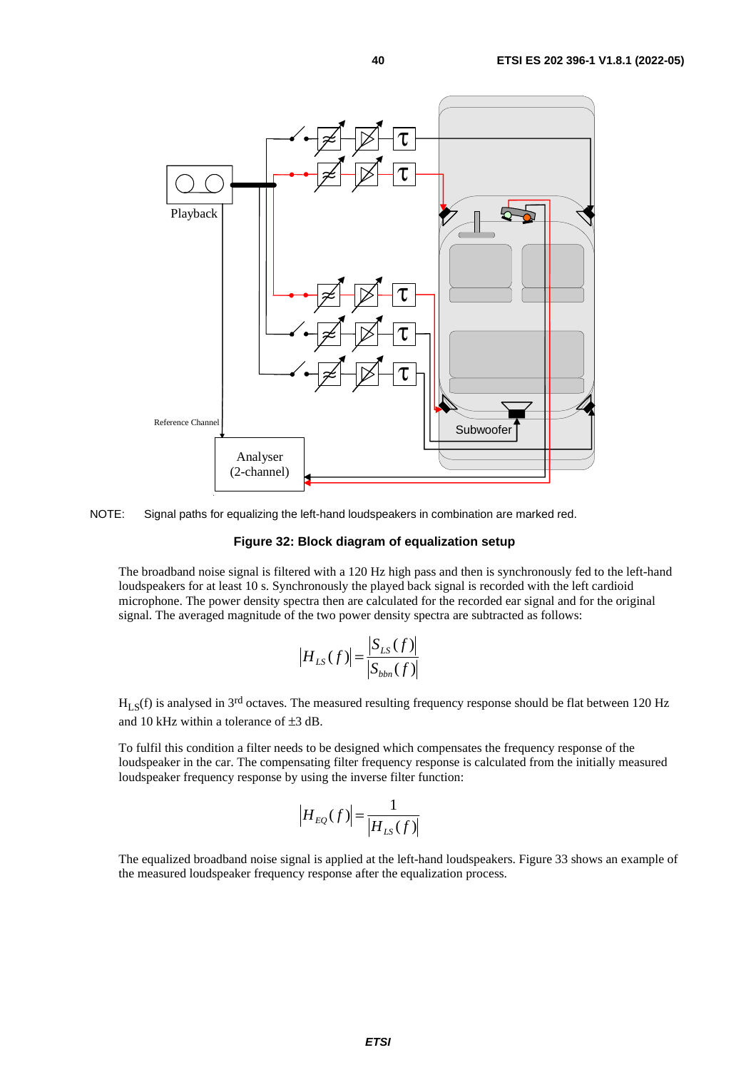NOTE: Signal paths for equalizing the left-hand loudspeakers in combination are marked red.

**Figure 32: Block diagram of equalization setup**

The broadband noise signal is filtered with a 120 Hz high pass and then is synchronously fed to the left-hand loudspeakers for at least 10 s. Synchronously the played back signal is recorded with the left cardioid microphone. The power density spectra then are calculated for the recorded ear signal and for the original signal. The averaged magnitude of the two power density spectra are subtracted as follows:

$$|H_{LS}(f)| = \frac{|S_{LS}(f)|}{|S_{bbn}(f)|}$$

$H_{LS}(f)$ is analysed in 3rd octaves. The measured resulting frequency response should be flat between 120 Hz and 10 kHz within a tolerance of ±3 dB.

To fulfil this condition a filter needs to be designed which compensates the frequency response of the loudspeaker in the car. The compensating filter frequency response is calculated from the initially measured loudspeaker frequency response by using the inverse filter function:

$$|H_{EQ}(f)| = \frac{1}{|H_{LS}(f)|}$$

The equalized broadband noise signal is applied at the left-hand loudspeakers. Figure 33 shows an example of the measured loudspeaker frequency response after the equalization process.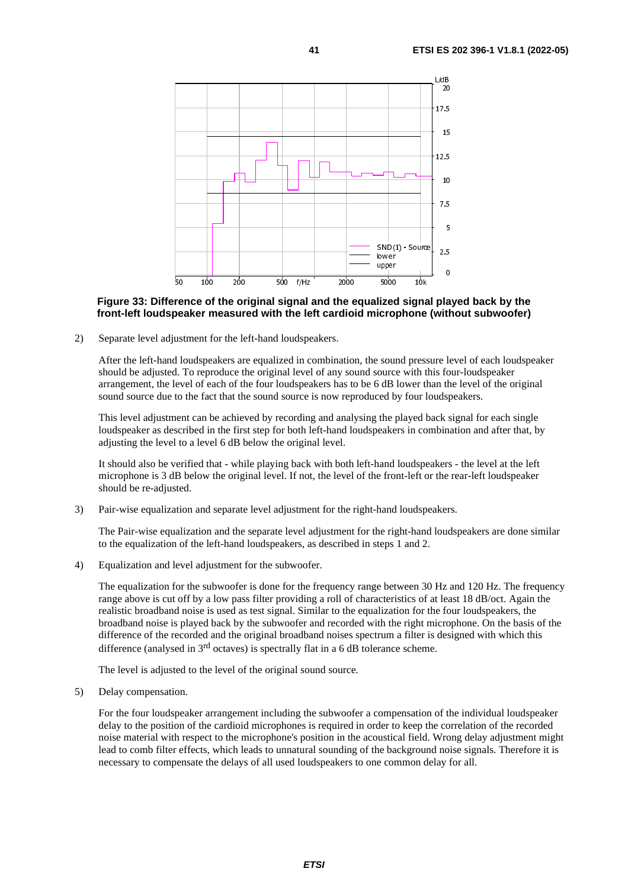**Figure 33: Difference of the original signal and the equalized signal played back by the front-left loudspeaker measured with the left cardioid microphone (without subwoofer)**

2) Separate level adjustment for the left-hand loudspeakers.

   After the left-hand loudspeakers are equalized in combination, the sound pressure level of each loudspeaker should be adjusted. To reproduce the original level of any sound source with this four-loudspeaker arrangement, the level of each of the four loudspeakers has to be 6 dB lower than the level of the original sound source due to the fact that the sound source is now reproduced by four loudspeakers.

   This level adjustment can be achieved by recording and analysing the played back signal for each single loudspeaker as described in the first step for both left-hand loudspeakers in combination and after that, by adjusting the level to a level 6 dB below the original level.

   It should also be verified that - while playing back with both left-hand loudspeakers - the level at the left microphone is 3 dB below the original level. If not, the level of the front-left or the rear-left loudspeaker should be re-adjusted.

3) Pair-wise equalization and separate level adjustment for the right-hand loudspeakers.

   The Pair-wise equalization and the separate level adjustment for the right-hand loudspeakers are done similar to the equalization of the left-hand loudspeakers, as described in steps 1 and 2.

4) Equalization and level adjustment for the subwoofer.

   The equalization for the subwoofer is done for the frequency range between 30 Hz and 120 Hz. The frequency range above is cut off by a low pass filter providing a roll of characteristics of at least 18 dB/oct. Again the realistic broadband noise is used as test signal. Similar to the equalization for the four loudspeakers, the broadband noise is played back by the subwoofer and recorded with the right microphone. On the basis of the difference of the recorded and the original broadband noises spectrum a filter is designed with which this difference (analysed in 3rd octaves) is spectrally flat in a 6 dB tolerance scheme.

   The level is adjusted to the level of the original sound source.

5) Delay compensation.

   For the four loudspeaker arrangement including the subwoofer a compensation of the individual loudspeaker delay to the position of the cardioid microphones is required in order to keep the correlation of the recorded noise material with respect to the microphone's position in the acoustical field. Wrong delay adjustment might lead to comb filter effects, which leads to unnatural sounding of the background noise signals. Therefore it is necessary to compensate the delays of all used loudspeakers to one common delay for all.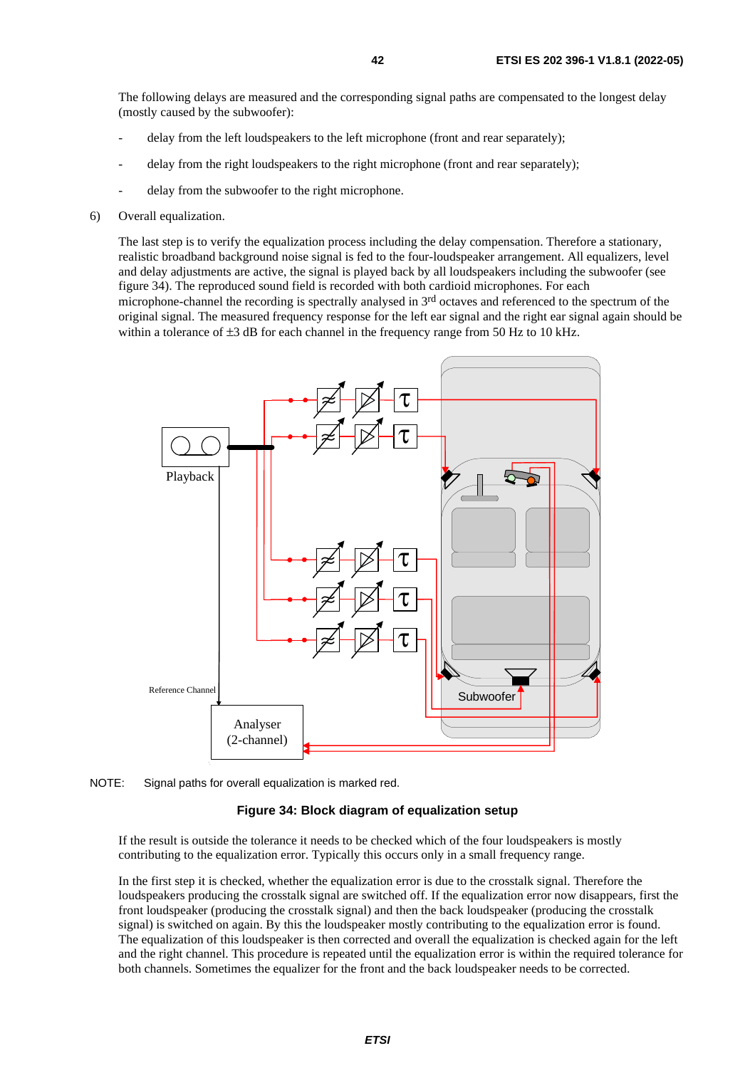The following delays are measured and the corresponding signal paths are compensated to the longest delay (mostly caused by the subwoofer):

- delay from the left loudspeakers to the left microphone (front and rear separately);
- delay from the right loudspeakers to the right microphone (front and rear separately);
- delay from the subwoofer to the right microphone.

6) Overall equalization.

The last step is to verify the equalization process including the delay compensation. Therefore a stationary, realistic broadband background noise signal is fed to the four-loudspeaker arrangement. All equalizers, level and delay adjustments are active, the signal is played back by all loudspeakers including the subwoofer (see figure 34). The reproduced sound field is recorded with both cardioid microphones. For each microphone-channel the recording is spectrally analysed in 3rd octaves and referenced to the spectrum of the original signal. The measured frequency response for the left ear signal and the right ear signal again should be within a tolerance of ±3 dB for each channel in the frequency range from 50 Hz to 10 kHz.

NOTE: Signal paths for overall equalization is marked red.

**Figure 34: Block diagram of equalization setup**

If the result is outside the tolerance it needs to be checked which of the four loudspeakers is mostly contributing to the equalization error. Typically this occurs only in a small frequency range.

In the first step it is checked, whether the equalization error is due to the crosstalk signal. Therefore the loudspeakers producing the crosstalk signal are switched off. If the equalization error now disappears, first the front loudspeaker (producing the crosstalk signal) and then the back loudspeaker (producing the crosstalk signal) is switched on again. By this the loudspeaker mostly contributing to the equalization error is found. The equalization of this loudspeaker is then corrected and overall the equalization is checked again for the left and the right channel. This procedure is repeated until the equalization error is within the required tolerance for both channels. Sometimes the equalizer for the front and the back loudspeaker needs to be corrected.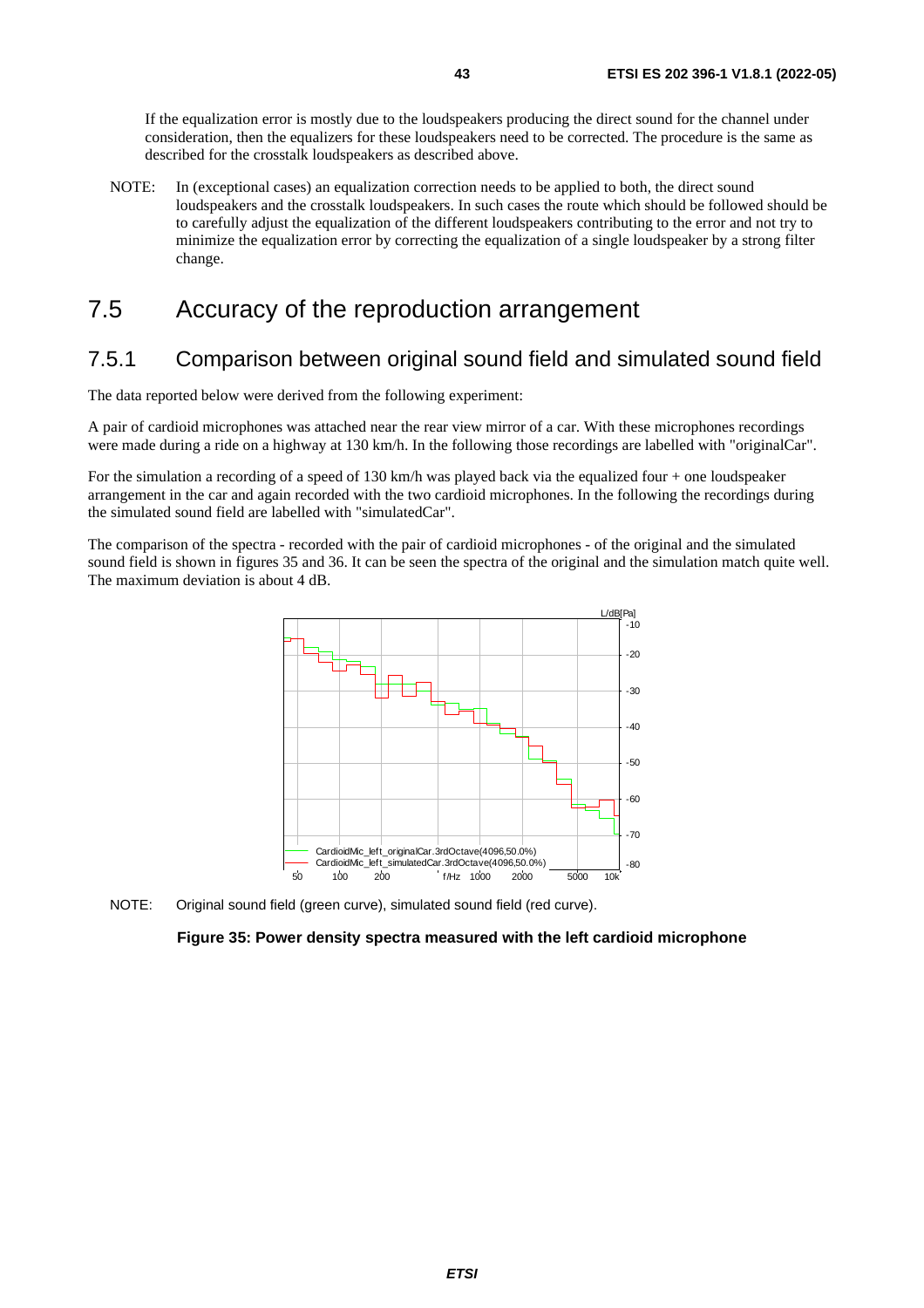If the equalization error is mostly due to the loudspeakers producing the direct sound for the channel under consideration, then the equalizers for these loudspeakers need to be corrected. The procedure is the same as described for the crosstalk loudspeakers as described above.

NOTE: In (exceptional cases) an equalization correction needs to be applied to both, the direct sound loudspeakers and the crosstalk loudspeakers. In such cases the route which should be followed should be to carefully adjust the equalization of the different loudspeakers contributing to the error and not try to minimize the equalization error by correcting the equalization of a single loudspeaker by a strong filter change.

# 7.5 Accuracy of the reproduction arrangement

## 7.5.1 Comparison between original sound field and simulated sound field

The data reported below were derived from the following experiment:

A pair of cardioid microphones was attached near the rear view mirror of a car. With these microphones recordings were made during a ride on a highway at 130 km/h. In the following those recordings are labelled with "originalCar".

For the simulation a recording of a speed of 130 km/h was played back via the equalized four + one loudspeaker arrangement in the car and again recorded with the two cardioid microphones. In the following the recordings during the simulated sound field are labelled with "simulatedCar".

The comparison of the spectra - recorded with the pair of cardioid microphones - of the original and the simulated sound field is shown in figures 35 and 36. It can be seen the spectra of the original and the simulation match quite well. The maximum deviation is about 4 dB.

NOTE: Original sound field (green curve), simulated sound field (red curve).

**Figure 35: Power density spectra measured with the left cardioid microphone**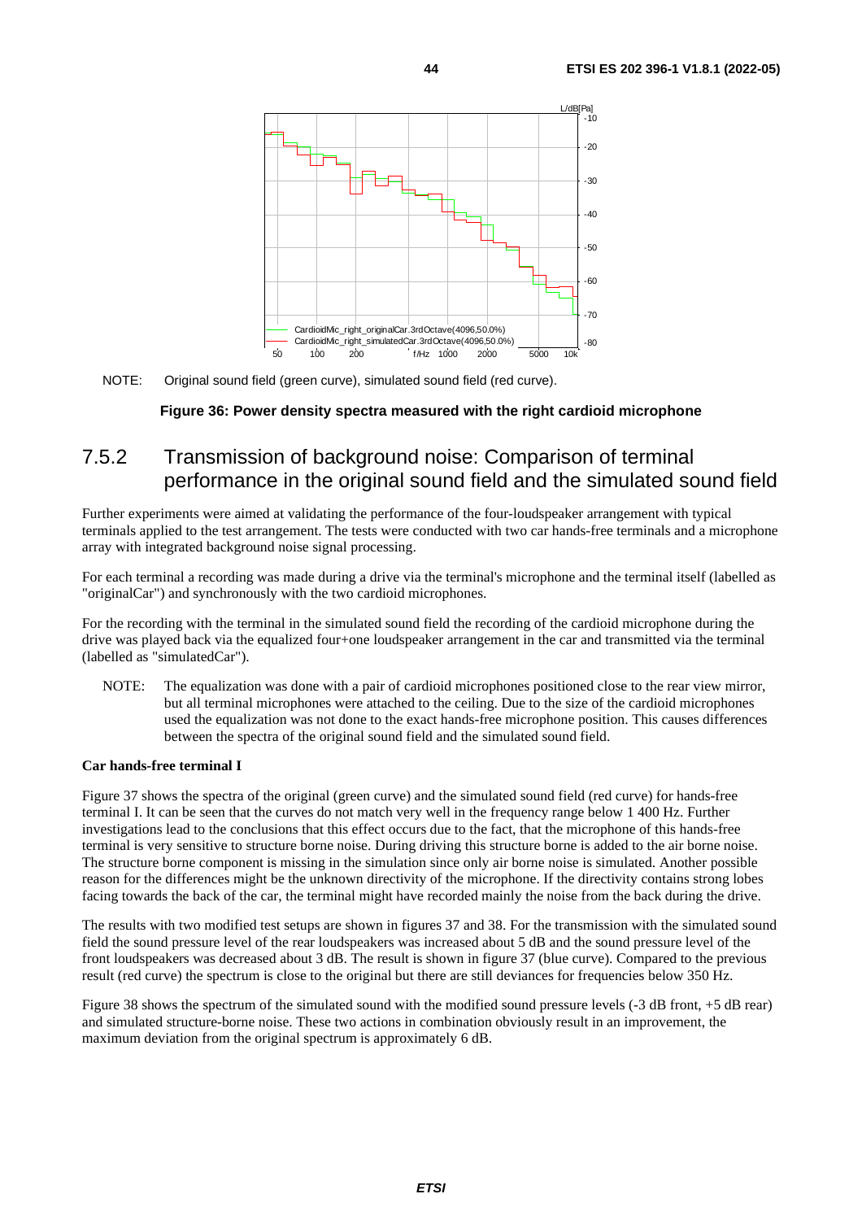NOTE: Original sound field (green curve), simulated sound field (red curve).

**Figure 36: Power density spectra measured with the right cardioid microphone**

### 7.5.2 Transmission of background noise: Comparison of terminal performance in the original sound field and the simulated sound field

Further experiments were aimed at validating the performance of the four-loudspeaker arrangement with typical terminals applied to the test arrangement. The tests were conducted with two car hands-free terminals and a microphone array with integrated background noise signal processing.

For each terminal a recording was made during a drive via the terminal's microphone and the terminal itself (labelled as "originalCar") and synchronously with the two cardioid microphones.

For the recording with the terminal in the simulated sound field the recording of the cardioid microphone during the drive was played back via the equalized four+one loudspeaker arrangement in the car and transmitted via the terminal (labelled as "simulatedCar").

NOTE: The equalization was done with a pair of cardioid microphones positioned close to the rear view mirror, but all terminal microphones were attached to the ceiling. Due to the size of the cardioid microphones used the equalization was not done to the exact hands-free microphone position. This causes differences between the spectra of the original sound field and the simulated sound field.

**Car hands-free terminal I**

Figure 37 shows the spectra of the original (green curve) and the simulated sound field (red curve) for hands-free terminal I. It can be seen that the curves do not match very well in the frequency range below 1 400 Hz. Further investigations lead to the conclusions that this effect occurs due to the fact, that the microphone of this hands-free terminal is very sensitive to structure borne noise. During driving this structure borne is added to the air borne noise. The structure borne component is missing in the simulation since only air borne noise is simulated. Another possible reason for the differences might be the unknown directivity of the microphone. If the directivity contains strong lobes facing towards the back of the car, the terminal might have recorded mainly the noise from the back during the drive.

The results with two modified test setups are shown in figures 37 and 38. For the transmission with the simulated sound field the sound pressure level of the rear loudspeakers was increased about 5 dB and the sound pressure level of the front loudspeakers was decreased about 3 dB. The result is shown in figure 37 (blue curve). Compared to the previous result (red curve) the spectrum is close to the original but there are still deviances for frequencies below 350 Hz.

Figure 38 shows the spectrum of the simulated sound with the modified sound pressure levels (-3 dB front, +5 dB rear) and simulated structure-borne noise. These two actions in combination obviously result in an improvement, the maximum deviation from the original spectrum is approximately 6 dB.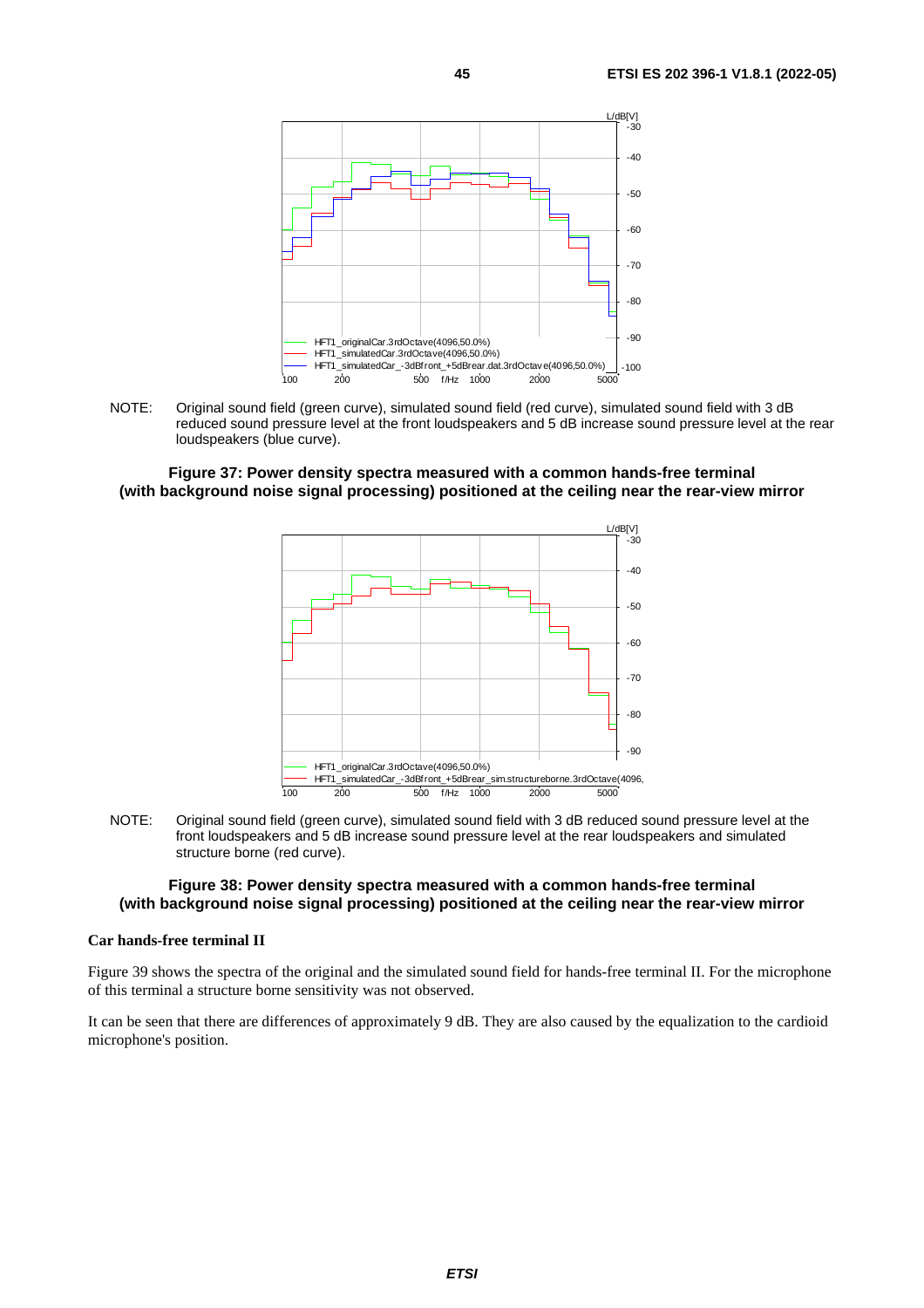NOTE: Original sound field (green curve), simulated sound field (red curve), simulated sound field with 3 dB reduced sound pressure level at the front loudspeakers and 5 dB increase sound pressure level at the rear loudspeakers (blue curve).

**Figure 37: Power density spectra measured with a common hands-free terminal (with background noise signal processing) positioned at the ceiling near the rear-view mirror**

NOTE: Original sound field (green curve), simulated sound field with 3 dB reduced sound pressure level at the front loudspeakers and 5 dB increase sound pressure level at the rear loudspeakers and simulated structure borne (red curve).

**Figure 38: Power density spectra measured with a common hands-free terminal (with background noise signal processing) positioned at the ceiling near the rear-view mirror**

**Car hands-free terminal II**

Figure 39 shows the spectra of the original and the simulated sound field for hands-free terminal II. For the microphone of this terminal a structure borne sensitivity was not observed.

It can be seen that there are differences of approximately 9 dB. They are also caused by the equalization to the cardioid microphone's position.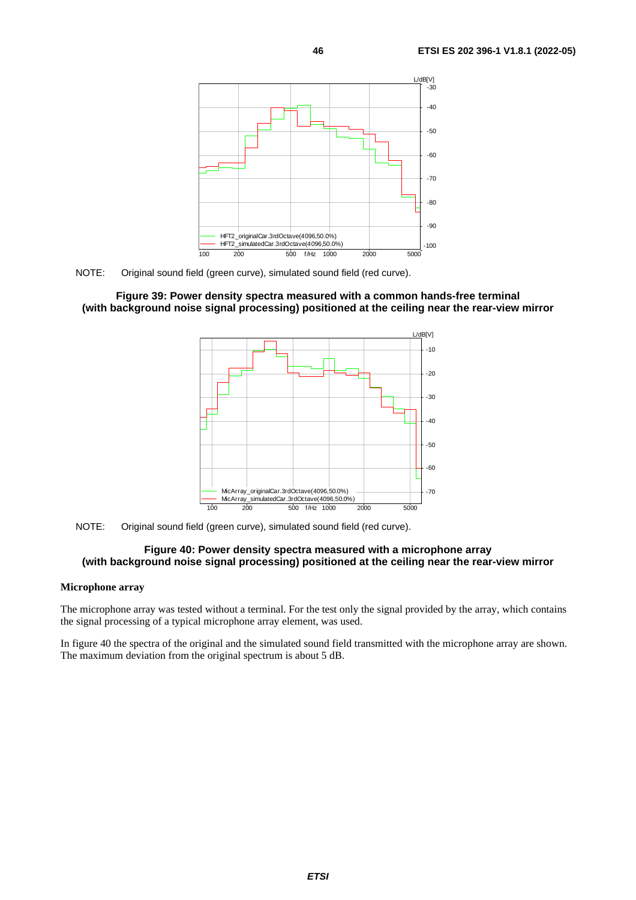NOTE: Original sound field (green curve), simulated sound field (red curve).

**Figure 39: Power density spectra measured with a common hands-free terminal (with background noise signal processing) positioned at the ceiling near the rear-view mirror**

NOTE: Original sound field (green curve), simulated sound field (red curve).

**Figure 40: Power density spectra measured with a microphone array (with background noise signal processing) positioned at the ceiling near the rear-view mirror**

**Microphone array**

The microphone array was tested without a terminal. For the test only the signal provided by the array, which contains the signal processing of a typical microphone array element, was used.

In figure 40 the spectra of the original and the simulated sound field transmitted with the microphone array are shown. The maximum deviation from the original spectrum is about 5 dB.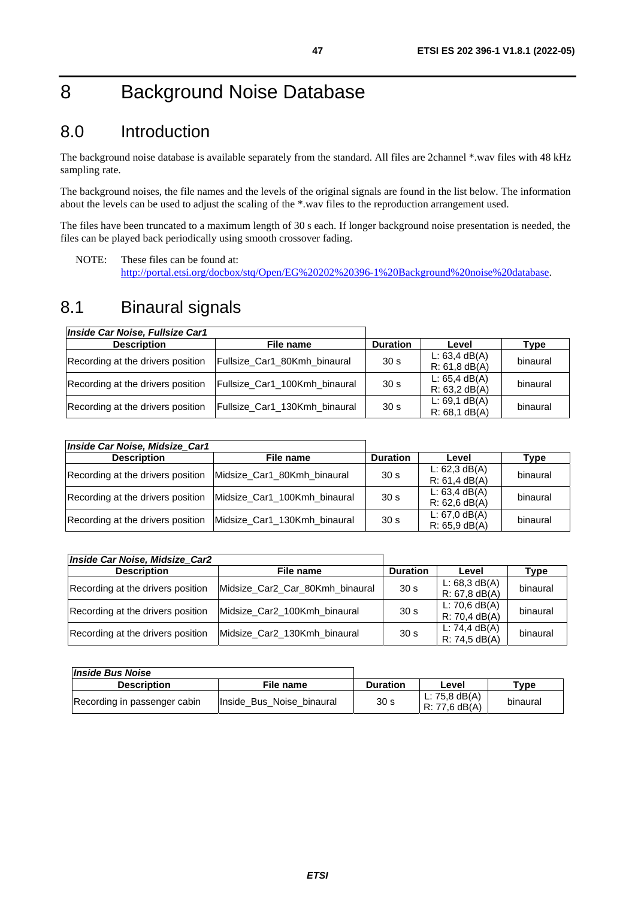# 8 Background Noise Database

## 8.0 Introduction

The background noise database is available separately from the standard. All files are 2channel *.wav files with 48 kHz sampling rate.

The background noises, the file names and the levels of the original signals are found in the list below. The information about the levels can be used to adjust the scaling of the *.wav files to the reproduction arrangement used.

The files have been truncated to a maximum length of 30 s each. If longer background noise presentation is needed, the files can be played back periodically using smooth crossover fading.

NOTE: These files can be found at: [http://portal.etsi.org/docbox/stq/Open/EG%20202%20396-1%20Background%20noise%20database](http://portal.etsi.org/docbox/stq/Open/EG%20202%20396-1%20Background%20noise%20database).

## 8.1 Binaural signals

| ***Inside Car Noise, Fullsize Car1*** | | | | |
|---|---|---|---|---|
| **Description** | **File name** | **Duration** | **Level** | **Type** |
| Recording at the drivers position | Fullsize_Car1_80Kmh_binaural | 30 s | L: 63,4 dB(A)<br>R: 61,8 dB(A) | binaural |
| Recording at the drivers position | Fullsize_Car1_100Kmh_binaural | 30 s | L: 65,4 dB(A)<br>R: 63,2 dB(A) | binaural |
| Recording at the drivers position | Fullsize_Car1_130Kmh_binaural | 30 s | L: 69,1 dB(A)<br>R: 68,1 dB(A) | binaural |

| ***Inside Car Noise, Midsize_Car1*** | | | | |
|---|---|---|---|---|
| **Description** | **File name** | **Duration** | **Level** | **Type** |
| Recording at the drivers position | Midsize_Car1_80Kmh_binaural | 30 s | L: 62,3 dB(A)<br>R: 61,4 dB(A) | binaural |
| Recording at the drivers position | Midsize_Car1_100Kmh_binaural | 30 s | L: 63,4 dB(A)<br>R: 62,6 dB(A) | binaural |
| Recording at the drivers position | Midsize_Car1_130Kmh_binaural | 30 s | L: 67,0 dB(A)<br>R: 65,9 dB(A) | binaural |

| ***Inside Car Noise, Midsize_Car2*** | | | | |
|---|---|---|---|---|
| **Description** | **File name** | **Duration** | **Level** | **Type** |
| Recording at the drivers position | Midsize_Car2_Car_80Kmh_binaural | 30 s | L: 68,3 dB(A)<br>R: 67,8 dB(A) | binaural |
| Recording at the drivers position | Midsize_Car2_100Kmh_binaural | 30 s | L: 70,6 dB(A)<br>R: 70,4 dB(A) | binaural |
| Recording at the drivers position | Midsize_Car2_130Kmh_binaural | 30 s | L: 74,4 dB(A)<br>R: 74,5 dB(A) | binaural |

| ***Inside Bus Noise*** | | | | |
|---|---|---|---|---|
| **Description** | **File name** | **Duration** | **Level** | **Type** |
| Recording in passenger cabin | Inside_Bus_Noise_binaural | 30 s | L: 75,8 dB(A)<br>R: 77,6 dB(A) | binaural |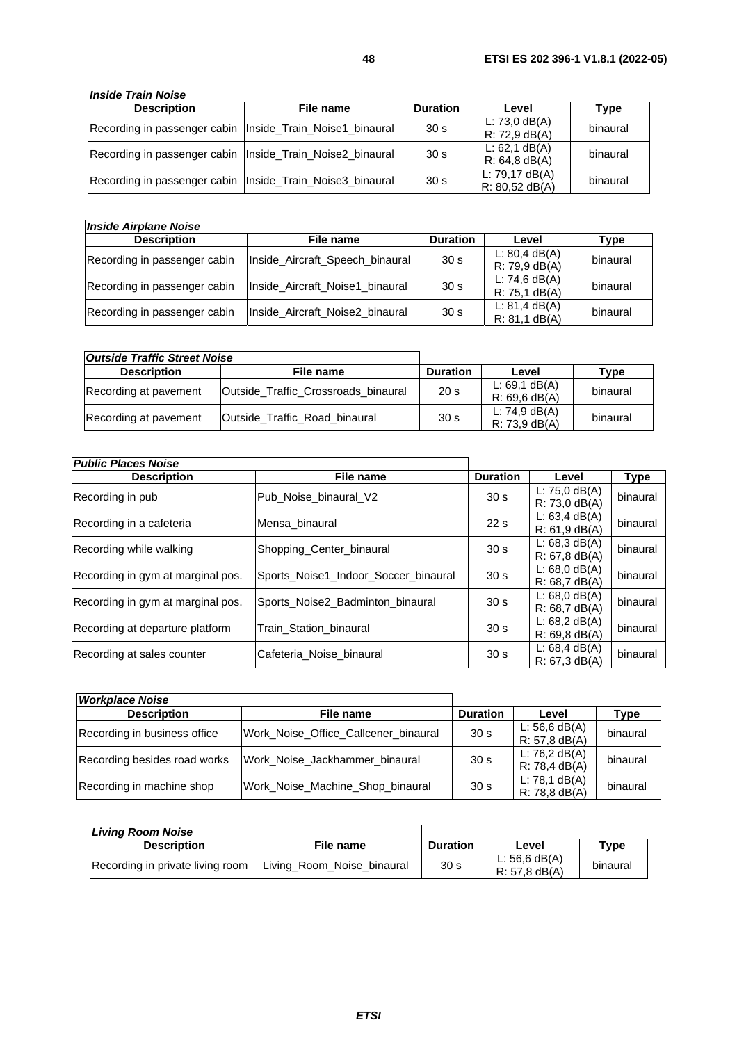| *Inside Train Noise* | | | | |
|---|---|---|---|---|
| **Description** | **File name** | **Duration** | **Level** | **Type** |
| Recording in passenger cabin | Inside_Train_Noise1_binaural | 30 s | L: 73,0 dB(A) R: 72,9 dB(A) | binaural |
| Recording in passenger cabin | Inside_Train_Noise2_binaural | 30 s | L: 62,1 dB(A) R: 64,8 dB(A) | binaural |
| Recording in passenger cabin | Inside_Train_Noise3_binaural | 30 s | L: 79,17 dB(A) R: 80,52 dB(A) | binaural |

| *Inside Airplane Noise* | | | | |
|---|---|---|---|---|
| **Description** | **File name** | **Duration** | **Level** | **Type** |
| Recording in passenger cabin | Inside_Aircraft_Speech_binaural | 30 s | L: 80,4 dB(A) R: 79,9 dB(A) | binaural |
| Recording in passenger cabin | Inside_Aircraft_Noise1_binaural | 30 s | L: 74,6 dB(A) R: 75,1 dB(A) | binaural |
| Recording in passenger cabin | Inside_Aircraft_Noise2_binaural | 30 s | L: 81,4 dB(A) R: 81,1 dB(A) | binaural |

| *Outside Traffic Street Noise* | | | | |
|---|---|---|---|---|
| **Description** | **File name** | **Duration** | **Level** | **Type** |
| Recording at pavement | Outside_Traffic_Crossroads_binaural | 20 s | L: 69,1 dB(A) R: 69,6 dB(A) | binaural |
| Recording at pavement | Outside_Traffic_Road_binaural | 30 s | L: 74,9 dB(A) R: 73,9 dB(A) | binaural |

| *Public Places Noise* | | | | |
|---|---|---|---|---|
| **Description** | **File name** | **Duration** | **Level** | **Type** |
| Recording in pub | Pub_Noise_binaural_V2 | 30 s | L: 75,0 dB(A) R: 73,0 dB(A) | binaural |
| Recording in a cafeteria | Mensa_binaural | 22 s | L: 63,4 dB(A) R: 61,9 dB(A) | binaural |
| Recording while walking | Shopping_Center_binaural | 30 s | L: 68,3 dB(A) R: 67,8 dB(A) | binaural |
| Recording in gym at marginal pos. | Sports_Noise1_Indoor_Soccer_binaural | 30 s | L: 68,0 dB(A) R: 68,7 dB(A) | binaural |
| Recording in gym at marginal pos. | Sports_Noise2_Badminton_binaural | 30 s | L: 68,0 dB(A) R: 68,7 dB(A) | binaural |
| Recording at departure platform | Train_Station_binaural | 30 s | L: 68,2 dB(A) R: 69,8 dB(A) | binaural |
| Recording at sales counter | Cafeteria_Noise_binaural | 30 s | L: 68,4 dB(A) R: 67,3 dB(A) | binaural |

| *Workplace Noise* | | | | |
|---|---|---|---|---|
| **Description** | **File name** | **Duration** | **Level** | **Type** |
| Recording in business office | Work_Noise_Office_Callcener_binaural | 30 s | L: 56,6 dB(A) R: 57,8 dB(A) | binaural |
| Recording besides road works | Work_Noise_Jackhammer_binaural | 30 s | L: 76,2 dB(A) R: 78,4 dB(A) | binaural |
| Recording in machine shop | Work_Noise_Machine_Shop_binaural | 30 s | L: 78,1 dB(A) R: 78,8 dB(A) | binaural |

| *Living Room Noise* | | | | |
|---|---|---|---|---|
| **Description** | **File name** | **Duration** | **Level** | **Type** |
| Recording in private living room | Living_Room_Noise_binaural | 30 s | L: 56,6 dB(A) R: 57,8 dB(A) | binaural |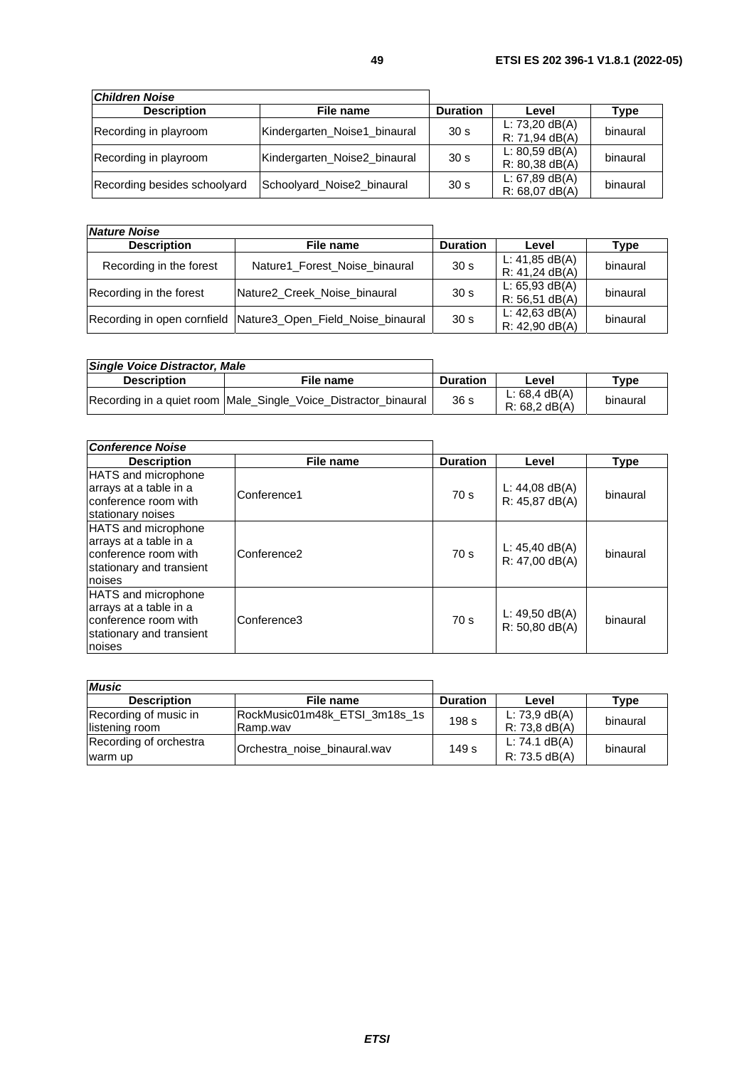| *Children Noise* | | | | |
|---|---|---|---|---|
| **Description** | **File name** | **Duration** | **Level** | **Type** |
| Recording in playroom | Kindergarten_Noise1_binaural | 30 s | L: 73,20 dB(A)<br>R: 71,94 dB(A) | binaural |
| Recording in playroom | Kindergarten_Noise2_binaural | 30 s | L: 80,59 dB(A)<br>R: 80,38 dB(A) | binaural |
| Recording besides schoolyard | Schoolyard_Noise2_binaural | 30 s | L: 67,89 dB(A)<br>R: 68,07 dB(A) | binaural |

| *Nature Noise* | | | | |
|---|---|---|---|---|
| **Description** | **File name** | **Duration** | **Level** | **Type** |
| Recording in the forest | Nature1_Forest_Noise_binaural | 30 s | L: 41,85 dB(A)<br>R: 41,24 dB(A) | binaural |
| Recording in the forest | Nature2_Creek_Noise_binaural | 30 s | L: 65,93 dB(A)<br>R: 56,51 dB(A) | binaural |
| Recording in open cornfield | Nature3_Open_Field_Noise_binaural | 30 s | L: 42,63 dB(A)<br>R: 42,90 dB(A) | binaural |

| *Single Voice Distractor, Male* | | | | |
|---|---|---|---|---|
| **Description** | **File name** | **Duration** | **Level** | **Type** |
| Recording in a quiet room | Male_Single_Voice_Distractor_binaural | 36 s | L: 68,4 dB(A)<br>R: 68,2 dB(A) | binaural |

| *Conference Noise* | | | | |
|---|---|---|---|---|
| **Description** | **File name** | **Duration** | **Level** | **Type** |
| HATS and microphone arrays at a table in a conference room with stationary noises | Conference1 | 70 s | L: 44,08 dB(A)<br>R: 45,87 dB(A) | binaural |
| HATS and microphone arrays at a table in a conference room with stationary and transient noises | Conference2 | 70 s | L: 45,40 dB(A)<br>R: 47,00 dB(A) | binaural |
| HATS and microphone arrays at a table in a conference room with stationary and transient noises | Conference3 | 70 s | L: 49,50 dB(A)<br>R: 50,80 dB(A) | binaural |

| *Music* | | | | |
|---|---|---|---|---|
| **Description** | **File name** | **Duration** | **Level** | **Type** |
| Recording of music in listening room | RockMusic01m48k_ETSI_3m18s_1s Ramp.wav | 198 s | L: 73,9 dB(A)<br>R: 73,8 dB(A) | binaural |
| Recording of orchestra warm up | Orchestra_noise_binaural.wav | 149 s | L: 74.1 dB(A)<br>R: 73.5 dB(A) | binaural |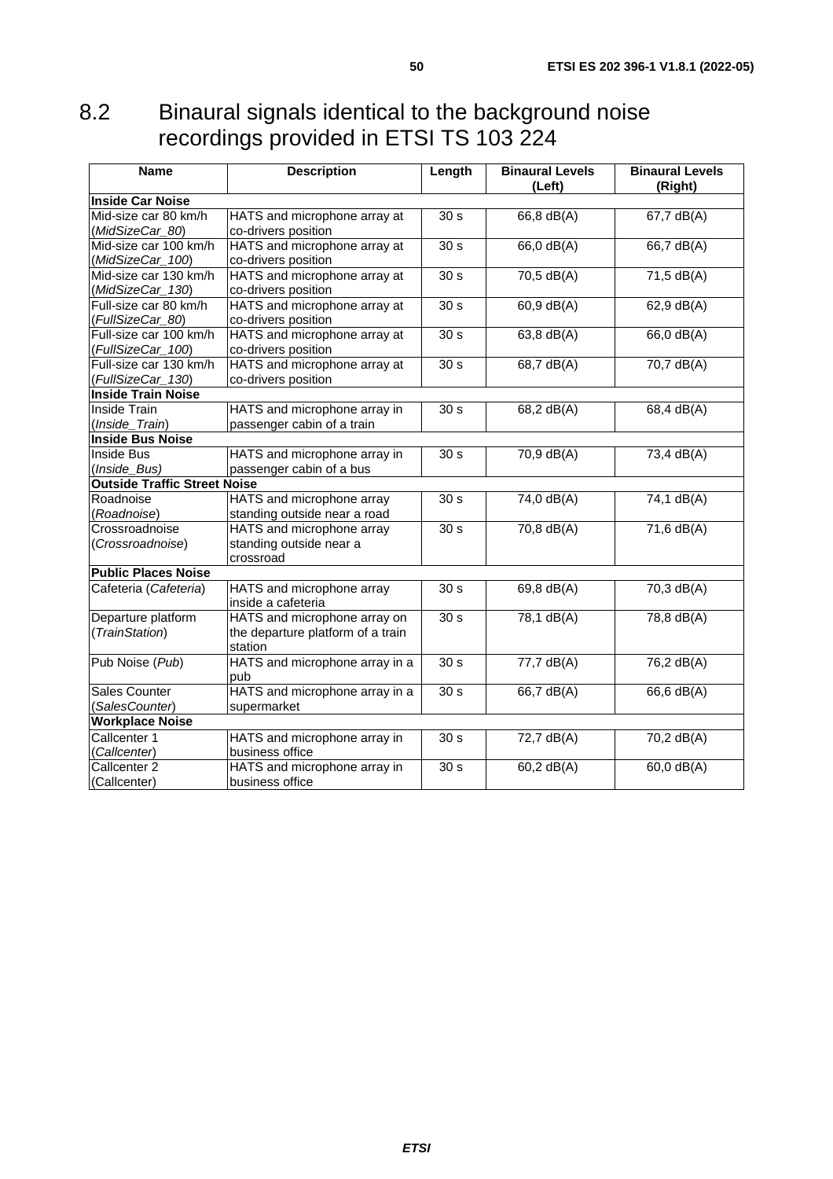## 8.2 Binaural signals identical to the background noise recordings provided in ETSI TS 103 224

| Name | Description | Length | Binaural Levels (Left) | Binaural Levels (Right) |
|---|---|---|---|---|
| **Inside Car Noise** | | | | |
| Mid-size car 80 km/h (*MidSizeCar_80*) | HATS and microphone array at co-drivers position | 30 s | 66,8 dB(A) | 67,7 dB(A) |
| Mid-size car 100 km/h (*MidSizeCar_100*) | HATS and microphone array at co-drivers position | 30 s | 66,0 dB(A) | 66,7 dB(A) |
| Mid-size car 130 km/h (*MidSizeCar_130*) | HATS and microphone array at co-drivers position | 30 s | 70,5 dB(A) | 71,5 dB(A) |
| Full-size car 80 km/h (*FullSizeCar_80*) | HATS and microphone array at co-drivers position | 30 s | 60,9 dB(A) | 62,9 dB(A) |
| Full-size car 100 km/h (*FullSizeCar_100*) | HATS and microphone array at co-drivers position | 30 s | 63,8 dB(A) | 66,0 dB(A) |
| Full-size car 130 km/h (*FullSizeCar_130*) | HATS and microphone array at co-drivers position | 30 s | 68,7 dB(A) | 70,7 dB(A) |
| **Inside Train Noise** | | | | |
| Inside Train (*Inside_Train*) | HATS and microphone array in passenger cabin of a train | 30 s | 68,2 dB(A) | 68,4 dB(A) |
| **Inside Bus Noise** | | | | |
| Inside Bus (*Inside_Bus)* | HATS and microphone array in passenger cabin of a bus | 30 s | 70,9 dB(A) | 73,4 dB(A) |
| **Outside Traffic Street Noise** | | | | |
| Roadnoise (*Roadnoise*) | HATS and microphone array standing outside near a road | 30 s | 74,0 dB(A) | 74,1 dB(A) |
| Crossroadnoise (*Crossroadnoise*) | HATS and microphone array standing outside near a crossroad | 30 s | 70,8 dB(A) | 71,6 dB(A) |
| **Public Places Noise** | | | | |
| Cafeteria (*Cafeteria*) | HATS and microphone array inside a cafeteria | 30 s | 69,8 dB(A) | 70,3 dB(A) |
| Departure platform (*TrainStation*) | HATS and microphone array on the departure platform of a train station | 30 s | 78,1 dB(A) | 78,8 dB(A) |
| Pub Noise (*Pub*) | HATS and microphone array in a pub | 30 s | 77,7 dB(A) | 76,2 dB(A) |
| Sales Counter (*SalesCounter*) | HATS and microphone array in a supermarket | 30 s | 66,7 dB(A) | 66,6 dB(A) |
| **Workplace Noise** | | | | |
| Callcenter 1 (*Callcenter*) | HATS and microphone array in business office | 30 s | 72,7 dB(A) | 70,2 dB(A) |
| Callcenter 2 (Callcenter) | HATS and microphone array in business office | 30 s | 60,2 dB(A) | 60,0 dB(A) |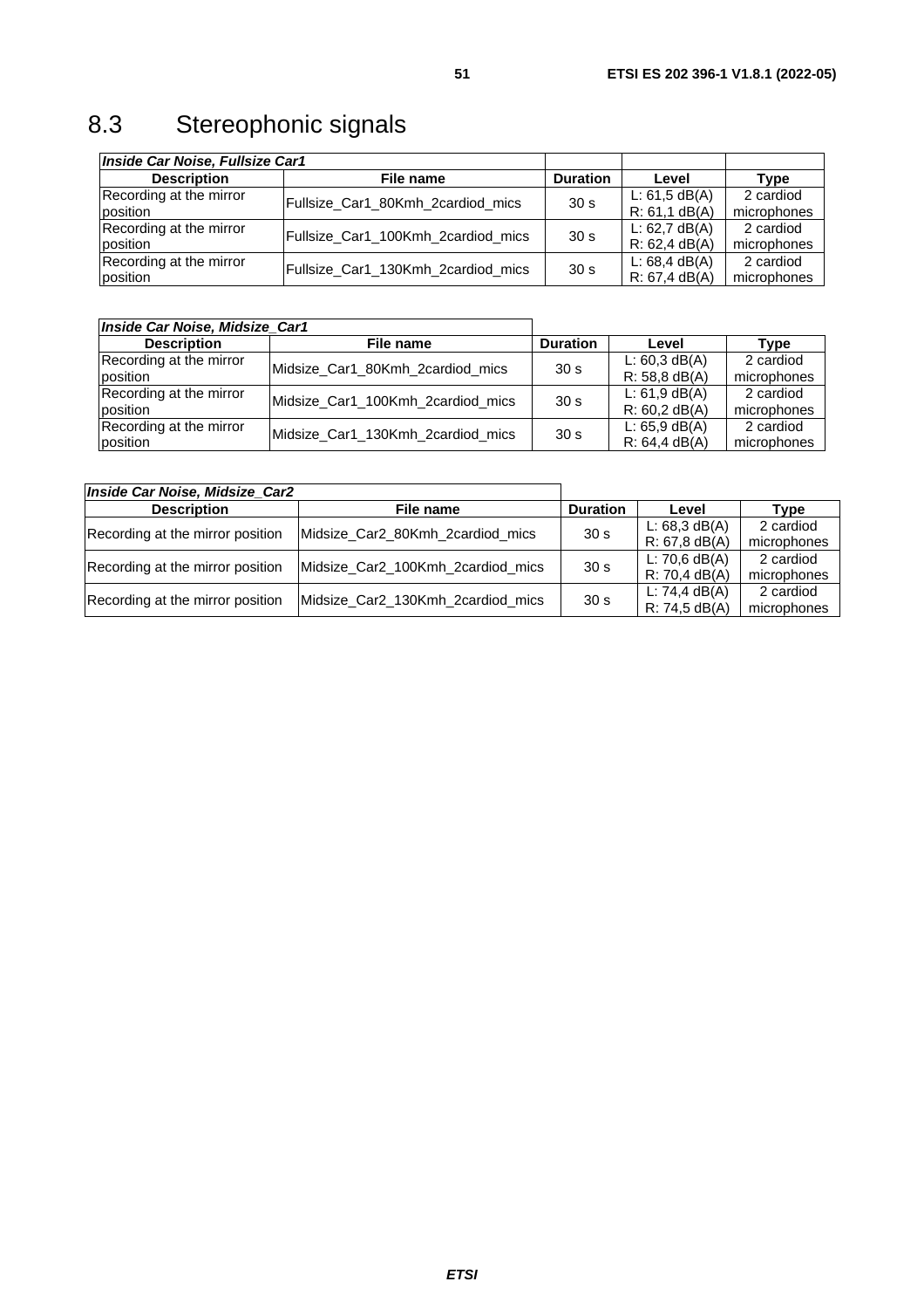## 8.3 Stereophonic signals

| ***Inside Car Noise, Fullsize Car1*** | | | | |
|---|---|---|---|---|
| **Description** | **File name** | **Duration** | **Level** | **Type** |
| Recording at the mirror position | Fullsize_Car1_80Kmh_2cardiod_mics | 30 s | L: 61,5 dB(A) R: 61,1 dB(A) | 2 cardiod microphones |
| Recording at the mirror position | Fullsize_Car1_100Kmh_2cardiod_mics | 30 s | L: 62,7 dB(A) R: 62,4 dB(A) | 2 cardiod microphones |
| Recording at the mirror position | Fullsize_Car1_130Kmh_2cardiod_mics | 30 s | L: 68,4 dB(A) R: 67,4 dB(A) | 2 cardiod microphones |

| ***Inside Car Noise, Midsize_Car1*** | | | | |
|---|---|---|---|---|
| **Description** | **File name** | **Duration** | **Level** | **Type** |
| Recording at the mirror position | Midsize_Car1_80Kmh_2cardiod_mics | 30 s | L: 60,3 dB(A) R: 58,8 dB(A) | 2 cardiod microphones |
| Recording at the mirror position | Midsize_Car1_100Kmh_2cardiod_mics | 30 s | L: 61,9 dB(A) R: 60,2 dB(A) | 2 cardiod microphones |
| Recording at the mirror position | Midsize_Car1_130Kmh_2cardiod_mics | 30 s | L: 65,9 dB(A) R: 64,4 dB(A) | 2 cardiod microphones |

| ***Inside Car Noise, Midsize_Car2*** | | | | |
|---|---|---|---|---|
| **Description** | **File name** | **Duration** | **Level** | **Type** |
| Recording at the mirror position | Midsize_Car2_80Kmh_2cardiod_mics | 30 s | L: 68,3 dB(A) R: 67,8 dB(A) | 2 cardiod microphones |
| Recording at the mirror position | Midsize_Car2_100Kmh_2cardiod_mics | 30 s | L: 70,6 dB(A) R: 70,4 dB(A) | 2 cardiod microphones |
| Recording at the mirror position | Midsize_Car2_130Kmh_2cardiod_mics | 30 s | L: 74,4 dB(A) R: 74,5 dB(A) | 2 cardiod microphones |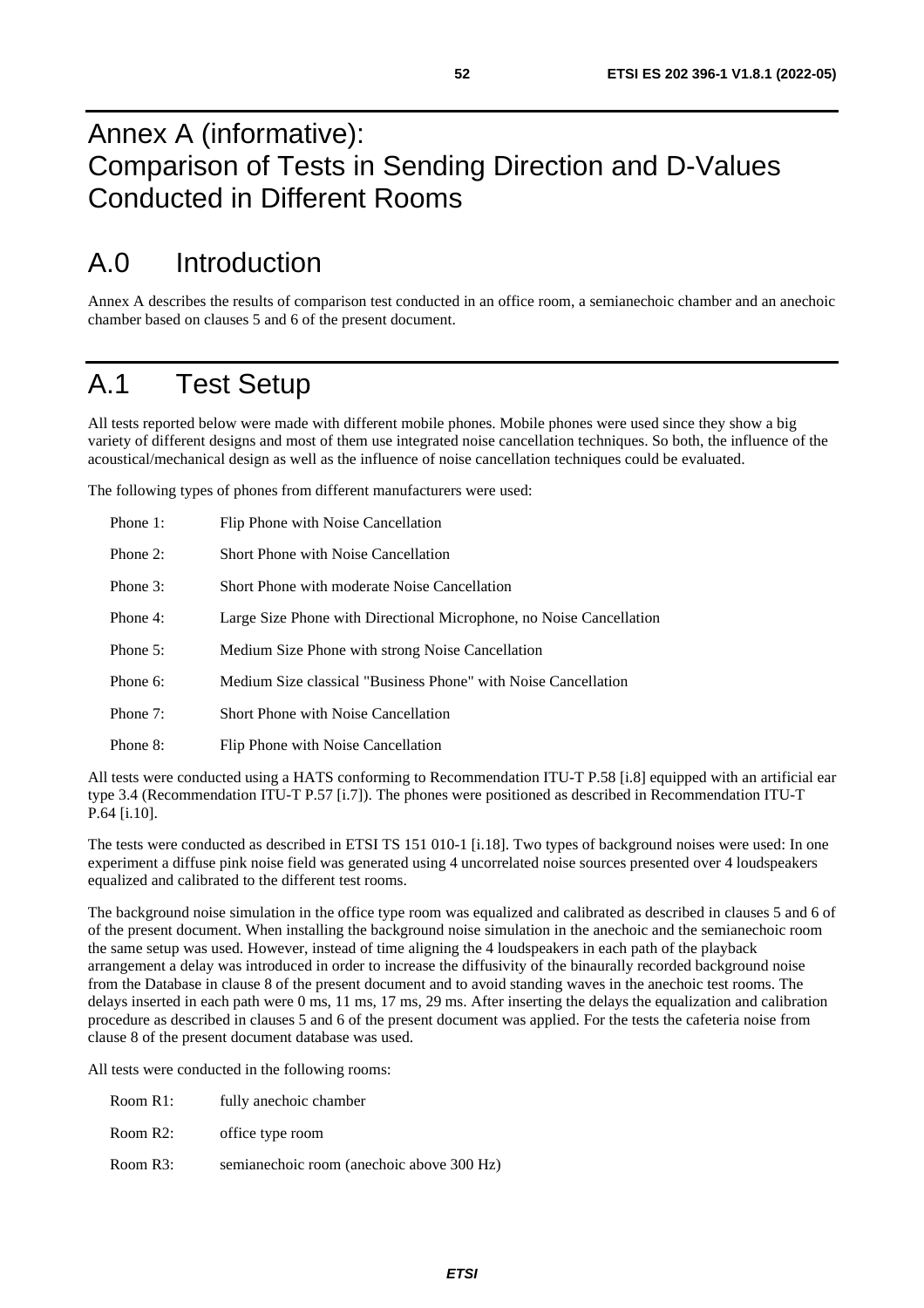# Annex A (informative): Comparison of Tests in Sending Direction and D-Values Conducted in Different Rooms

## A.0 Introduction

Annex A describes the results of comparison test conducted in an office room, a semianechoic chamber and an anechoic chamber based on clauses 5 and 6 of the present document.

## A.1 Test Setup

All tests reported below were made with different mobile phones. Mobile phones were used since they show a big variety of different designs and most of them use integrated noise cancellation techniques. So both, the influence of the acoustical/mechanical design as well as the influence of noise cancellation techniques could be evaluated.

The following types of phones from different manufacturers were used:

- Phone 1: Flip Phone with Noise Cancellation
- Phone 2: Short Phone with Noise Cancellation
- Phone 3: Short Phone with moderate Noise Cancellation
- Phone 4: Large Size Phone with Directional Microphone, no Noise Cancellation
- Phone 5: Medium Size Phone with strong Noise Cancellation
- Phone 6: Medium Size classical "Business Phone" with Noise Cancellation
- Phone 7: Short Phone with Noise Cancellation
- Phone 8: Flip Phone with Noise Cancellation

All tests were conducted using a HATS conforming to Recommendation ITU-T P.58 [i.8] equipped with an artificial ear type 3.4 (Recommendation ITU-T P.57 [i.7]). The phones were positioned as described in Recommendation ITU-T P.64 [i.10].

The tests were conducted as described in ETSI TS 151 010-1 [i.18]. Two types of background noises were used: In one experiment a diffuse pink noise field was generated using 4 uncorrelated noise sources presented over 4 loudspeakers equalized and calibrated to the different test rooms.

The background noise simulation in the office type room was equalized and calibrated as described in clauses 5 and 6 of of the present document. When installing the background noise simulation in the anechoic and the semianechoic room the same setup was used. However, instead of time aligning the 4 loudspeakers in each path of the playback arrangement a delay was introduced in order to increase the diffusivity of the binaurally recorded background noise from the Database in clause 8 of the present document and to avoid standing waves in the anechoic test rooms. The delays inserted in each path were 0 ms, 11 ms, 17 ms, 29 ms. After inserting the delays the equalization and calibration procedure as described in clauses 5 and 6 of the present document was applied. For the tests the cafeteria noise from clause 8 of the present document database was used.

All tests were conducted in the following rooms:

- Room R1: fully anechoic chamber
- Room R2: office type room
- Room R3: semianechoic room (anechoic above 300 Hz)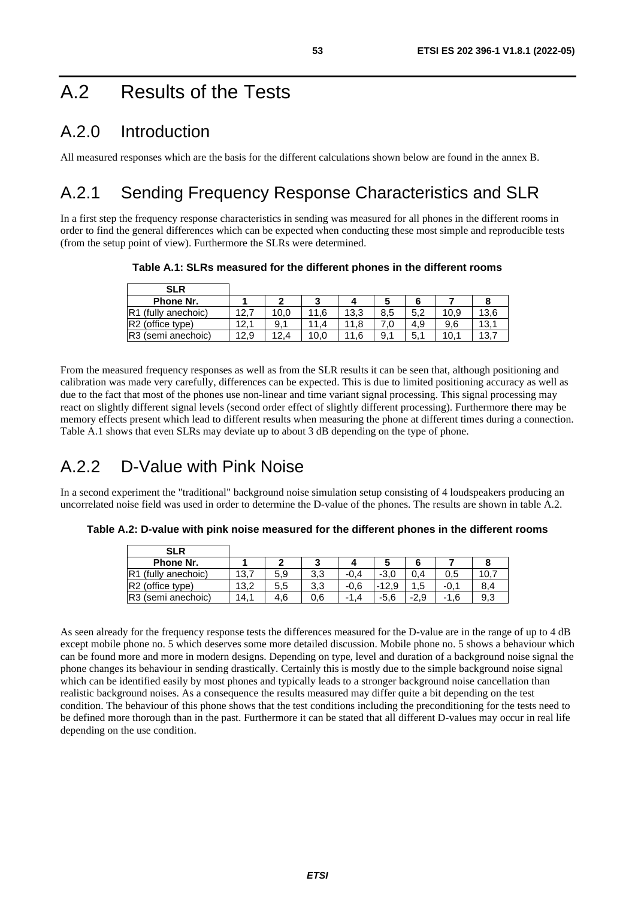// A.2 Results of the Tests

## A.2.0 Introduction

All measured responses which are the basis for the different calculations shown below are found in the annex B.

## A.2.1 Sending Frequency Response Characteristics and SLR

In a first step the frequency response characteristics in sending was measured for all phones in the different rooms in order to find the general differences which can be expected when conducting these most simple and reproducible tests (from the setup point of view). Furthermore the SLRs were determined.

**Table A.1: SLRs measured for the different phones in the different rooms**

| SLR | | | | | | | | |
|---|---|---|---|---|---|---|---|---|
| **Phone Nr.** | **1** | **2** | **3** | **4** | **5** | **6** | **7** | **8** |
| R1 (fully anechoic) | 12,7 | 10,0 | 11,6 | 13,3 | 8,5 | 5,2 | 10,9 | 13,6 |
| R2 (office type) | 12,1 | 9,1 | 11,4 | 11,8 | 7,0 | 4,9 | 9,6 | 13,1 |
| R3 (semi anechoic) | 12,9 | 12,4 | 10,0 | 11,6 | 9,1 | 5,1 | 10,1 | 13,7 |

From the measured frequency responses as well as from the SLR results it can be seen that, although positioning and calibration was made very carefully, differences can be expected. This is due to limited positioning accuracy as well as due to the fact that most of the phones use non-linear and time variant signal processing. This signal processing may react on slightly different signal levels (second order effect of slightly different processing). Furthermore there may be memory effects present which lead to different results when measuring the phone at different times during a connection. Table A.1 shows that even SLRs may deviate up to about 3 dB depending on the type of phone.

## A.2.2 D-Value with Pink Noise

In a second experiment the "traditional" background noise simulation setup consisting of 4 loudspeakers producing an uncorrelated noise field was used in order to determine the D-value of the phones. The results are shown in table A.2.

**Table A.2: D-value with pink noise measured for the different phones in the different rooms**

| SLR | | | | | | | | |
|---|---|---|---|---|---|---|---|---|
| **Phone Nr.** | **1** | **2** | **3** | **4** | **5** | **6** | **7** | **8** |
| R1 (fully anechoic) | 13,7 | 5,9 | 3,3 | -0,4 | -3,0 | 0,4 | 0,5 | 10,7 |
| R2 (office type) | 13,2 | 5,5 | 3,3 | -0,6 | -12,9 | 1,5 | -0,1 | 8,4 |
| R3 (semi anechoic) | 14,1 | 4,6 | 0,6 | -1,4 | -5,6 | -2,9 | -1,6 | 9,3 |

As seen already for the frequency response tests the differences measured for the D-value are in the range of up to 4 dB except mobile phone no. 5 which deserves some more detailed discussion. Mobile phone no. 5 shows a behaviour which can be found more and more in modern designs. Depending on type, level and duration of a background noise signal the phone changes its behaviour in sending drastically. Certainly this is mostly due to the simple background noise signal which can be identified easily by most phones and typically leads to a stronger background noise cancellation than realistic background noises. As a consequence the results measured may differ quite a bit depending on the test condition. The behaviour of this phone shows that the test conditions including the preconditioning for the tests need to be defined more thorough than in the past. Furthermore it can be stated that all different D-values may occur in real life depending on the use condition.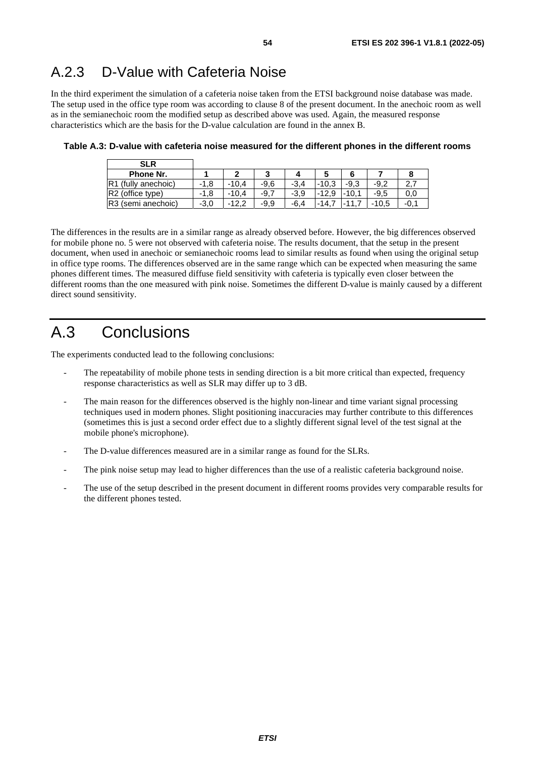# A.2.3 D-Value with Cafeteria Noise

In the third experiment the simulation of a cafeteria noise taken from the ETSI background noise database was made. The setup used in the office type room was according to clause 8 of the present document. In the anechoic room as well as in the semianechoic room the modified setup as described above was used. Again, the measured response characteristics which are the basis for the D-value calculation are found in the annex B.

**Table A.3: D-value with cafeteria noise measured for the different phones in the different rooms**

| SLR | | | | | | | | |
|---|---|---|---|---|---|---|---|---|
| **Phone Nr.** | **1** | **2** | **3** | **4** | **5** | **6** | **7** | **8** |
| R1 (fully anechoic) | -1,8 | -10,4 | -9,6 | -3,4 | -10,3 | -9,3 | -9,2 | 2,7 |
| R2 (office type) | -1,8 | -10,4 | -9,7 | -3,9 | -12,9 | -10,1 | -9,5 | 0,0 |
| R3 (semi anechoic) | -3,0 | -12,2 | -9,9 | -6,4 | -14,7 | -11,7 | -10,5 | -0,1 |

The differences in the results are in a similar range as already observed before. However, the big differences observed for mobile phone no. 5 were not observed with cafeteria noise. The results document, that the setup in the present document, when used in anechoic or semianechoic rooms lead to similar results as found when using the original setup in office type rooms. The differences observed are in the same range which can be expected when measuring the same phones different times. The measured diffuse field sensitivity with cafeteria is typically even closer between the different rooms than the one measured with pink noise. Sometimes the different D-value is mainly caused by a different direct sound sensitivity.

# A.3 Conclusions

The experiments conducted lead to the following conclusions:

- The repeatability of mobile phone tests in sending direction is a bit more critical than expected, frequency response characteristics as well as SLR may differ up to 3 dB.
- The main reason for the differences observed is the highly non-linear and time variant signal processing techniques used in modern phones. Slight positioning inaccuracies may further contribute to this differences (sometimes this is just a second order effect due to a slightly different signal level of the test signal at the mobile phone's microphone).
- The D-value differences measured are in a similar range as found for the SLRs.
- The pink noise setup may lead to higher differences than the use of a realistic cafeteria background noise.
- The use of the setup described in the present document in different rooms provides very comparable results for the different phones tested.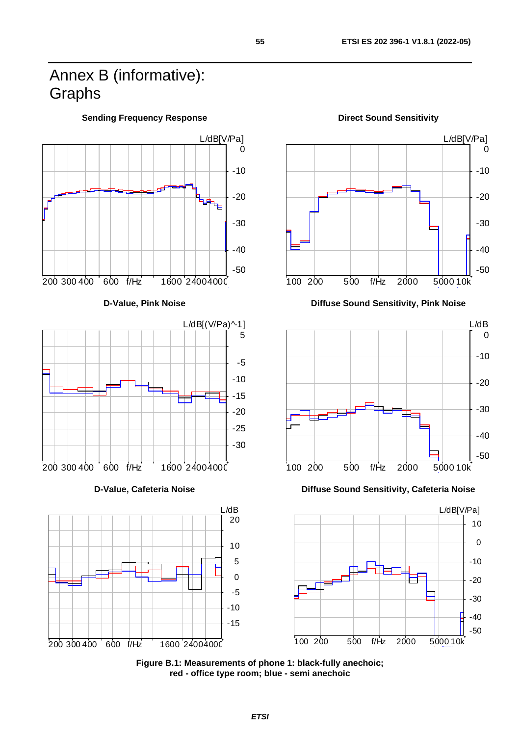# Annex B (informative): Graphs

**Sending Frequency Response**

**Direct Sound Sensitivity**

**D-Value, Pink Noise**

**Diffuse Sound Sensitivity, Pink Noise**

**D-Value, Cafeteria Noise**

**Diffuse Sound Sensitivity, Cafeteria Noise**

**Figure B.1: Measurements of phone 1: black-fully anechoic; red - office type room; blue - semi anechoic**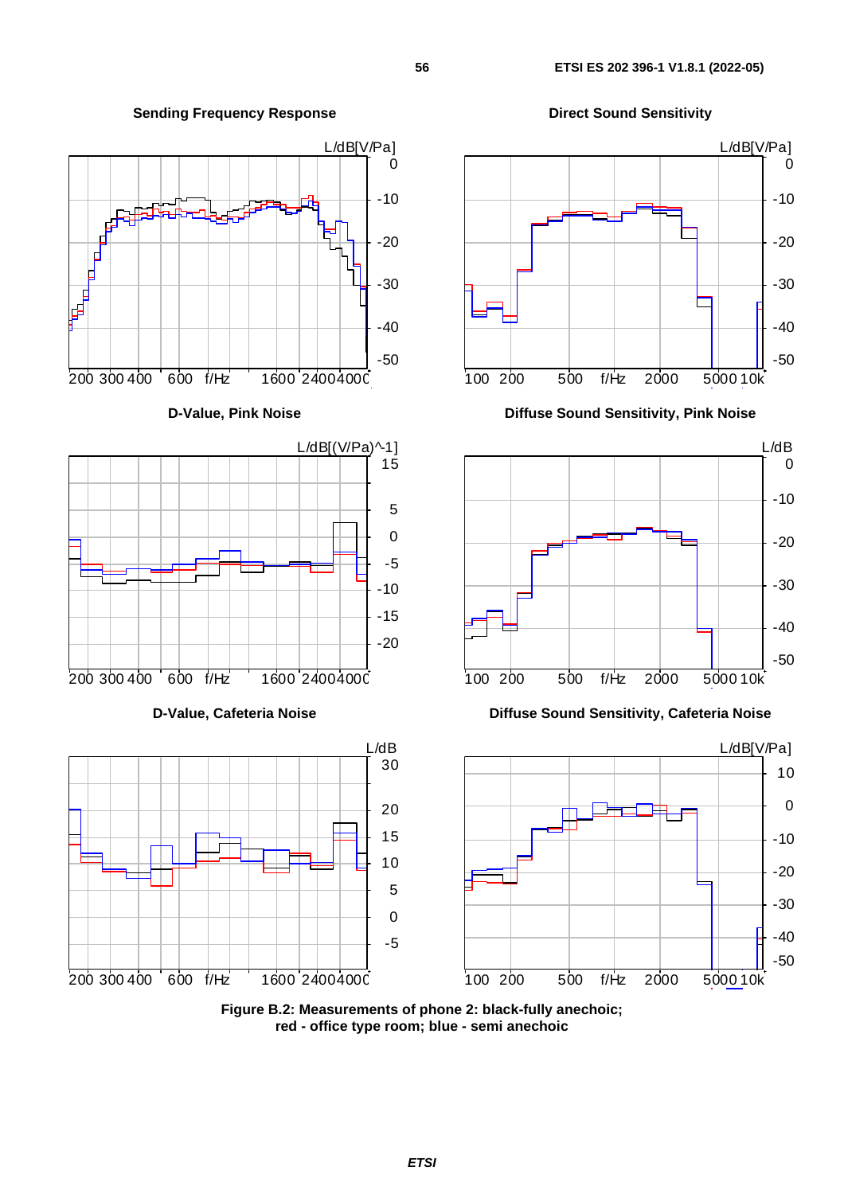**Sending Frequency Response**

**Direct Sound Sensitivity**

**D-Value, Pink Noise**

**Diffuse Sound Sensitivity, Pink Noise**

**D-Value, Cafeteria Noise**

**Diffuse Sound Sensitivity, Cafeteria Noise**

**Figure B.2: Measurements of phone 2: black-fully anechoic; red - office type room; blue - semi anechoic**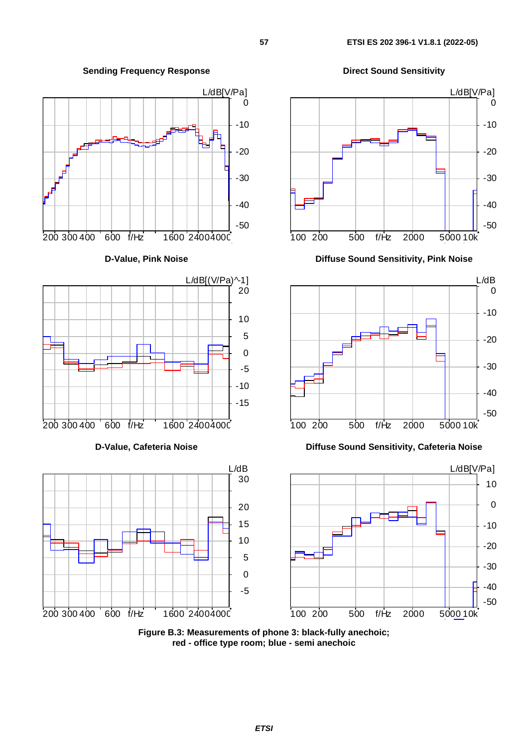**Sending Frequency Response**

**Direct Sound Sensitivity**

**D-Value, Pink Noise**

**Diffuse Sound Sensitivity, Pink Noise**

**D-Value, Cafeteria Noise**

**Diffuse Sound Sensitivity, Cafeteria Noise**

**Figure B.3: Measurements of phone 3: black-fully anechoic; red - office type room; blue - semi anechoic**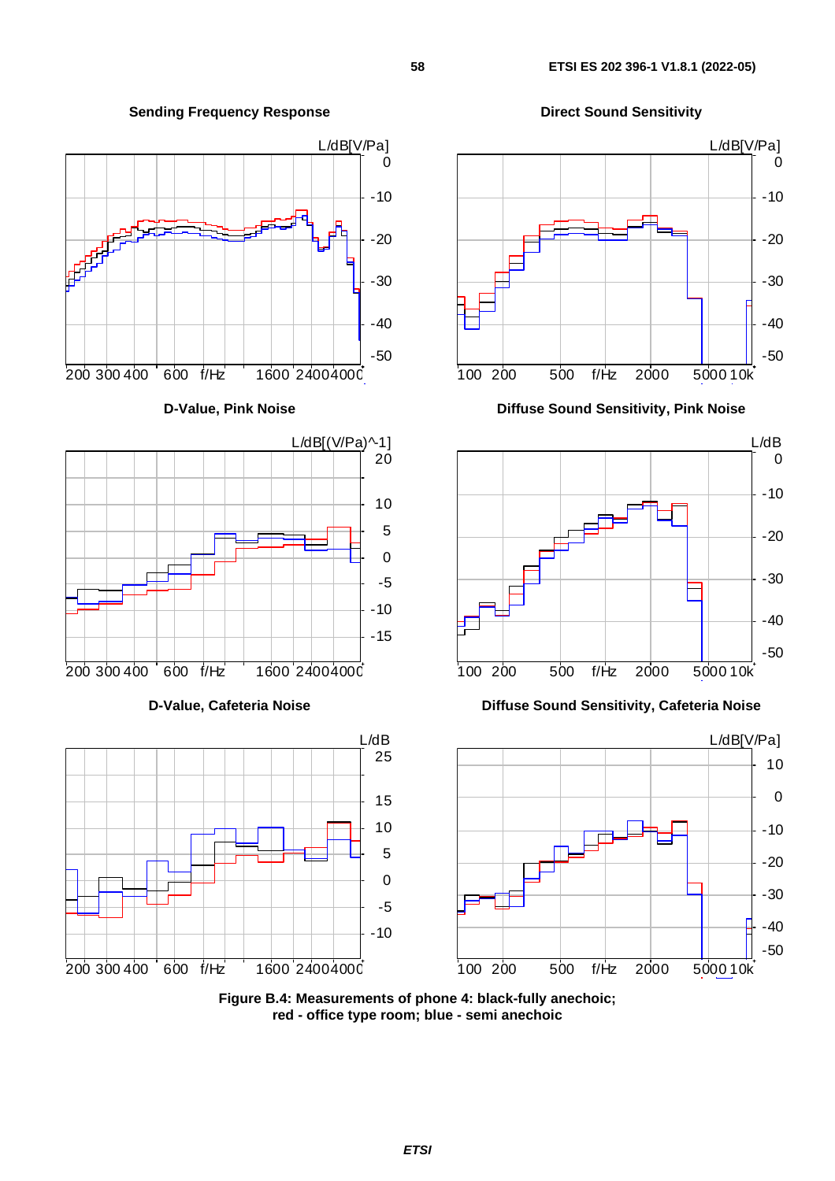**Sending Frequency Response**

**Direct Sound Sensitivity**

**D-Value, Pink Noise**

**Diffuse Sound Sensitivity, Pink Noise**

**D-Value, Cafeteria Noise**

**Diffuse Sound Sensitivity, Cafeteria Noise**

**Figure B.4: Measurements of phone 4: black-fully anechoic; red - office type room; blue - semi anechoic**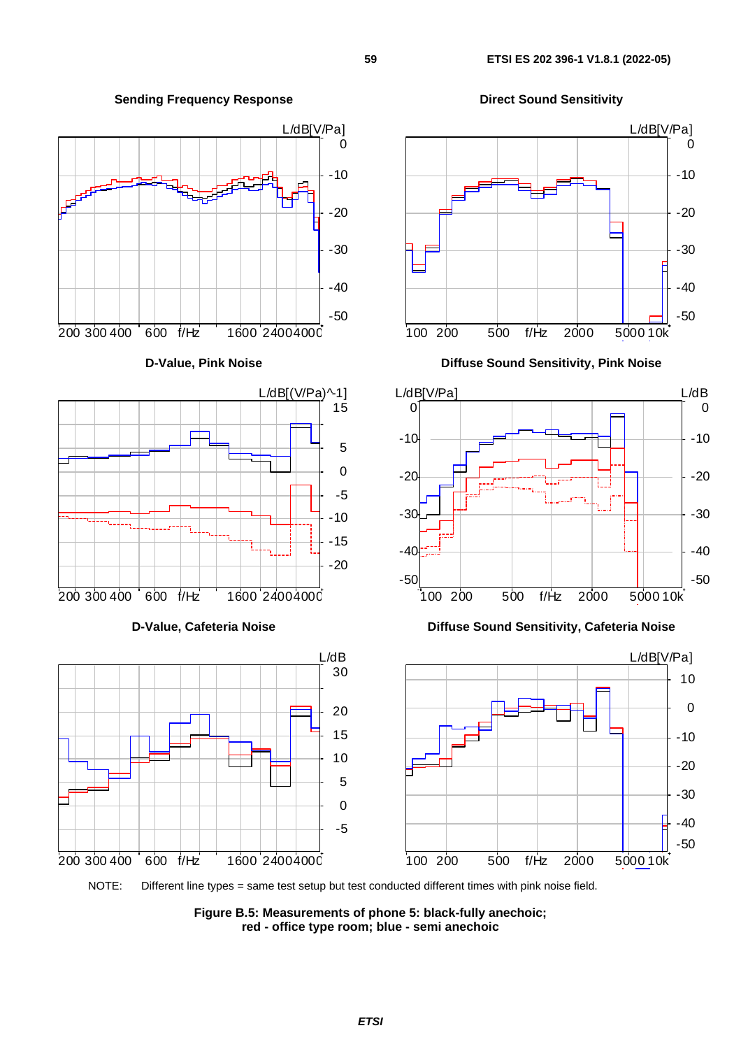**Sending Frequency Response**

**Direct Sound Sensitivity**

**D-Value, Pink Noise**

**Diffuse Sound Sensitivity, Pink Noise**

**D-Value, Cafeteria Noise**

**Diffuse Sound Sensitivity, Cafeteria Noise**

NOTE: Different line types = same test setup but test conducted different times with pink noise field.

**Figure B.5: Measurements of phone 5: black-fully anechoic; red - office type room; blue - semi anechoic**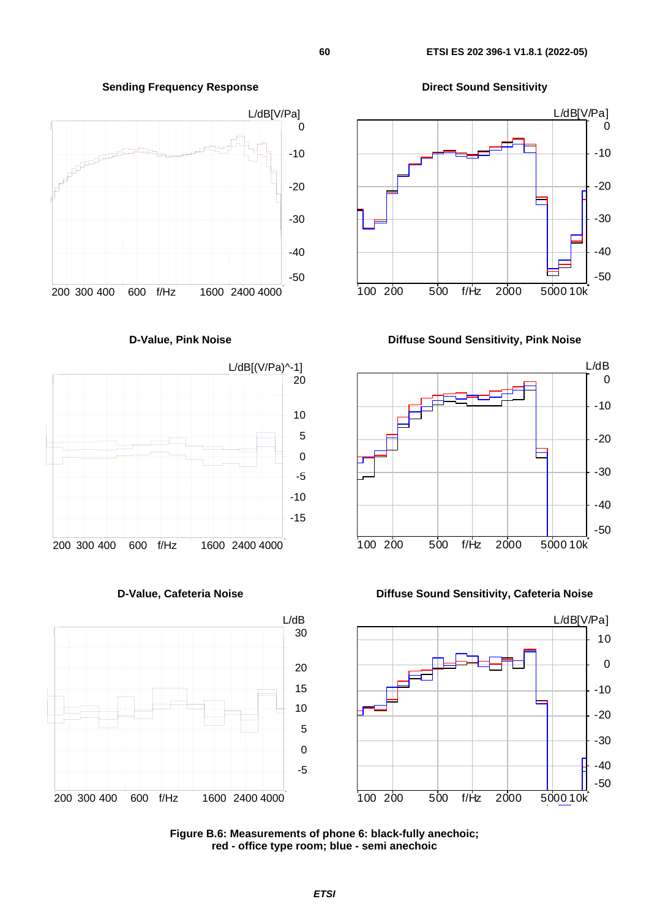**Sending Frequency Response**

**Direct Sound Sensitivity**

**D-Value, Pink Noise**

**Diffuse Sound Sensitivity, Pink Noise**

**D-Value, Cafeteria Noise**

**Diffuse Sound Sensitivity, Cafeteria Noise**

**Figure B.6: Measurements of phone 6: black-fully anechoic; red - office type room; blue - semi anechoic**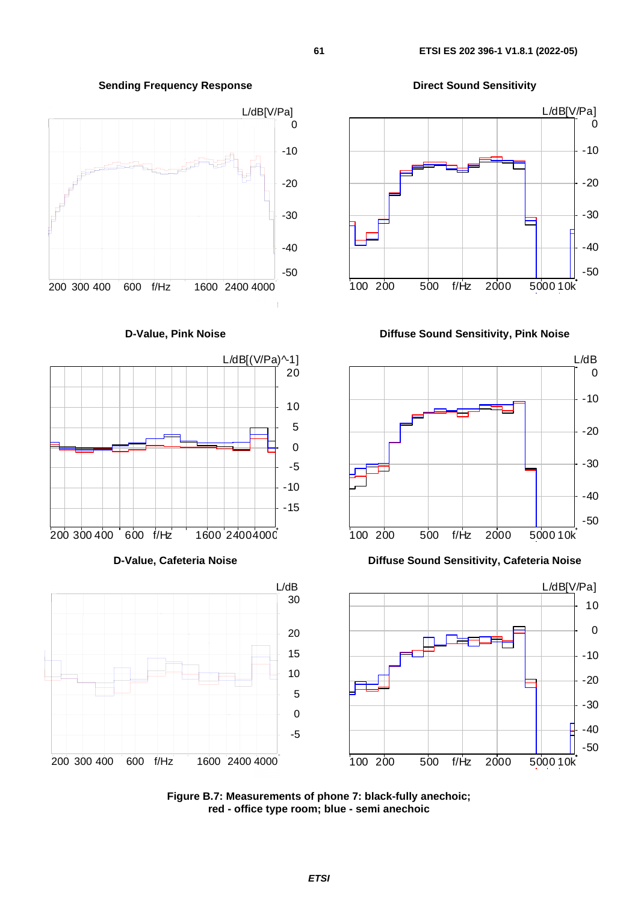**Sending Frequency Response**

**Direct Sound Sensitivity**

**D-Value, Pink Noise**

**Diffuse Sound Sensitivity, Pink Noise**

**D-Value, Cafeteria Noise**

**Diffuse Sound Sensitivity, Cafeteria Noise**

**Figure B.7: Measurements of phone 7: black-fully anechoic; red - office type room; blue - semi anechoic**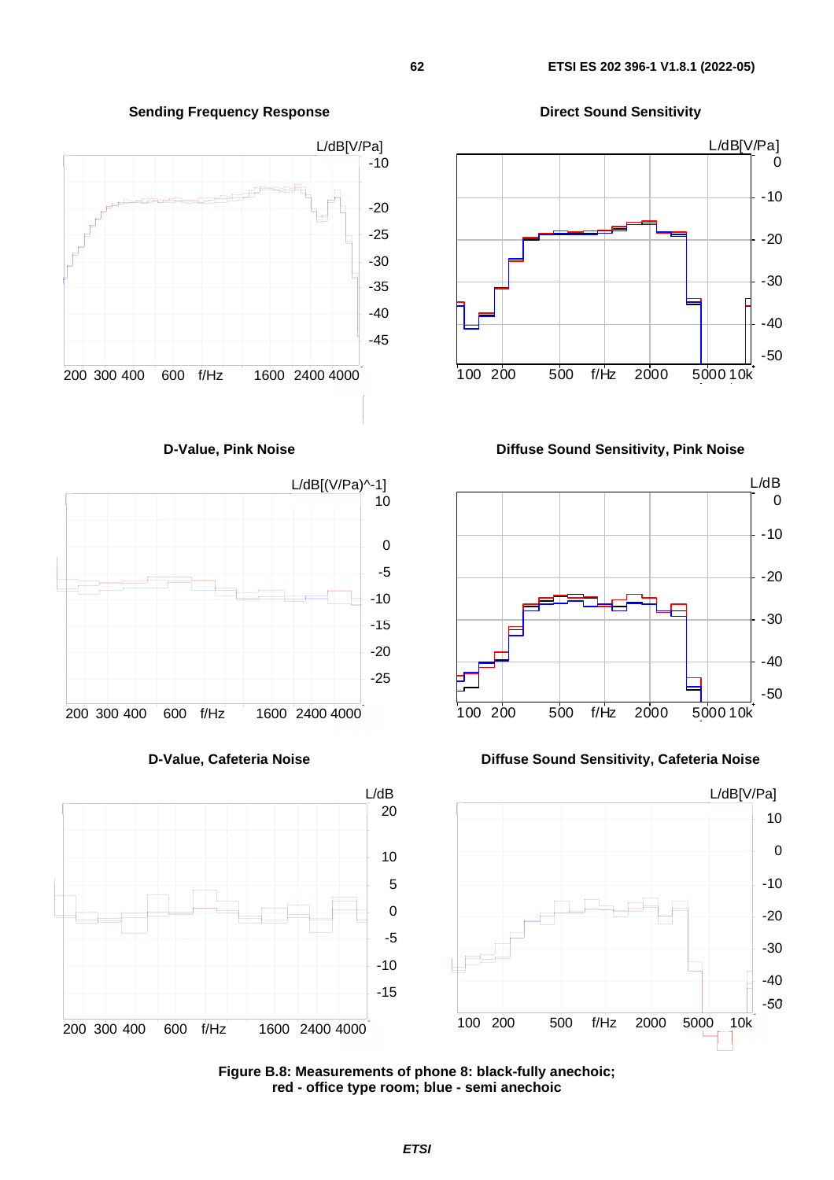**Sending Frequency Response**

**Direct Sound Sensitivity**

**D-Value, Pink Noise**

**Diffuse Sound Sensitivity, Pink Noise**

**D-Value, Cafeteria Noise**

**Diffuse Sound Sensitivity, Cafeteria Noise**

**Figure B.8: Measurements of phone 8: black-fully anechoic; red - office type room; blue - semi anechoic**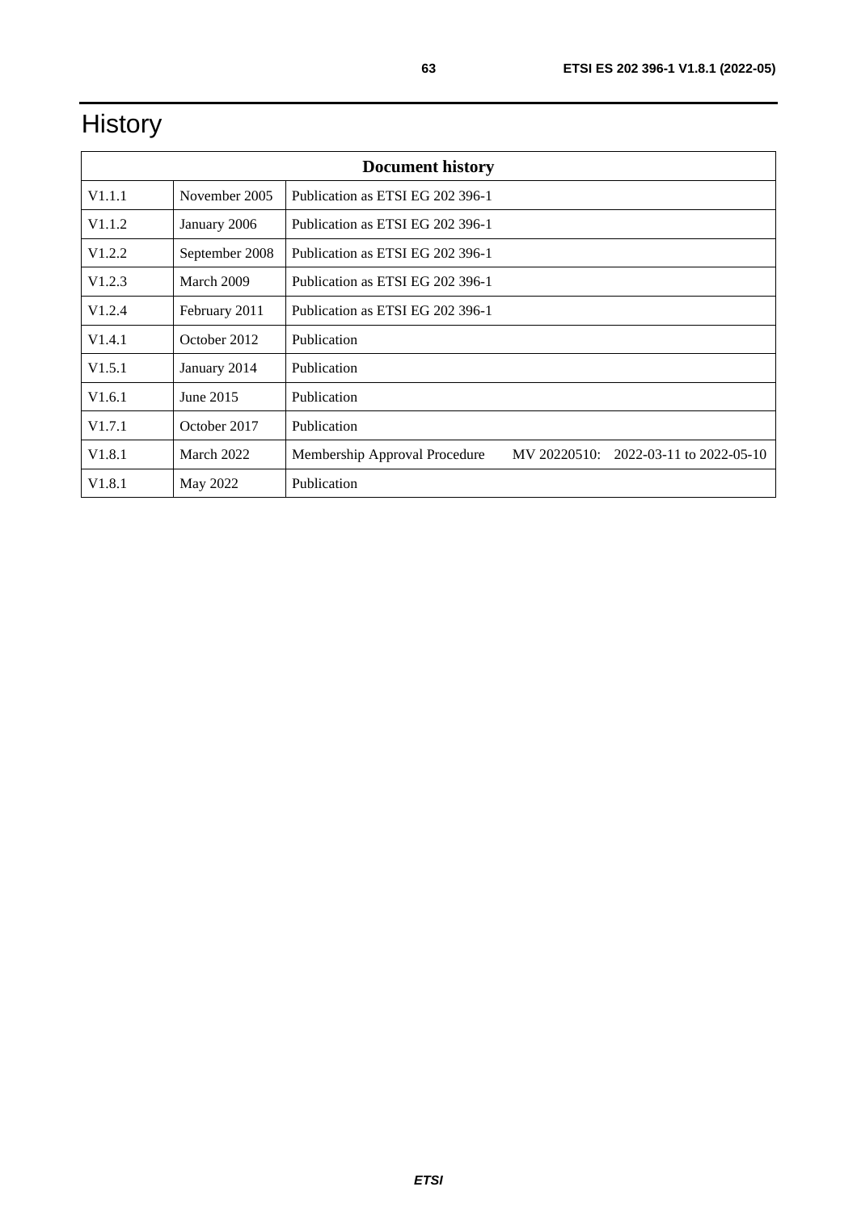# History

| Document history | | | |
|---|---|---|---|
| V1.1.1 | November 2005 | Publication as ETSI EG 202 396-1 | |
| V1.1.2 | January 2006 | Publication as ETSI EG 202 396-1 | |
| V1.2.2 | September 2008 | Publication as ETSI EG 202 396-1 | |
| V1.2.3 | March 2009 | Publication as ETSI EG 202 396-1 | |
| V1.2.4 | February 2011 | Publication as ETSI EG 202 396-1 | |
| V1.4.1 | October 2012 | Publication | |
| V1.5.1 | January 2014 | Publication | |
| V1.6.1 | June 2015 | Publication | |
| V1.7.1 | October 2017 | Publication | |
| V1.8.1 | March 2022 | Membership Approval Procedure | MV 20220510: 2022-03-11 to 2022-05-10 |
| V1.8.1 | May 2022 | Publication | |